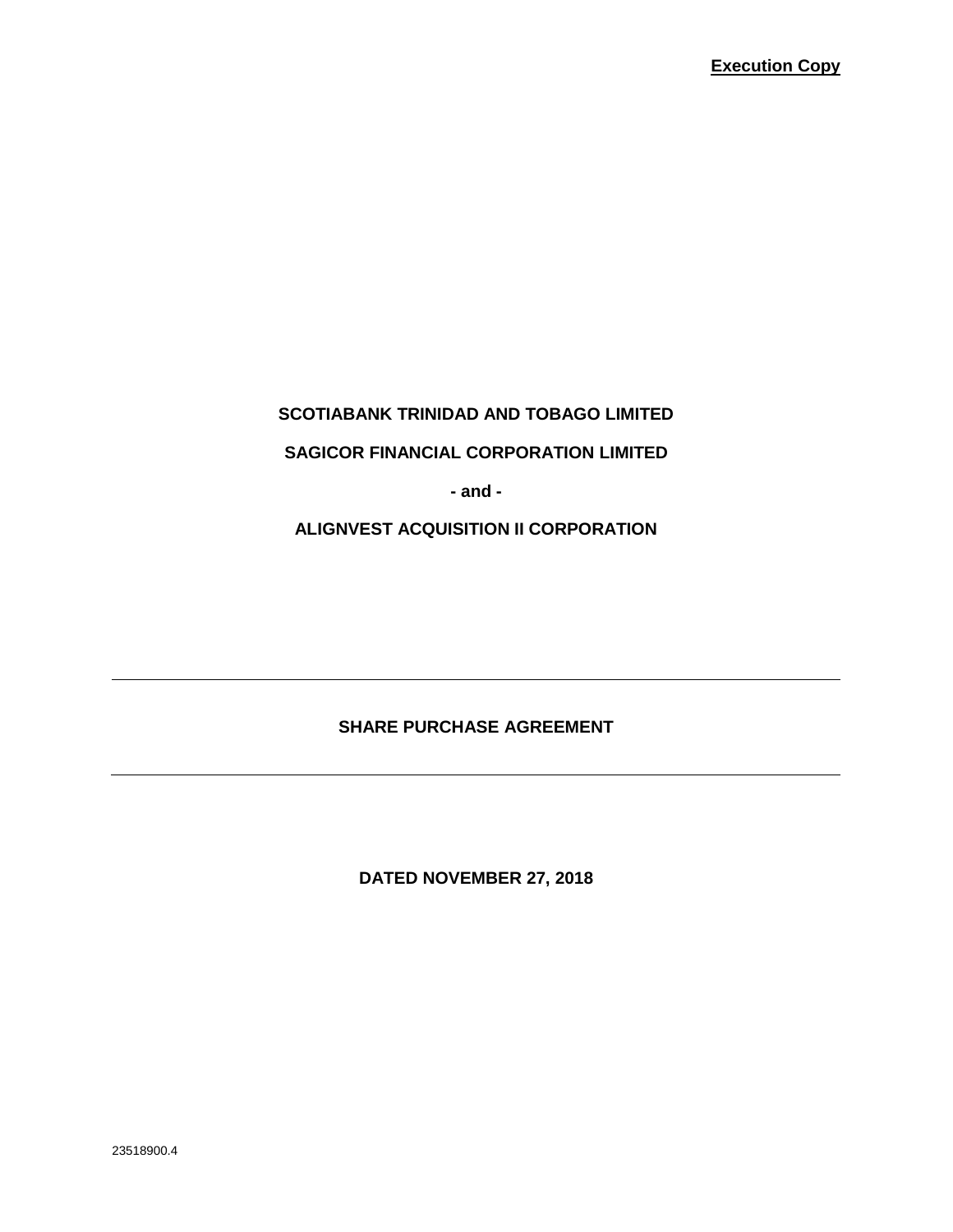**Execution Copy**

**SCOTIABANK TRINIDAD AND TOBAGO LIMITED**

**SAGICOR FINANCIAL CORPORATION LIMITED**

**- and -**

**ALIGNVEST ACQUISITION II CORPORATION**

---

# SHARE PURCHASE AGREEMENT

---

**DATED NOVEMBER 27, 2018**

23518900.4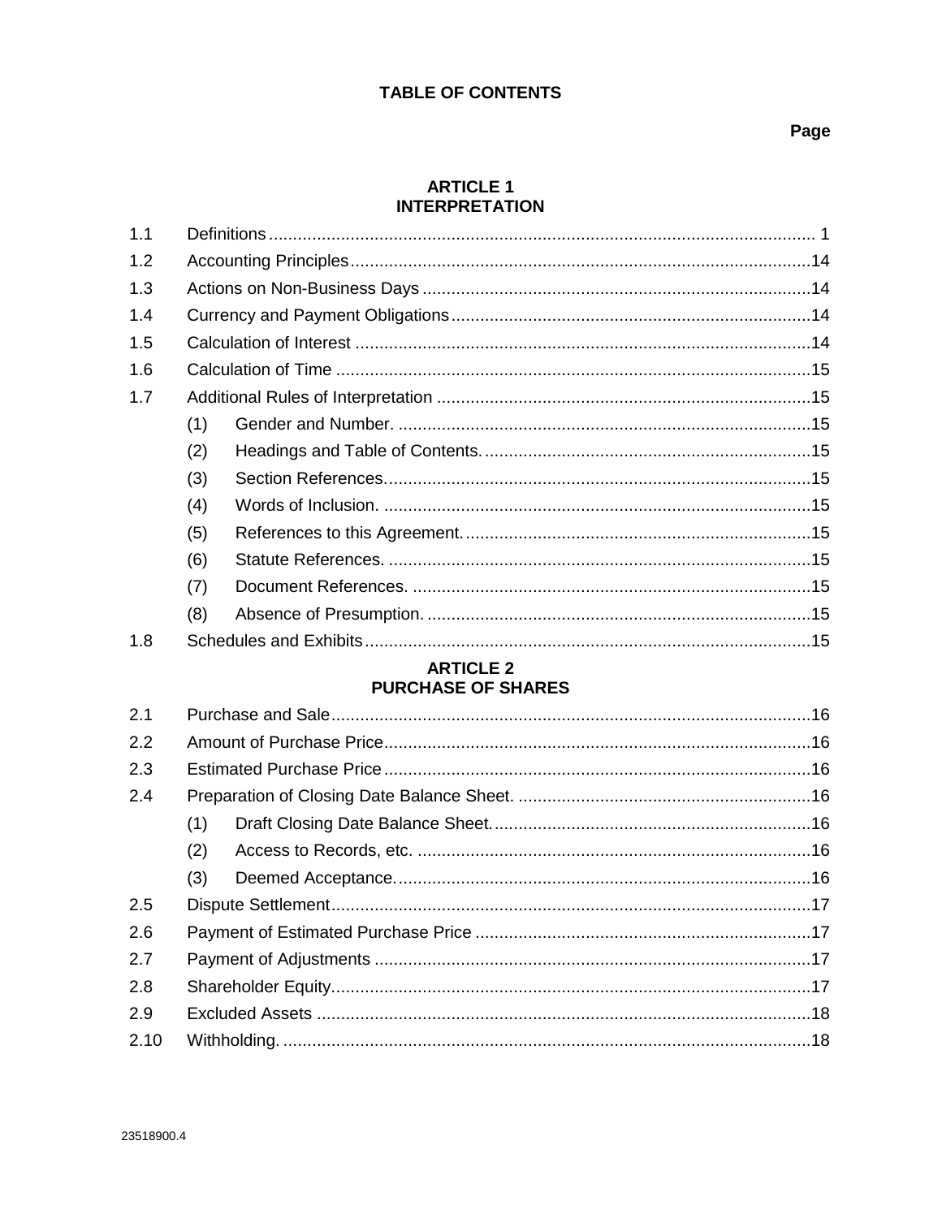# TABLE OF CONTENTS

**Page**

## ARTICLE 1
## INTERPRETATION

| | | Page |
|---|---|---|
| 1.1 | Definitions | 1 |
| 1.2 | Accounting Principles | 14 |
| 1.3 | Actions on Non-Business Days | 14 |
| 1.4 | Currency and Payment Obligations | 14 |
| 1.5 | Calculation of Interest | 14 |
| 1.6 | Calculation of Time | 15 |
| 1.7 | Additional Rules of Interpretation | 15 |
| | (1) Gender and Number. | 15 |
| | (2) Headings and Table of Contents. | 15 |
| | (3) Section References. | 15 |
| | (4) Words of Inclusion. | 15 |
| | (5) References to this Agreement. | 15 |
| | (6) Statute References. | 15 |
| | (7) Document References. | 15 |
| | (8) Absence of Presumption. | 15 |
| 1.8 | Schedules and Exhibits | 15 |

## ARTICLE 2
## PURCHASE OF SHARES

| | | Page |
|---|---|---|
| 2.1 | Purchase and Sale | 16 |
| 2.2 | Amount of Purchase Price | 16 |
| 2.3 | Estimated Purchase Price | 16 |
| 2.4 | Preparation of Closing Date Balance Sheet. | 16 |
| | (1) Draft Closing Date Balance Sheet. | 16 |
| | (2) Access to Records, etc. | 16 |
| | (3) Deemed Acceptance. | 16 |
| 2.5 | Dispute Settlement | 17 |
| 2.6 | Payment of Estimated Purchase Price | 17 |
| 2.7 | Payment of Adjustments | 17 |
| 2.8 | Shareholder Equity | 17 |
| 2.9 | Excluded Assets | 18 |
| 2.10 | Withholding. | 18 |

23518900.4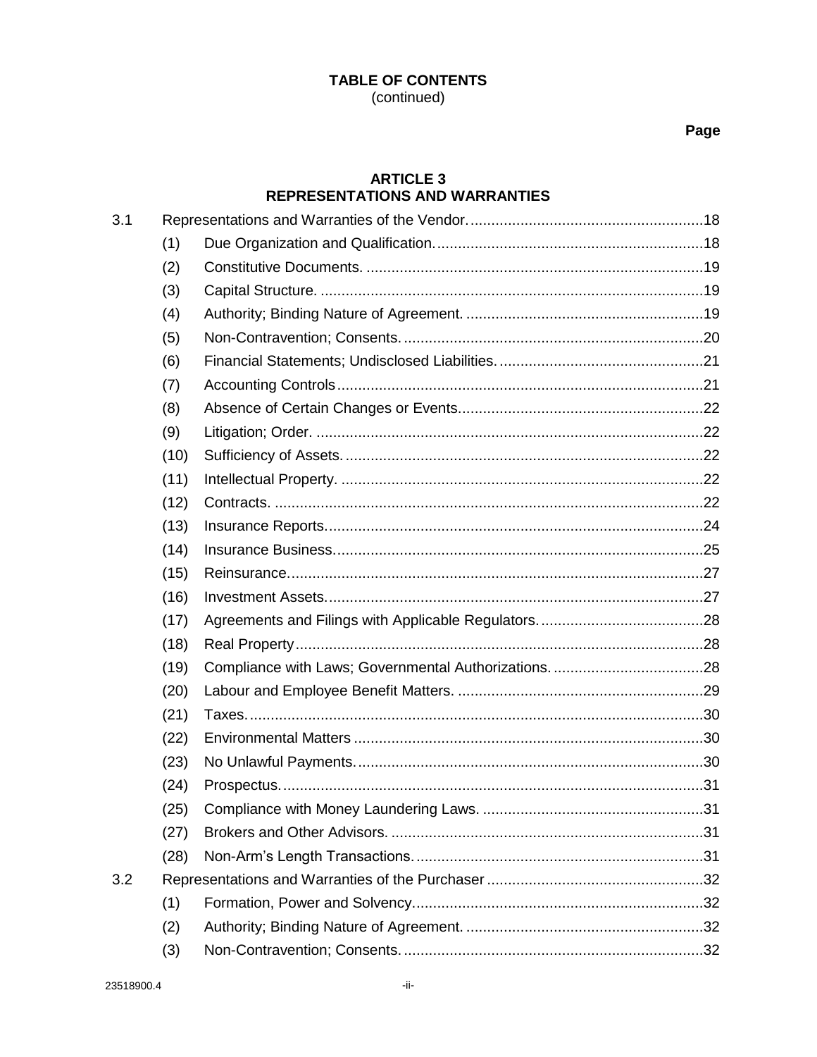**TABLE OF CONTENTS**
(continued)

**Page**

## ARTICLE 3
## REPRESENTATIONS AND WARRANTIES

| | | | Page |
|---|---|---|---|
| 3.1 | | Representations and Warranties of the Vendor. | 18 |
| | (1) | Due Organization and Qualification. | 18 |
| | (2) | Constitutive Documents. | 19 |
| | (3) | Capital Structure. | 19 |
| | (4) | Authority; Binding Nature of Agreement. | 19 |
| | (5) | Non-Contravention; Consents. | 20 |
| | (6) | Financial Statements; Undisclosed Liabilities. | 21 |
| | (7) | Accounting Controls | 21 |
| | (8) | Absence of Certain Changes or Events | 22 |
| | (9) | Litigation; Order. | 22 |
| | (10) | Sufficiency of Assets. | 22 |
| | (11) | Intellectual Property. | 22 |
| | (12) | Contracts. | 22 |
| | (13) | Insurance Reports | 24 |
| | (14) | Insurance Business. | 25 |
| | (15) | Reinsurance. | 27 |
| | (16) | Investment Assets. | 27 |
| | (17) | Agreements and Filings with Applicable Regulators. | 28 |
| | (18) | Real Property | 28 |
| | (19) | Compliance with Laws; Governmental Authorizations. | 28 |
| | (20) | Labour and Employee Benefit Matters. | 29 |
| | (21) | Taxes. | 30 |
| | (22) | Environmental Matters | 30 |
| | (23) | No Unlawful Payments. | 30 |
| | (24) | Prospectus. | 31 |
| | (25) | Compliance with Money Laundering Laws. | 31 |
| | (27) | Brokers and Other Advisors. | 31 |
| | (28) | Non-Arm's Length Transactions. | 31 |
| 3.2 | | Representations and Warranties of the Purchaser | 32 |
| | (1) | Formation, Power and Solvency | 32 |
| | (2) | Authority; Binding Nature of Agreement. | 32 |
| | (3) | Non-Contravention; Consents. | 32 |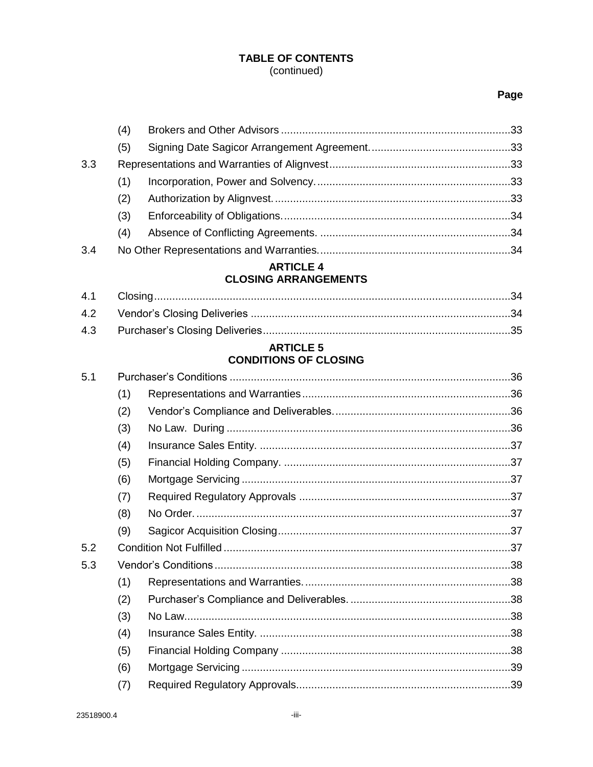**TABLE OF CONTENTS**
(continued)

| | | | Page |
|---|---|---|---|
| | (4) | Brokers and Other Advisors | 33 |
| | (5) | Signing Date Sagicor Arrangement Agreement. | 33 |
| 3.3 | Representations and Warranties of Alignvest | | 33 |
| | (1) | Incorporation, Power and Solvency. | 33 |
| | (2) | Authorization by Alignvest. | 33 |
| | (3) | Enforceability of Obligations. | 34 |
| | (4) | Absence of Conflicting Agreements. | 34 |
| 3.4 | No Other Representations and Warranties. | | 34 |

**ARTICLE 4**
**CLOSING ARRANGEMENTS**

| | | | |
|---|---|---|---|
| 4.1 | Closing | | 34 |
| 4.2 | Vendor's Closing Deliveries | | 34 |
| 4.3 | Purchaser's Closing Deliveries | | 35 |

**ARTICLE 5**
**CONDITIONS OF CLOSING**

| | | | |
|---|---|---|---|
| 5.1 | Purchaser's Conditions | | 36 |
| | (1) | Representations and Warranties | 36 |
| | (2) | Vendor's Compliance and Deliverables. | 36 |
| | (3) | No Law. During | 36 |
| | (4) | Insurance Sales Entity. | 37 |
| | (5) | Financial Holding Company. | 37 |
| | (6) | Mortgage Servicing | 37 |
| | (7) | Required Regulatory Approvals | 37 |
| | (8) | No Order. | 37 |
| | (9) | Sagicor Acquisition Closing | 37 |
| 5.2 | Condition Not Fulfilled | | 37 |
| 5.3 | Vendor's Conditions | | 38 |
| | (1) | Representations and Warranties. | 38 |
| | (2) | Purchaser's Compliance and Deliverables. | 38 |
| | (3) | No Law. | 38 |
| | (4) | Insurance Sales Entity. | 38 |
| | (5) | Financial Holding Company | 38 |
| | (6) | Mortgage Servicing | 39 |
| | (7) | Required Regulatory Approvals. | 39 |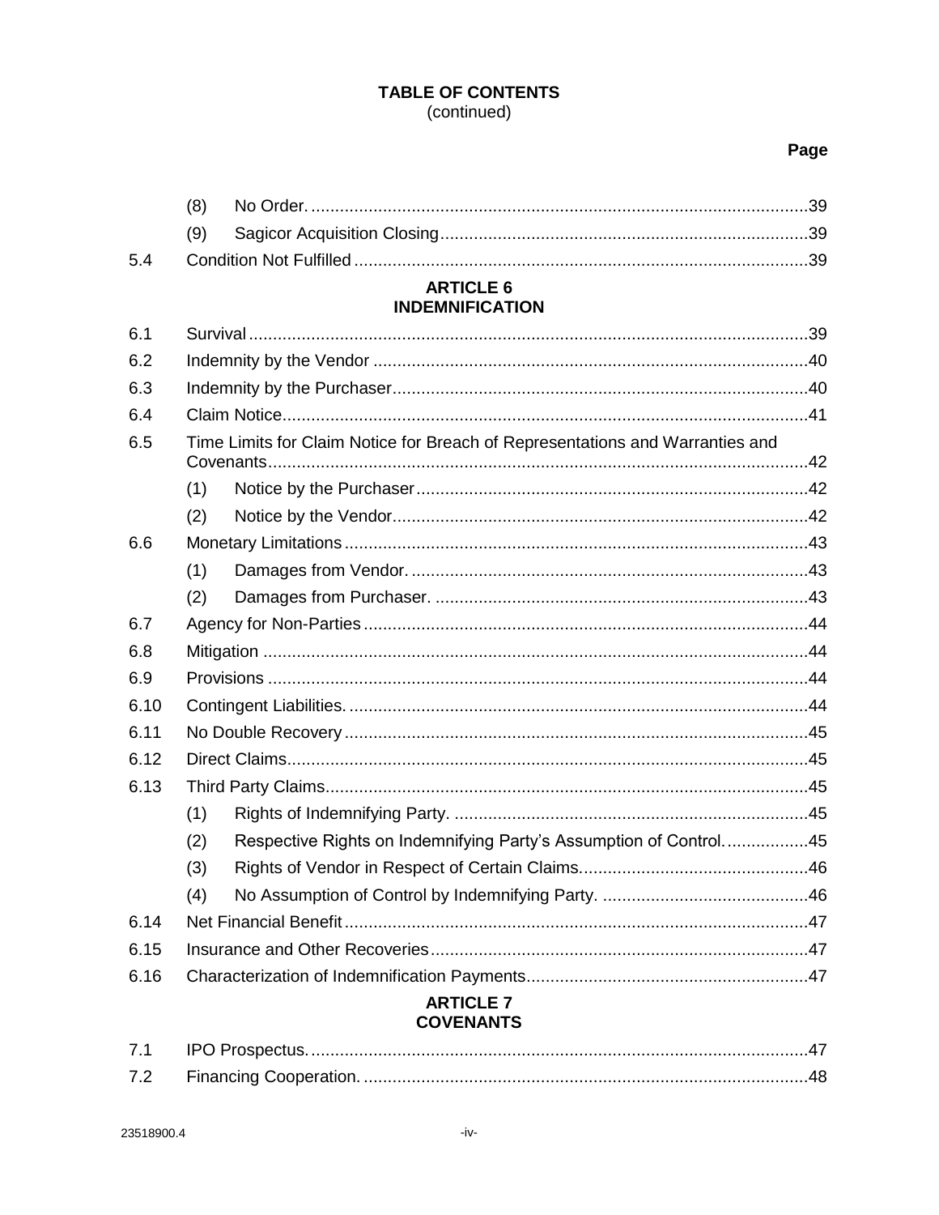**TABLE OF CONTENTS**
(continued)

| | | Page |
|---|---|---|
| | (8) No Order. | 39 |
| | (9) Sagicor Acquisition Closing | 39 |
| 5.4 | Condition Not Fulfilled | 39 |

**ARTICLE 6**
**INDEMNIFICATION**

| | | |
|---|---|---|
| 6.1 | Survival | 39 |
| 6.2 | Indemnity by the Vendor | 40 |
| 6.3 | Indemnity by the Purchaser | 40 |
| 6.4 | Claim Notice | 41 |
| 6.5 | Time Limits for Claim Notice for Breach of Representations and Warranties and Covenants | 42 |
| | (1) Notice by the Purchaser | 42 |
| | (2) Notice by the Vendor | 42 |
| 6.6 | Monetary Limitations | 43 |
| | (1) Damages from Vendor. | 43 |
| | (2) Damages from Purchaser. | 43 |
| 6.7 | Agency for Non-Parties | 44 |
| 6.8 | Mitigation | 44 |
| 6.9 | Provisions | 44 |
| 6.10 | Contingent Liabilities. | 44 |
| 6.11 | No Double Recovery | 45 |
| 6.12 | Direct Claims | 45 |
| 6.13 | Third Party Claims | 45 |
| | (1) Rights of Indemnifying Party. | 45 |
| | (2) Respective Rights on Indemnifying Party's Assumption of Control. | 45 |
| | (3) Rights of Vendor in Respect of Certain Claims. | 46 |
| | (4) No Assumption of Control by Indemnifying Party. | 46 |
| 6.14 | Net Financial Benefit | 47 |
| 6.15 | Insurance and Other Recoveries | 47 |
| 6.16 | Characterization of Indemnification Payments | 47 |

**ARTICLE 7**
**COVENANTS**

| | | |
|---|---|---|
| 7.1 | IPO Prospectus. | 47 |
| 7.2 | Financing Cooperation. | 48 |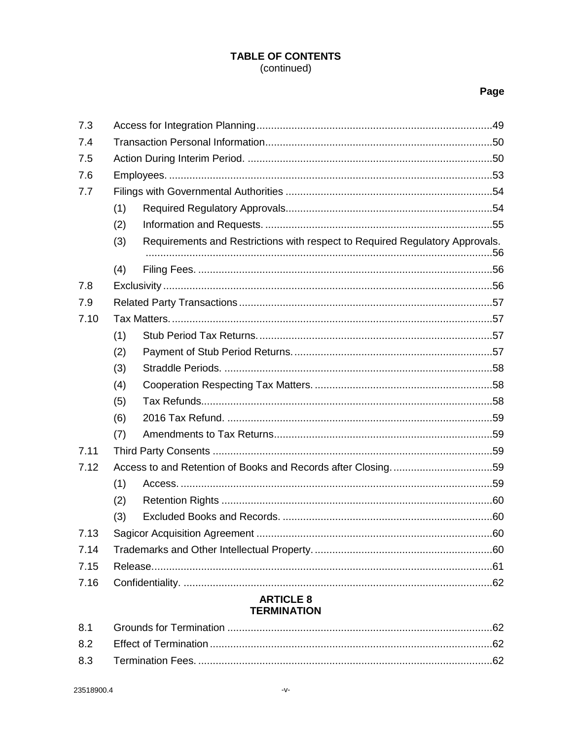**TABLE OF CONTENTS**
(continued)

| | | Page |
|---|---|---|
| 7.3 | Access for Integration Planning | 49 |
| 7.4 | Transaction Personal Information | 50 |
| 7.5 | Action During Interim Period. | 50 |
| 7.6 | Employees. | 53 |
| 7.7 | Filings with Governmental Authorities | 54 |
| | (1) Required Regulatory Approvals | 54 |
| | (2) Information and Requests. | 55 |
| | (3) Requirements and Restrictions with respect to Required Regulatory Approvals. | 56 |
| | (4) Filing Fees. | 56 |
| 7.8 | Exclusivity | 56 |
| 7.9 | Related Party Transactions | 57 |
| 7.10 | Tax Matters. | 57 |
| | (1) Stub Period Tax Returns. | 57 |
| | (2) Payment of Stub Period Returns. | 57 |
| | (3) Straddle Periods. | 58 |
| | (4) Cooperation Respecting Tax Matters. | 58 |
| | (5) Tax Refunds. | 58 |
| | (6) 2016 Tax Refund. | 59 |
| | (7) Amendments to Tax Returns | 59 |
| 7.11 | Third Party Consents | 59 |
| 7.12 | Access to and Retention of Books and Records after Closing. | 59 |
| | (1) Access. | 59 |
| | (2) Retention Rights | 60 |
| | (3) Excluded Books and Records. | 60 |
| 7.13 | Sagicor Acquisition Agreement | 60 |
| 7.14 | Trademarks and Other Intellectual Property. | 60 |
| 7.15 | Release. | 61 |
| 7.16 | Confidentiality. | 62 |

**ARTICLE 8**
**TERMINATION**

| | | |
|---|---|---|
| 8.1 | Grounds for Termination | 62 |
| 8.2 | Effect of Termination | 62 |
| 8.3 | Termination Fees. | 62 |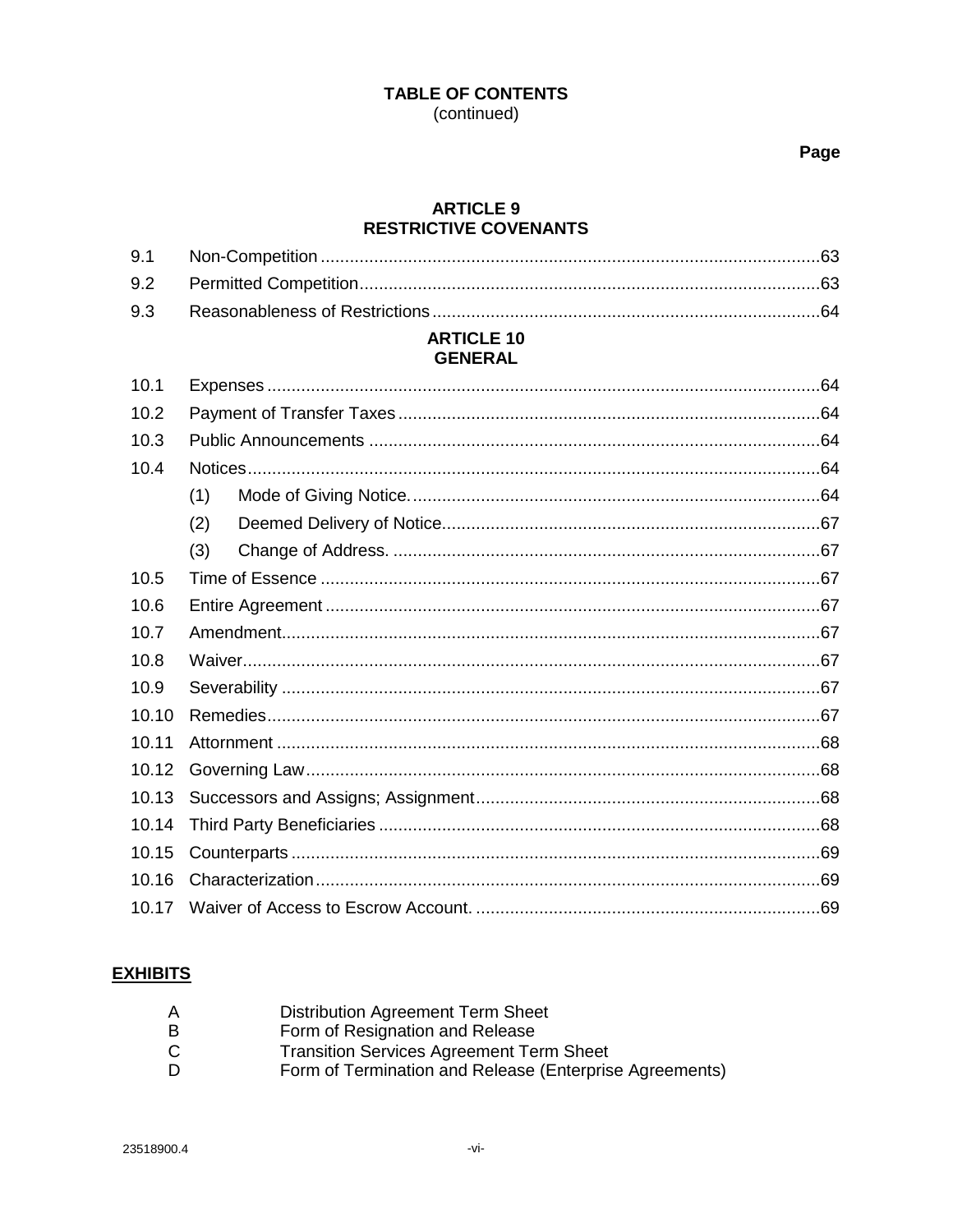# TABLE OF CONTENTS
(continued)

| | | Page |
|---|---|---|

## ARTICLE 9
## RESTRICTIVE COVENANTS

| | | |
|---|---|---|
| 9.1 | Non-Competition | 63 |
| 9.2 | Permitted Competition | 63 |
| 9.3 | Reasonableness of Restrictions | 64 |

## ARTICLE 10
## GENERAL

| | | |
|---|---|---|
| 10.1 | Expenses | 64 |
| 10.2 | Payment of Transfer Taxes | 64 |
| 10.3 | Public Announcements | 64 |
| 10.4 | Notices | 64 |
| | (1) Mode of Giving Notice. | 64 |
| | (2) Deemed Delivery of Notice | 67 |
| | (3) Change of Address. | 67 |
| 10.5 | Time of Essence | 67 |
| 10.6 | Entire Agreement | 67 |
| 10.7 | Amendment | 67 |
| 10.8 | Waiver | 67 |
| 10.9 | Severability | 67 |
| 10.10 | Remedies | 67 |
| 10.11 | Attornment | 68 |
| 10.12 | Governing Law | 68 |
| 10.13 | Successors and Assigns; Assignment | 68 |
| 10.14 | Third Party Beneficiaries | 68 |
| 10.15 | Counterparts | 69 |
| 10.16 | Characterization | 69 |
| 10.17 | Waiver of Access to Escrow Account. | 69 |

**EXHIBITS**

| | |
|---|---|
| A | Distribution Agreement Term Sheet |
| B | Form of Resignation and Release |
| C | Transition Services Agreement Term Sheet |
| D | Form of Termination and Release (Enterprise Agreements) |

23518900.4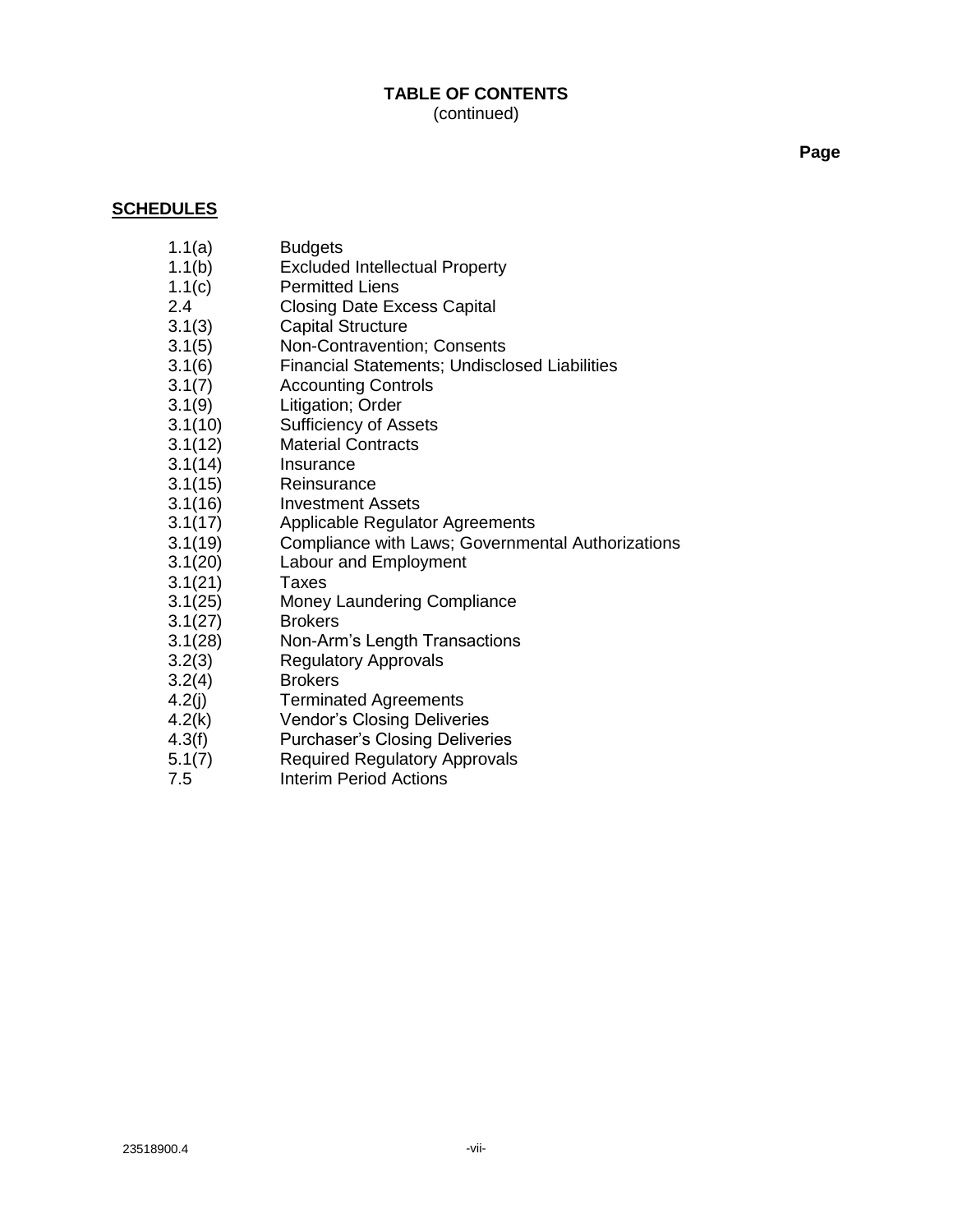# TABLE OF CONTENTS
(continued)

**Page**

**SCHEDULES**

| | |
|---|---|
| 1.1(a) | Budgets |
| 1.1(b) | Excluded Intellectual Property |
| 1.1(c) | Permitted Liens |
| 2.4 | Closing Date Excess Capital |
| 3.1(3) | Capital Structure |
| 3.1(5) | Non-Contravention; Consents |
| 3.1(6) | Financial Statements; Undisclosed Liabilities |
| 3.1(7) | Accounting Controls |
| 3.1(9) | Litigation; Order |
| 3.1(10) | Sufficiency of Assets |
| 3.1(12) | Material Contracts |
| 3.1(14) | Insurance |
| 3.1(15) | Reinsurance |
| 3.1(16) | Investment Assets |
| 3.1(17) | Applicable Regulator Agreements |
| 3.1(19) | Compliance with Laws; Governmental Authorizations |
| 3.1(20) | Labour and Employment |
| 3.1(21) | Taxes |
| 3.1(25) | Money Laundering Compliance |
| 3.1(27) | Brokers |
| 3.1(28) | Non-Arm's Length Transactions |
| 3.2(3) | Regulatory Approvals |
| 3.2(4) | Brokers |
| 4.2(j) | Terminated Agreements |
| 4.2(k) | Vendor's Closing Deliveries |
| 4.3(f) | Purchaser's Closing Deliveries |
| 5.1(7) | Required Regulatory Approvals |
| 7.5 | Interim Period Actions |

23518900.4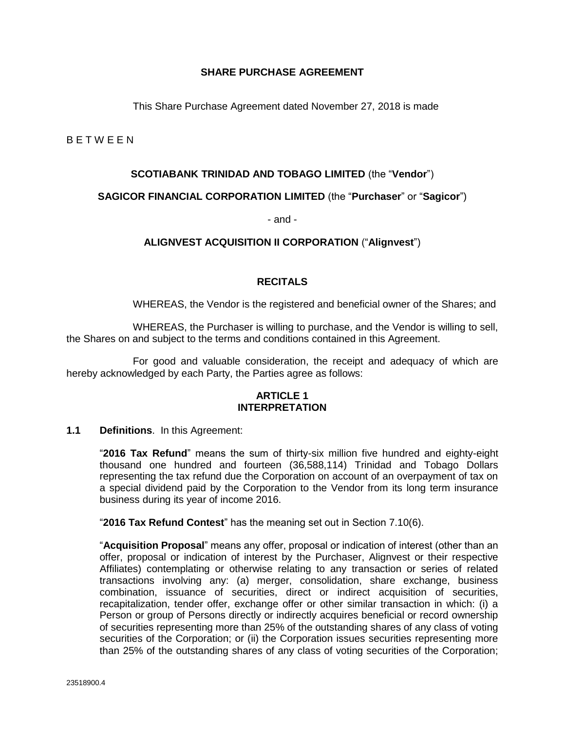**SHARE PURCHASE AGREEMENT**

This Share Purchase Agreement dated November 27, 2018 is made

B E T W E E N

**SCOTIABANK TRINIDAD AND TOBAGO LIMITED** (the "**Vendor**")

**SAGICOR FINANCIAL CORPORATION LIMITED** (the "**Purchaser**" or "**Sagicor**")

- and -

**ALIGNVEST ACQUISITION II CORPORATION** ("**Alignvest**")

**RECITALS**

WHEREAS, the Vendor is the registered and beneficial owner of the Shares; and

WHEREAS, the Purchaser is willing to purchase, and the Vendor is willing to sell, the Shares on and subject to the terms and conditions contained in this Agreement.

For good and valuable consideration, the receipt and adequacy of which are hereby acknowledged by each Party, the Parties agree as follows:

## ARTICLE 1 INTERPRETATION

**1.1 Definitions**. In this Agreement:

"**2016 Tax Refund**" means the sum of thirty-six million five hundred and eighty-eight thousand one hundred and fourteen (36,588,114) Trinidad and Tobago Dollars representing the tax refund due the Corporation on account of an overpayment of tax on a special dividend paid by the Corporation to the Vendor from its long term insurance business during its year of income 2016.

"**2016 Tax Refund Contest**" has the meaning set out in Section 7.10(6).

"**Acquisition Proposal**" means any offer, proposal or indication of interest (other than an offer, proposal or indication of interest by the Purchaser, Alignvest or their respective Affiliates) contemplating or otherwise relating to any transaction or series of related transactions involving any: (a) merger, consolidation, share exchange, business combination, issuance of securities, direct or indirect acquisition of securities, recapitalization, tender offer, exchange offer or other similar transaction in which: (i) a Person or group of Persons directly or indirectly acquires beneficial or record ownership of securities representing more than 25% of the outstanding shares of any class of voting securities of the Corporation; or (ii) the Corporation issues securities representing more than 25% of the outstanding shares of any class of voting securities of the Corporation;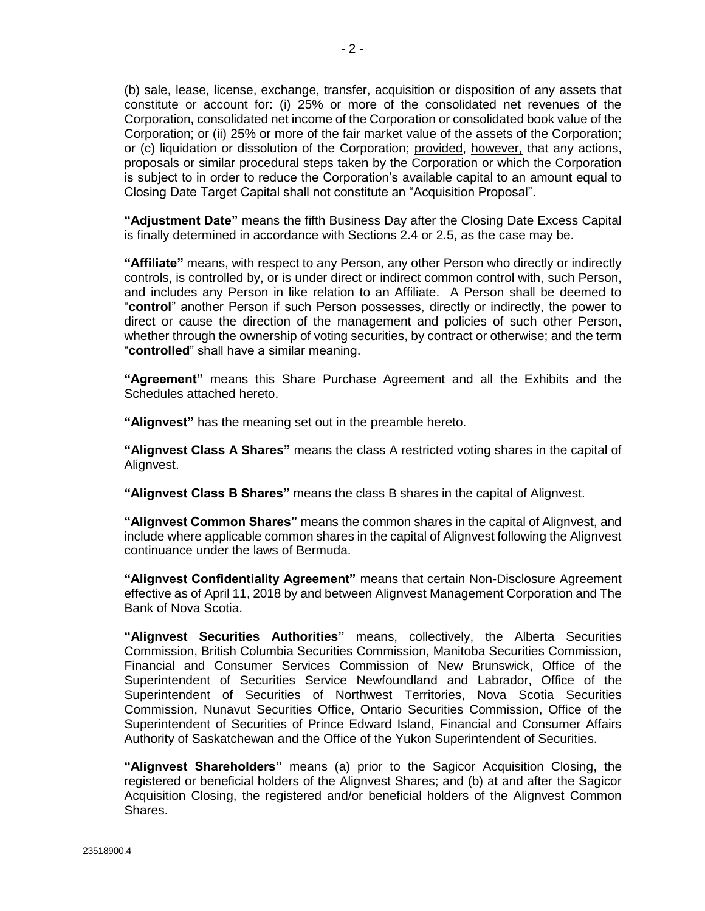(b) sale, lease, license, exchange, transfer, acquisition or disposition of any assets that constitute or account for: (i) 25% or more of the consolidated net revenues of the Corporation, consolidated net income of the Corporation or consolidated book value of the Corporation; or (ii) 25% or more of the fair market value of the assets of the Corporation; or (c) liquidation or dissolution of the Corporation; provided, however, that any actions, proposals or similar procedural steps taken by the Corporation or which the Corporation is subject to in order to reduce the Corporation's available capital to an amount equal to Closing Date Target Capital shall not constitute an "Acquisition Proposal".

**"Adjustment Date"** means the fifth Business Day after the Closing Date Excess Capital is finally determined in accordance with Sections 2.4 or 2.5, as the case may be.

**"Affiliate"** means, with respect to any Person, any other Person who directly or indirectly controls, is controlled by, or is under direct or indirect common control with, such Person, and includes any Person in like relation to an Affiliate. A Person shall be deemed to "**control**" another Person if such Person possesses, directly or indirectly, the power to direct or cause the direction of the management and policies of such other Person, whether through the ownership of voting securities, by contract or otherwise; and the term "**controlled**" shall have a similar meaning.

**"Agreement"** means this Share Purchase Agreement and all the Exhibits and the Schedules attached hereto.

**"Alignvest"** has the meaning set out in the preamble hereto.

**"Alignvest Class A Shares"** means the class A restricted voting shares in the capital of Alignvest.

**"Alignvest Class B Shares"** means the class B shares in the capital of Alignvest.

**"Alignvest Common Shares"** means the common shares in the capital of Alignvest, and include where applicable common shares in the capital of Alignvest following the Alignvest continuance under the laws of Bermuda.

**"Alignvest Confidentiality Agreement"** means that certain Non-Disclosure Agreement effective as of April 11, 2018 by and between Alignvest Management Corporation and The Bank of Nova Scotia.

**"Alignvest Securities Authorities"** means, collectively, the Alberta Securities Commission, British Columbia Securities Commission, Manitoba Securities Commission, Financial and Consumer Services Commission of New Brunswick, Office of the Superintendent of Securities Service Newfoundland and Labrador, Office of the Superintendent of Securities of Northwest Territories, Nova Scotia Securities Commission, Nunavut Securities Office, Ontario Securities Commission, Office of the Superintendent of Securities of Prince Edward Island, Financial and Consumer Affairs Authority of Saskatchewan and the Office of the Yukon Superintendent of Securities.

**"Alignvest Shareholders"** means (a) prior to the Sagicor Acquisition Closing, the registered or beneficial holders of the Alignvest Shares; and (b) at and after the Sagicor Acquisition Closing, the registered and/or beneficial holders of the Alignvest Common Shares.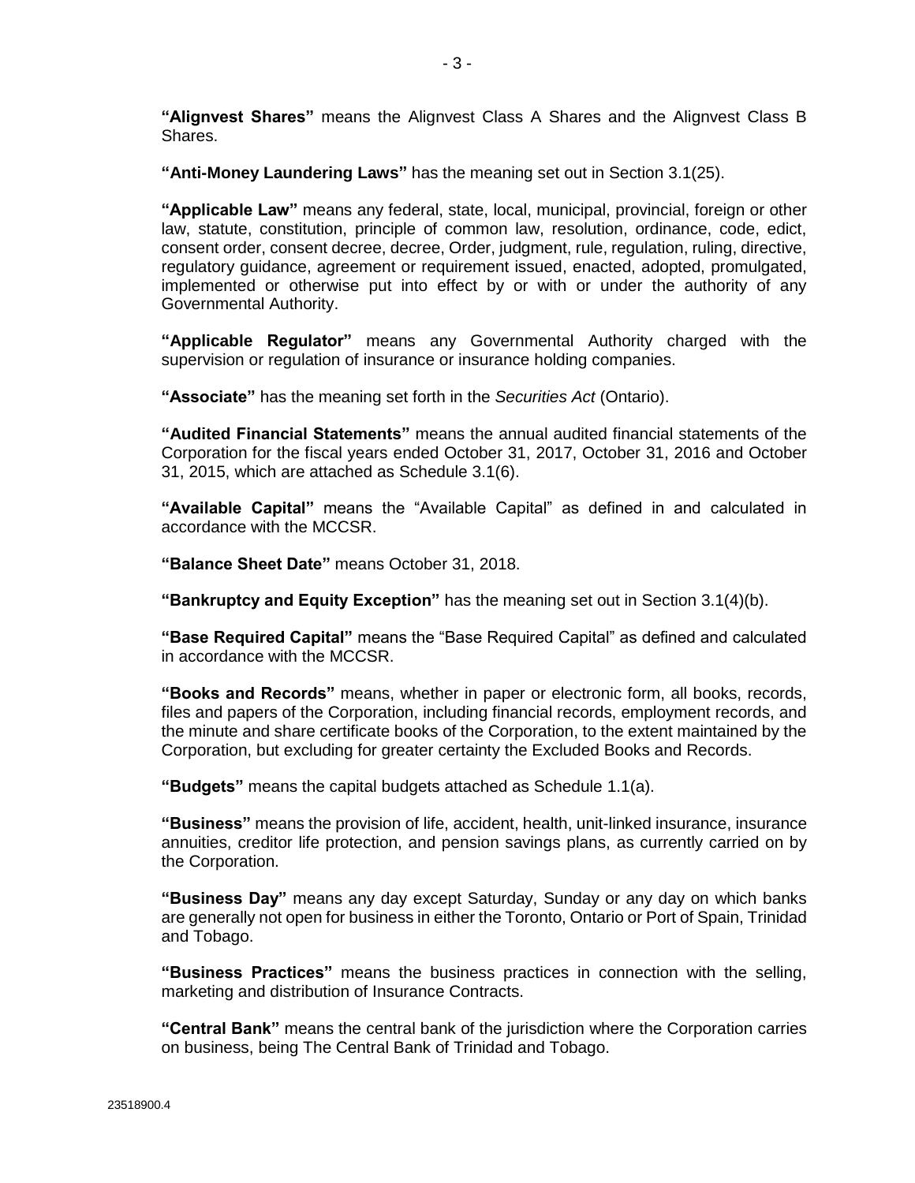**"Alignvest Shares"** means the Alignvest Class A Shares and the Alignvest Class B Shares.

**"Anti-Money Laundering Laws"** has the meaning set out in Section 3.1(25).

**"Applicable Law"** means any federal, state, local, municipal, provincial, foreign or other law, statute, constitution, principle of common law, resolution, ordinance, code, edict, consent order, consent decree, decree, Order, judgment, rule, regulation, ruling, directive, regulatory guidance, agreement or requirement issued, enacted, adopted, promulgated, implemented or otherwise put into effect by or with or under the authority of any Governmental Authority.

**"Applicable Regulator"** means any Governmental Authority charged with the supervision or regulation of insurance or insurance holding companies.

**"Associate"** has the meaning set forth in the *Securities Act* (Ontario).

**"Audited Financial Statements"** means the annual audited financial statements of the Corporation for the fiscal years ended October 31, 2017, October 31, 2016 and October 31, 2015, which are attached as Schedule 3.1(6).

**"Available Capital"** means the "Available Capital" as defined in and calculated in accordance with the MCCSR.

**"Balance Sheet Date"** means October 31, 2018.

**"Bankruptcy and Equity Exception"** has the meaning set out in Section 3.1(4)(b).

**"Base Required Capital"** means the "Base Required Capital" as defined and calculated in accordance with the MCCSR.

**"Books and Records"** means, whether in paper or electronic form, all books, records, files and papers of the Corporation, including financial records, employment records, and the minute and share certificate books of the Corporation, to the extent maintained by the Corporation, but excluding for greater certainty the Excluded Books and Records.

**"Budgets"** means the capital budgets attached as Schedule 1.1(a).

**"Business"** means the provision of life, accident, health, unit-linked insurance, insurance annuities, creditor life protection, and pension savings plans, as currently carried on by the Corporation.

**"Business Day"** means any day except Saturday, Sunday or any day on which banks are generally not open for business in either the Toronto, Ontario or Port of Spain, Trinidad and Tobago.

**"Business Practices"** means the business practices in connection with the selling, marketing and distribution of Insurance Contracts.

**"Central Bank"** means the central bank of the jurisdiction where the Corporation carries on business, being The Central Bank of Trinidad and Tobago.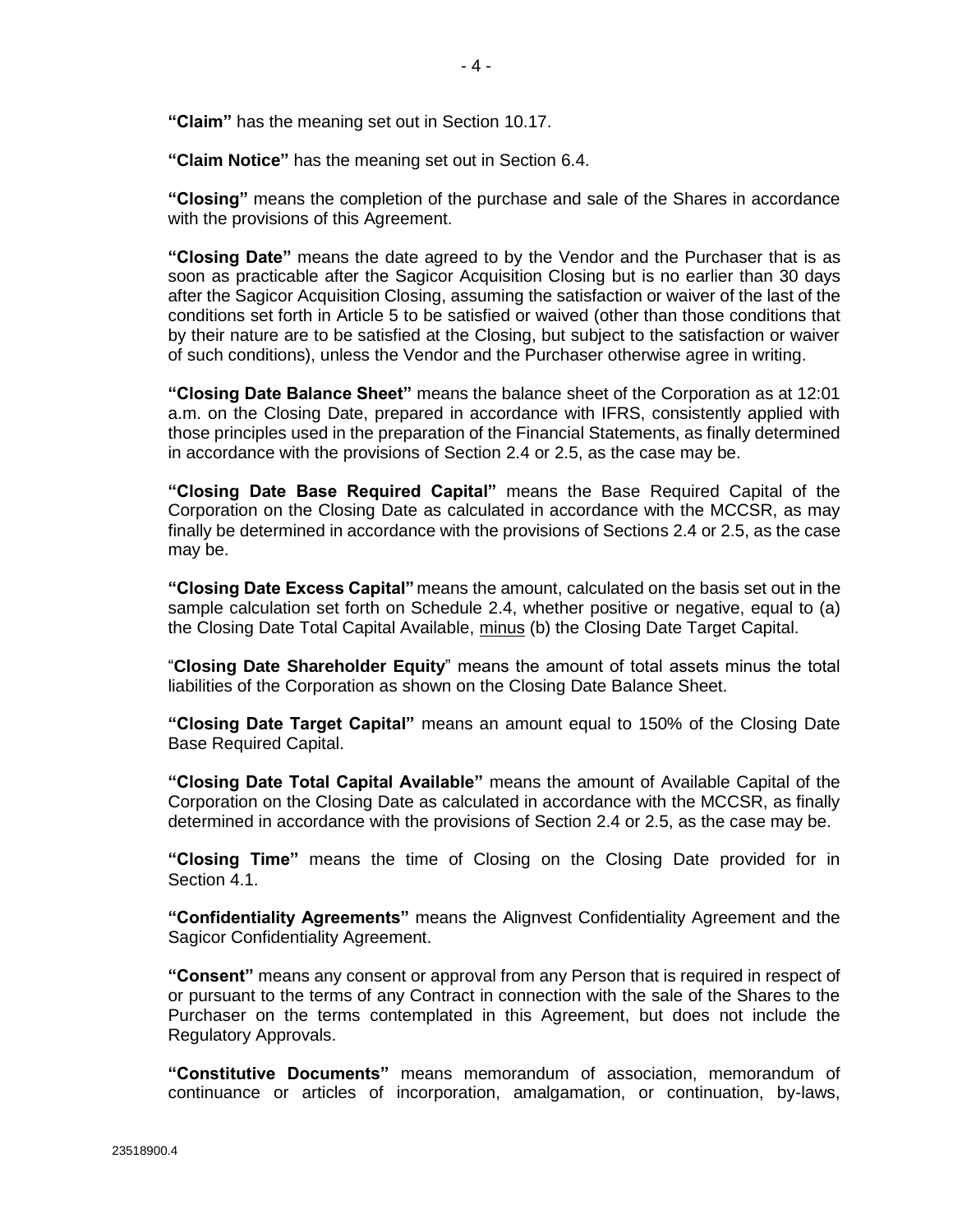**"Claim"** has the meaning set out in Section 10.17.

**"Claim Notice"** has the meaning set out in Section 6.4.

**"Closing"** means the completion of the purchase and sale of the Shares in accordance with the provisions of this Agreement.

**"Closing Date"** means the date agreed to by the Vendor and the Purchaser that is as soon as practicable after the Sagicor Acquisition Closing but is no earlier than 30 days after the Sagicor Acquisition Closing, assuming the satisfaction or waiver of the last of the conditions set forth in Article 5 to be satisfied or waived (other than those conditions that by their nature are to be satisfied at the Closing, but subject to the satisfaction or waiver of such conditions), unless the Vendor and the Purchaser otherwise agree in writing.

**"Closing Date Balance Sheet"** means the balance sheet of the Corporation as at 12:01 a.m. on the Closing Date, prepared in accordance with IFRS, consistently applied with those principles used in the preparation of the Financial Statements, as finally determined in accordance with the provisions of Section 2.4 or 2.5, as the case may be.

**"Closing Date Base Required Capital"** means the Base Required Capital of the Corporation on the Closing Date as calculated in accordance with the MCCSR, as may finally be determined in accordance with the provisions of Sections 2.4 or 2.5, as the case may be.

**"Closing Date Excess Capital"** means the amount, calculated on the basis set out in the sample calculation set forth on Schedule 2.4, whether positive or negative, equal to (a) the Closing Date Total Capital Available, minus (b) the Closing Date Target Capital.

"**Closing Date Shareholder Equity**" means the amount of total assets minus the total liabilities of the Corporation as shown on the Closing Date Balance Sheet.

**"Closing Date Target Capital"** means an amount equal to 150% of the Closing Date Base Required Capital.

**"Closing Date Total Capital Available"** means the amount of Available Capital of the Corporation on the Closing Date as calculated in accordance with the MCCSR, as finally determined in accordance with the provisions of Section 2.4 or 2.5, as the case may be.

**"Closing Time"** means the time of Closing on the Closing Date provided for in Section 4.1.

**"Confidentiality Agreements"** means the Alignvest Confidentiality Agreement and the Sagicor Confidentiality Agreement.

**"Consent"** means any consent or approval from any Person that is required in respect of or pursuant to the terms of any Contract in connection with the sale of the Shares to the Purchaser on the terms contemplated in this Agreement, but does not include the Regulatory Approvals.

**"Constitutive Documents"** means memorandum of association, memorandum of continuance or articles of incorporation, amalgamation, or continuation, by-laws,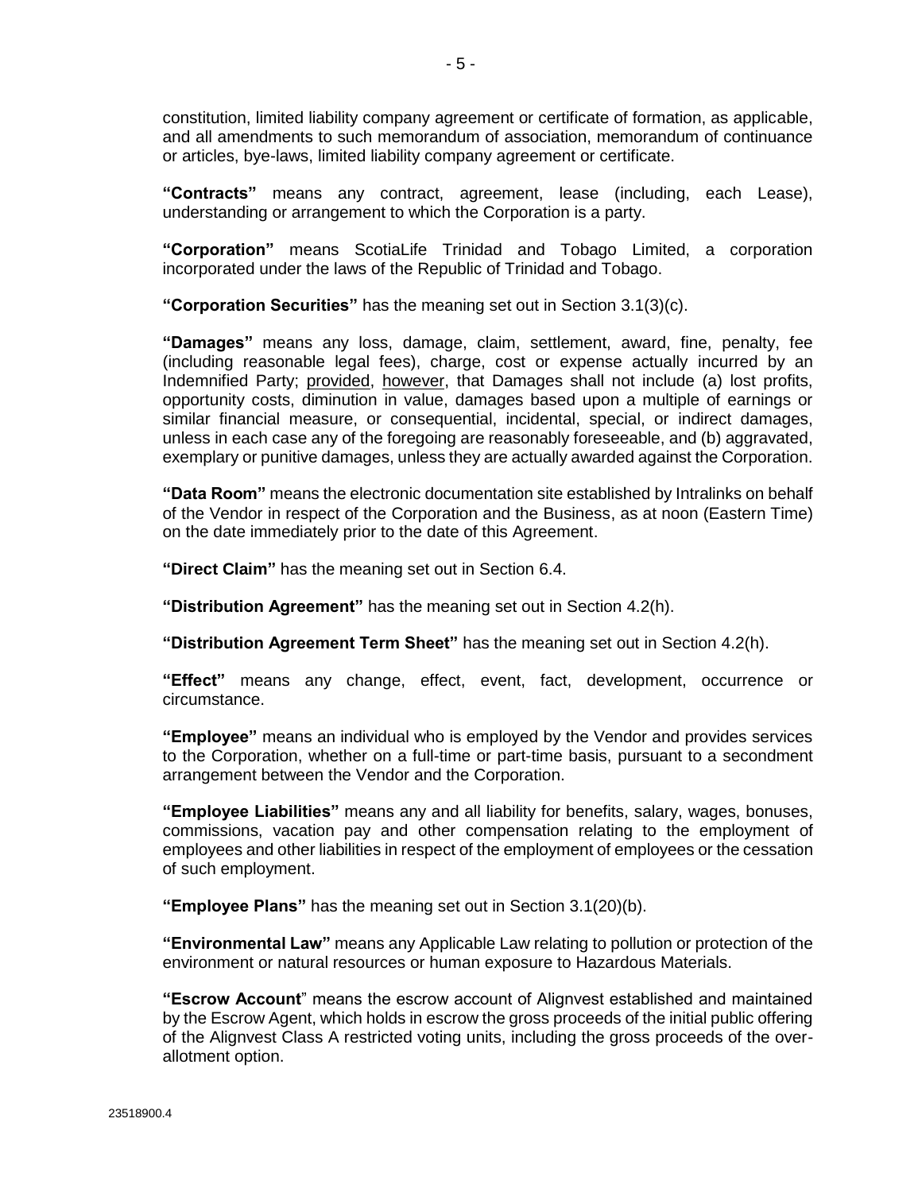constitution, limited liability company agreement or certificate of formation, as applicable, and all amendments to such memorandum of association, memorandum of continuance or articles, bye-laws, limited liability company agreement or certificate.

**"Contracts"** means any contract, agreement, lease (including, each Lease), understanding or arrangement to which the Corporation is a party.

**"Corporation"** means ScotiaLife Trinidad and Tobago Limited, a corporation incorporated under the laws of the Republic of Trinidad and Tobago.

**"Corporation Securities"** has the meaning set out in Section 3.1(3)(c).

**"Damages"** means any loss, damage, claim, settlement, award, fine, penalty, fee (including reasonable legal fees), charge, cost or expense actually incurred by an Indemnified Party; provided, however, that Damages shall not include (a) lost profits, opportunity costs, diminution in value, damages based upon a multiple of earnings or similar financial measure, or consequential, incidental, special, or indirect damages, unless in each case any of the foregoing are reasonably foreseeable, and (b) aggravated, exemplary or punitive damages, unless they are actually awarded against the Corporation.

**"Data Room"** means the electronic documentation site established by Intralinks on behalf of the Vendor in respect of the Corporation and the Business, as at noon (Eastern Time) on the date immediately prior to the date of this Agreement.

**"Direct Claim"** has the meaning set out in Section 6.4.

**"Distribution Agreement"** has the meaning set out in Section 4.2(h).

**"Distribution Agreement Term Sheet"** has the meaning set out in Section 4.2(h).

**"Effect"** means any change, effect, event, fact, development, occurrence or circumstance.

**"Employee"** means an individual who is employed by the Vendor and provides services to the Corporation, whether on a full-time or part-time basis, pursuant to a secondment arrangement between the Vendor and the Corporation.

**"Employee Liabilities"** means any and all liability for benefits, salary, wages, bonuses, commissions, vacation pay and other compensation relating to the employment of employees and other liabilities in respect of the employment of employees or the cessation of such employment.

**"Employee Plans"** has the meaning set out in Section 3.1(20)(b).

**"Environmental Law"** means any Applicable Law relating to pollution or protection of the environment or natural resources or human exposure to Hazardous Materials.

**"Escrow Account"** means the escrow account of Alignvest established and maintained by the Escrow Agent, which holds in escrow the gross proceeds of the initial public offering of the Alignvest Class A restricted voting units, including the gross proceeds of the over-allotment option.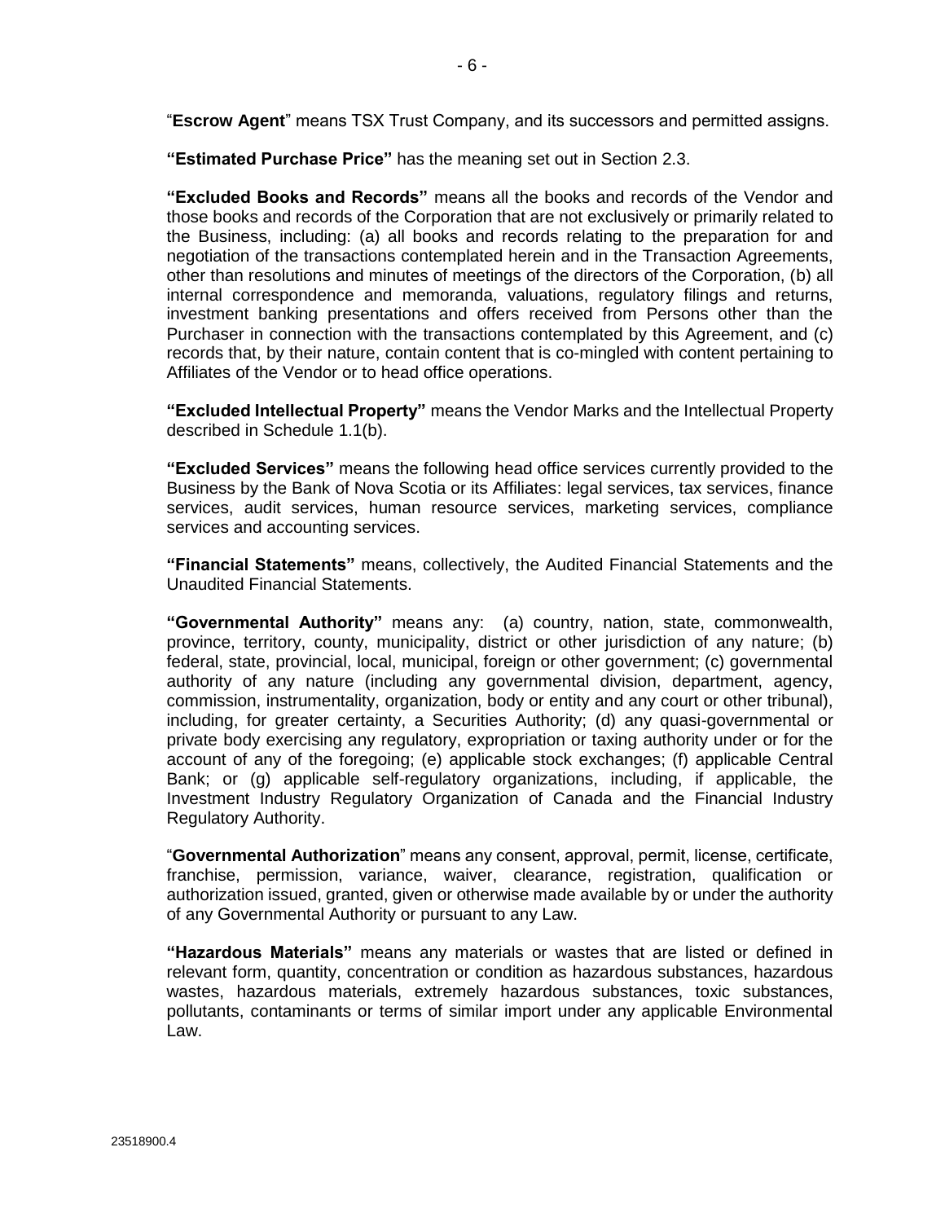"**Escrow Agent**" means TSX Trust Company, and its successors and permitted assigns.

**"Estimated Purchase Price"** has the meaning set out in Section 2.3.

**"Excluded Books and Records"** means all the books and records of the Vendor and those books and records of the Corporation that are not exclusively or primarily related to the Business, including: (a) all books and records relating to the preparation for and negotiation of the transactions contemplated herein and in the Transaction Agreements, other than resolutions and minutes of meetings of the directors of the Corporation, (b) all internal correspondence and memoranda, valuations, regulatory filings and returns, investment banking presentations and offers received from Persons other than the Purchaser in connection with the transactions contemplated by this Agreement, and (c) records that, by their nature, contain content that is co-mingled with content pertaining to Affiliates of the Vendor or to head office operations.

**"Excluded Intellectual Property"** means the Vendor Marks and the Intellectual Property described in Schedule 1.1(b).

**"Excluded Services"** means the following head office services currently provided to the Business by the Bank of Nova Scotia or its Affiliates: legal services, tax services, finance services, audit services, human resource services, marketing services, compliance services and accounting services.

**"Financial Statements"** means, collectively, the Audited Financial Statements and the Unaudited Financial Statements.

**"Governmental Authority"** means any: (a) country, nation, state, commonwealth, province, territory, county, municipality, district or other jurisdiction of any nature; (b) federal, state, provincial, local, municipal, foreign or other government; (c) governmental authority of any nature (including any governmental division, department, agency, commission, instrumentality, organization, body or entity and any court or other tribunal), including, for greater certainty, a Securities Authority; (d) any quasi-governmental or private body exercising any regulatory, expropriation or taxing authority under or for the account of any of the foregoing; (e) applicable stock exchanges; (f) applicable Central Bank; or (g) applicable self-regulatory organizations, including, if applicable, the Investment Industry Regulatory Organization of Canada and the Financial Industry Regulatory Authority.

"**Governmental Authorization**" means any consent, approval, permit, license, certificate, franchise, permission, variance, waiver, clearance, registration, qualification or authorization issued, granted, given or otherwise made available by or under the authority of any Governmental Authority or pursuant to any Law.

**"Hazardous Materials"** means any materials or wastes that are listed or defined in relevant form, quantity, concentration or condition as hazardous substances, hazardous wastes, hazardous materials, extremely hazardous substances, toxic substances, pollutants, contaminants or terms of similar import under any applicable Environmental Law.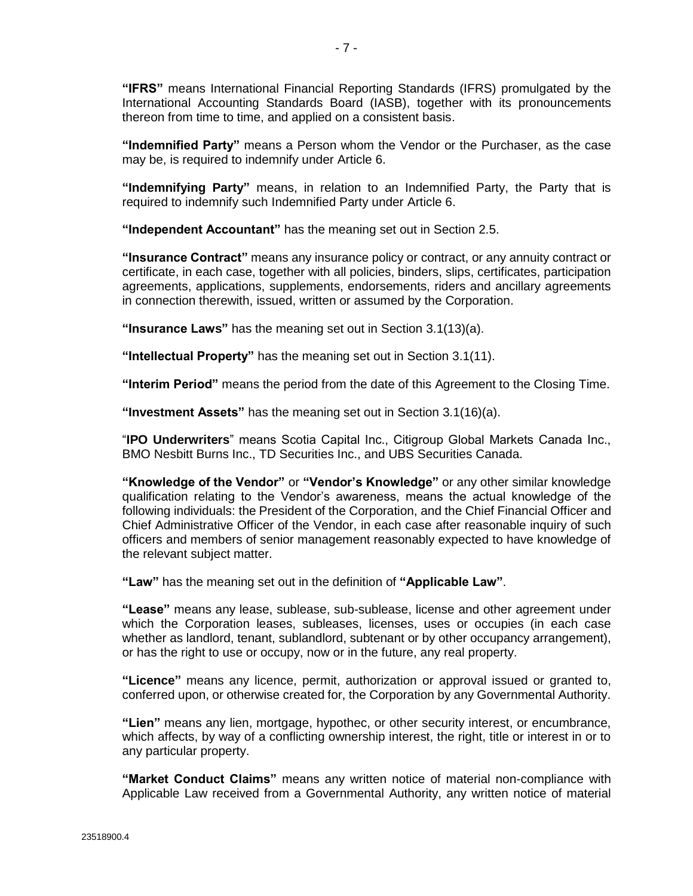**"IFRS"** means International Financial Reporting Standards (IFRS) promulgated by the International Accounting Standards Board (IASB), together with its pronouncements thereon from time to time, and applied on a consistent basis.

**"Indemnified Party"** means a Person whom the Vendor or the Purchaser, as the case may be, is required to indemnify under Article 6.

**"Indemnifying Party"** means, in relation to an Indemnified Party, the Party that is required to indemnify such Indemnified Party under Article 6.

**"Independent Accountant"** has the meaning set out in Section 2.5.

**"Insurance Contract"** means any insurance policy or contract, or any annuity contract or certificate, in each case, together with all policies, binders, slips, certificates, participation agreements, applications, supplements, endorsements, riders and ancillary agreements in connection therewith, issued, written or assumed by the Corporation.

**"Insurance Laws"** has the meaning set out in Section 3.1(13)(a).

**"Intellectual Property"** has the meaning set out in Section 3.1(11).

**"Interim Period"** means the period from the date of this Agreement to the Closing Time.

**"Investment Assets"** has the meaning set out in Section 3.1(16)(a).

"**IPO Underwriters**" means Scotia Capital Inc., Citigroup Global Markets Canada Inc., BMO Nesbitt Burns Inc., TD Securities Inc., and UBS Securities Canada.

**"Knowledge of the Vendor"** or **"Vendor's Knowledge"** or any other similar knowledge qualification relating to the Vendor's awareness, means the actual knowledge of the following individuals: the President of the Corporation, and the Chief Financial Officer and Chief Administrative Officer of the Vendor, in each case after reasonable inquiry of such officers and members of senior management reasonably expected to have knowledge of the relevant subject matter.

**"Law"** has the meaning set out in the definition of **"Applicable Law"**.

**"Lease"** means any lease, sublease, sub-sublease, license and other agreement under which the Corporation leases, subleases, licenses, uses or occupies (in each case whether as landlord, tenant, sublandlord, subtenant or by other occupancy arrangement), or has the right to use or occupy, now or in the future, any real property.

**"Licence"** means any licence, permit, authorization or approval issued or granted to, conferred upon, or otherwise created for, the Corporation by any Governmental Authority.

**"Lien"** means any lien, mortgage, hypothec, or other security interest, or encumbrance, which affects, by way of a conflicting ownership interest, the right, title or interest in or to any particular property.

**"Market Conduct Claims"** means any written notice of material non-compliance with Applicable Law received from a Governmental Authority, any written notice of material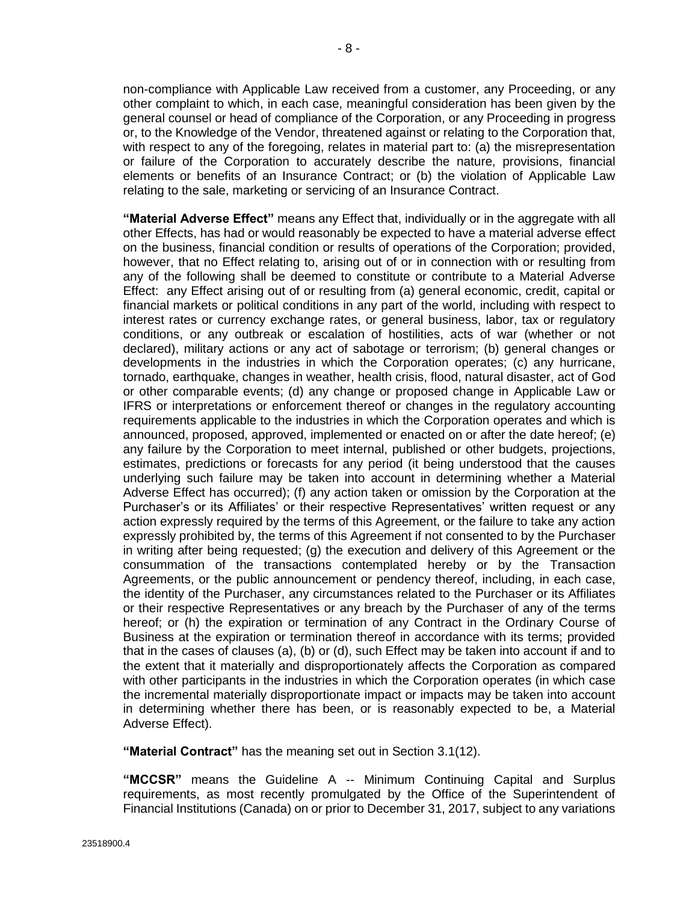non-compliance with Applicable Law received from a customer, any Proceeding, or any other complaint to which, in each case, meaningful consideration has been given by the general counsel or head of compliance of the Corporation, or any Proceeding in progress or, to the Knowledge of the Vendor, threatened against or relating to the Corporation that, with respect to any of the foregoing, relates in material part to: (a) the misrepresentation or failure of the Corporation to accurately describe the nature, provisions, financial elements or benefits of an Insurance Contract; or (b) the violation of Applicable Law relating to the sale, marketing or servicing of an Insurance Contract.

**"Material Adverse Effect"** means any Effect that, individually or in the aggregate with all other Effects, has had or would reasonably be expected to have a material adverse effect on the business, financial condition or results of operations of the Corporation; provided, however, that no Effect relating to, arising out of or in connection with or resulting from any of the following shall be deemed to constitute or contribute to a Material Adverse Effect: any Effect arising out of or resulting from (a) general economic, credit, capital or financial markets or political conditions in any part of the world, including with respect to interest rates or currency exchange rates, or general business, labor, tax or regulatory conditions, or any outbreak or escalation of hostilities, acts of war (whether or not declared), military actions or any act of sabotage or terrorism; (b) general changes or developments in the industries in which the Corporation operates; (c) any hurricane, tornado, earthquake, changes in weather, health crisis, flood, natural disaster, act of God or other comparable events; (d) any change or proposed change in Applicable Law or IFRS or interpretations or enforcement thereof or changes in the regulatory accounting requirements applicable to the industries in which the Corporation operates and which is announced, proposed, approved, implemented or enacted on or after the date hereof; (e) any failure by the Corporation to meet internal, published or other budgets, projections, estimates, predictions or forecasts for any period (it being understood that the causes underlying such failure may be taken into account in determining whether a Material Adverse Effect has occurred); (f) any action taken or omission by the Corporation at the Purchaser's or its Affiliates' or their respective Representatives' written request or any action expressly required by the terms of this Agreement, or the failure to take any action expressly prohibited by, the terms of this Agreement if not consented to by the Purchaser in writing after being requested; (g) the execution and delivery of this Agreement or the consummation of the transactions contemplated hereby or by the Transaction Agreements, or the public announcement or pendency thereof, including, in each case, the identity of the Purchaser, any circumstances related to the Purchaser or its Affiliates or their respective Representatives or any breach by the Purchaser of any of the terms hereof; or (h) the expiration or termination of any Contract in the Ordinary Course of Business at the expiration or termination thereof in accordance with its terms; provided that in the cases of clauses (a), (b) or (d), such Effect may be taken into account if and to the extent that it materially and disproportionately affects the Corporation as compared with other participants in the industries in which the Corporation operates (in which case the incremental materially disproportionate impact or impacts may be taken into account in determining whether there has been, or is reasonably expected to be, a Material Adverse Effect).

**"Material Contract"** has the meaning set out in Section 3.1(12).

**"MCCSR"** means the Guideline A -- Minimum Continuing Capital and Surplus requirements, as most recently promulgated by the Office of the Superintendent of Financial Institutions (Canada) on or prior to December 31, 2017, subject to any variations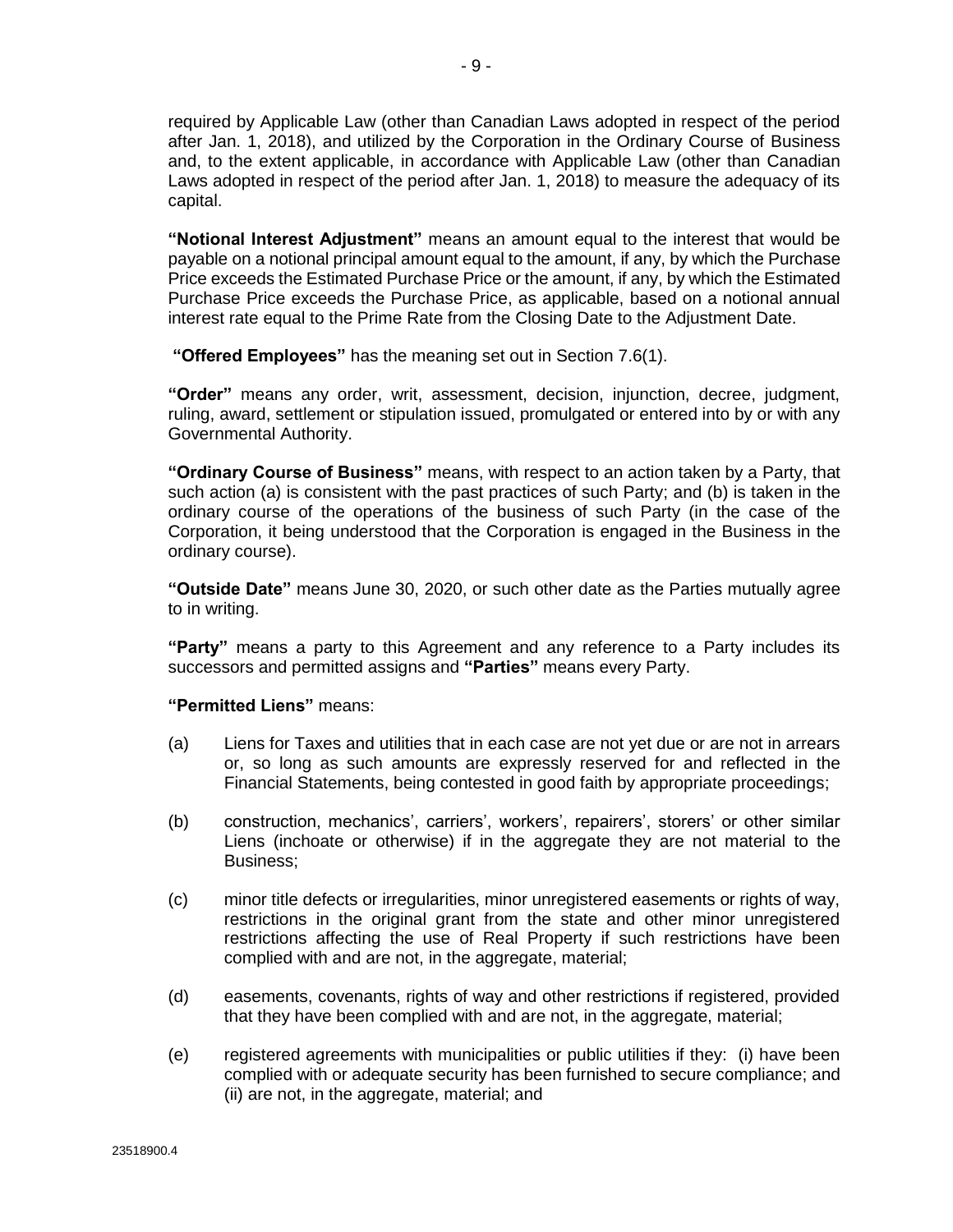required by Applicable Law (other than Canadian Laws adopted in respect of the period after Jan. 1, 2018), and utilized by the Corporation in the Ordinary Course of Business and, to the extent applicable, in accordance with Applicable Law (other than Canadian Laws adopted in respect of the period after Jan. 1, 2018) to measure the adequacy of its capital.

**"Notional Interest Adjustment"** means an amount equal to the interest that would be payable on a notional principal amount equal to the amount, if any, by which the Purchase Price exceeds the Estimated Purchase Price or the amount, if any, by which the Estimated Purchase Price exceeds the Purchase Price, as applicable, based on a notional annual interest rate equal to the Prime Rate from the Closing Date to the Adjustment Date.

**"Offered Employees"** has the meaning set out in Section 7.6(1).

**"Order"** means any order, writ, assessment, decision, injunction, decree, judgment, ruling, award, settlement or stipulation issued, promulgated or entered into by or with any Governmental Authority.

**"Ordinary Course of Business"** means, with respect to an action taken by a Party, that such action (a) is consistent with the past practices of such Party; and (b) is taken in the ordinary course of the operations of the business of such Party (in the case of the Corporation, it being understood that the Corporation is engaged in the Business in the ordinary course).

**"Outside Date"** means June 30, 2020, or such other date as the Parties mutually agree to in writing.

**"Party"** means a party to this Agreement and any reference to a Party includes its successors and permitted assigns and **"Parties"** means every Party.

**"Permitted Liens"** means:

(a) Liens for Taxes and utilities that in each case are not yet due or are not in arrears or, so long as such amounts are expressly reserved for and reflected in the Financial Statements, being contested in good faith by appropriate proceedings;

(b) construction, mechanics', carriers', workers', repairers', storers' or other similar Liens (inchoate or otherwise) if in the aggregate they are not material to the Business;

(c) minor title defects or irregularities, minor unregistered easements or rights of way, restrictions in the original grant from the state and other minor unregistered restrictions affecting the use of Real Property if such restrictions have been complied with and are not, in the aggregate, material;

(d) easements, covenants, rights of way and other restrictions if registered, provided that they have been complied with and are not, in the aggregate, material;

(e) registered agreements with municipalities or public utilities if they: (i) have been complied with or adequate security has been furnished to secure compliance; and (ii) are not, in the aggregate, material; and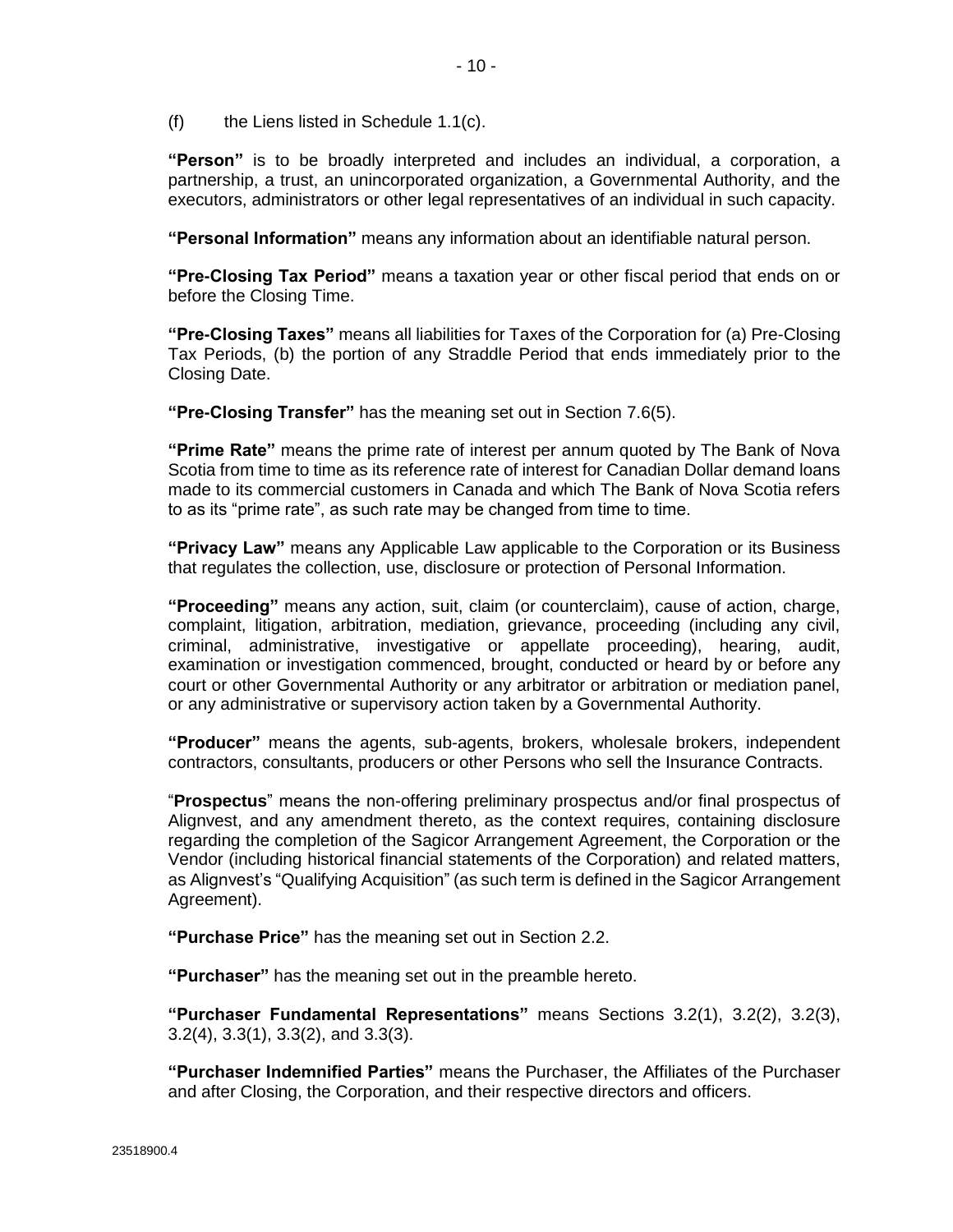(f) the Liens listed in Schedule 1.1(c).

**"Person"** is to be broadly interpreted and includes an individual, a corporation, a partnership, a trust, an unincorporated organization, a Governmental Authority, and the executors, administrators or other legal representatives of an individual in such capacity.

**"Personal Information"** means any information about an identifiable natural person.

**"Pre-Closing Tax Period"** means a taxation year or other fiscal period that ends on or before the Closing Time.

**"Pre-Closing Taxes"** means all liabilities for Taxes of the Corporation for (a) Pre-Closing Tax Periods, (b) the portion of any Straddle Period that ends immediately prior to the Closing Date.

**"Pre-Closing Transfer"** has the meaning set out in Section 7.6(5).

**"Prime Rate"** means the prime rate of interest per annum quoted by The Bank of Nova Scotia from time to time as its reference rate of interest for Canadian Dollar demand loans made to its commercial customers in Canada and which The Bank of Nova Scotia refers to as its "prime rate", as such rate may be changed from time to time.

**"Privacy Law"** means any Applicable Law applicable to the Corporation or its Business that regulates the collection, use, disclosure or protection of Personal Information.

**"Proceeding"** means any action, suit, claim (or counterclaim), cause of action, charge, complaint, litigation, arbitration, mediation, grievance, proceeding (including any civil, criminal, administrative, investigative or appellate proceeding), hearing, audit, examination or investigation commenced, brought, conducted or heard by or before any court or other Governmental Authority or any arbitrator or arbitration or mediation panel, or any administrative or supervisory action taken by a Governmental Authority.

**"Producer"** means the agents, sub-agents, brokers, wholesale brokers, independent contractors, consultants, producers or other Persons who sell the Insurance Contracts.

"**Prospectus**" means the non-offering preliminary prospectus and/or final prospectus of Alignvest, and any amendment thereto, as the context requires, containing disclosure regarding the completion of the Sagicor Arrangement Agreement, the Corporation or the Vendor (including historical financial statements of the Corporation) and related matters, as Alignvest's "Qualifying Acquisition" (as such term is defined in the Sagicor Arrangement Agreement).

**"Purchase Price"** has the meaning set out in Section 2.2.

**"Purchaser"** has the meaning set out in the preamble hereto.

**"Purchaser Fundamental Representations"** means Sections 3.2(1), 3.2(2), 3.2(3), 3.2(4), 3.3(1), 3.3(2), and 3.3(3).

**"Purchaser Indemnified Parties"** means the Purchaser, the Affiliates of the Purchaser and after Closing, the Corporation, and their respective directors and officers.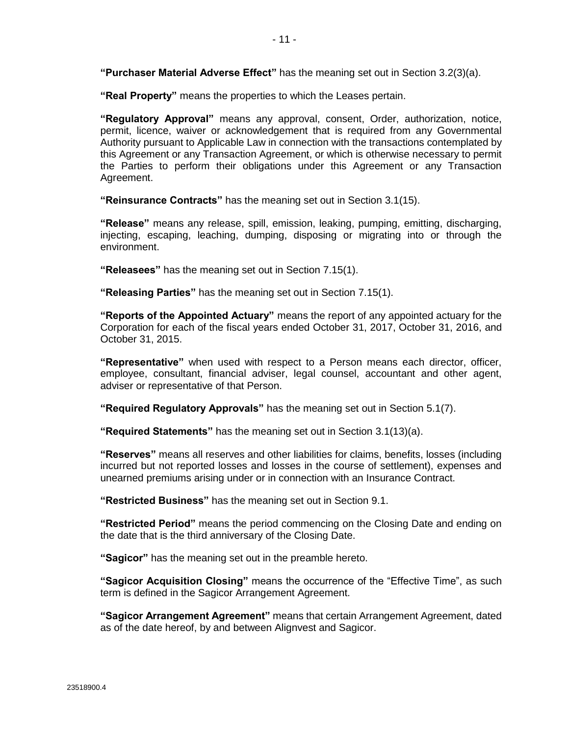**"Purchaser Material Adverse Effect"** has the meaning set out in Section 3.2(3)(a).

**"Real Property"** means the properties to which the Leases pertain.

**"Regulatory Approval"** means any approval, consent, Order, authorization, notice, permit, licence, waiver or acknowledgement that is required from any Governmental Authority pursuant to Applicable Law in connection with the transactions contemplated by this Agreement or any Transaction Agreement, or which is otherwise necessary to permit the Parties to perform their obligations under this Agreement or any Transaction Agreement.

**"Reinsurance Contracts"** has the meaning set out in Section 3.1(15).

**"Release"** means any release, spill, emission, leaking, pumping, emitting, discharging, injecting, escaping, leaching, dumping, disposing or migrating into or through the environment.

**"Releasees"** has the meaning set out in Section 7.15(1).

**"Releasing Parties"** has the meaning set out in Section 7.15(1).

**"Reports of the Appointed Actuary"** means the report of any appointed actuary for the Corporation for each of the fiscal years ended October 31, 2017, October 31, 2016, and October 31, 2015.

**"Representative"** when used with respect to a Person means each director, officer, employee, consultant, financial adviser, legal counsel, accountant and other agent, adviser or representative of that Person.

**"Required Regulatory Approvals"** has the meaning set out in Section 5.1(7).

**"Required Statements"** has the meaning set out in Section 3.1(13)(a).

**"Reserves"** means all reserves and other liabilities for claims, benefits, losses (including incurred but not reported losses and losses in the course of settlement), expenses and unearned premiums arising under or in connection with an Insurance Contract.

**"Restricted Business"** has the meaning set out in Section 9.1.

**"Restricted Period"** means the period commencing on the Closing Date and ending on the date that is the third anniversary of the Closing Date.

**"Sagicor"** has the meaning set out in the preamble hereto.

**"Sagicor Acquisition Closing"** means the occurrence of the "Effective Time", as such term is defined in the Sagicor Arrangement Agreement.

**"Sagicor Arrangement Agreement"** means that certain Arrangement Agreement, dated as of the date hereof, by and between Alignvest and Sagicor.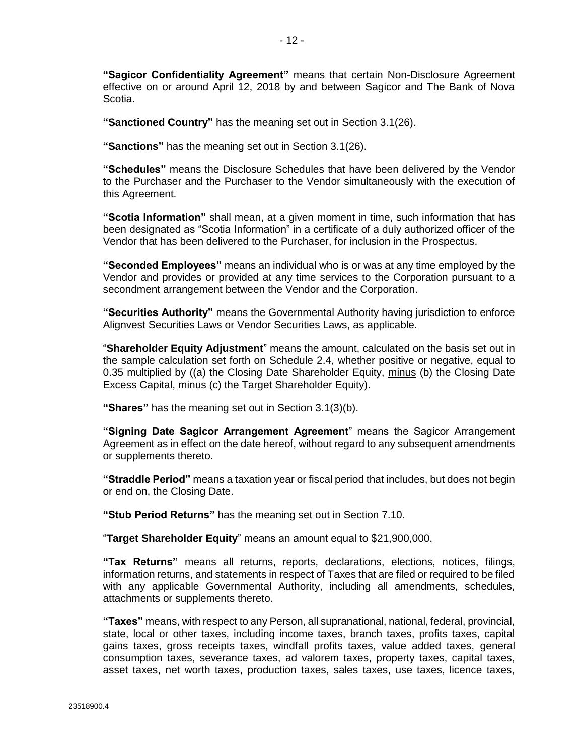**"Sagicor Confidentiality Agreement"** means that certain Non-Disclosure Agreement effective on or around April 12, 2018 by and between Sagicor and The Bank of Nova Scotia.

**"Sanctioned Country"** has the meaning set out in Section 3.1(26).

**"Sanctions"** has the meaning set out in Section 3.1(26).

**"Schedules"** means the Disclosure Schedules that have been delivered by the Vendor to the Purchaser and the Purchaser to the Vendor simultaneously with the execution of this Agreement.

**"Scotia Information"** shall mean, at a given moment in time, such information that has been designated as "Scotia Information" in a certificate of a duly authorized officer of the Vendor that has been delivered to the Purchaser, for inclusion in the Prospectus.

**"Seconded Employees"** means an individual who is or was at any time employed by the Vendor and provides or provided at any time services to the Corporation pursuant to a secondment arrangement between the Vendor and the Corporation.

**"Securities Authority"** means the Governmental Authority having jurisdiction to enforce Alignvest Securities Laws or Vendor Securities Laws, as applicable.

"**Shareholder Equity Adjustment**" means the amount, calculated on the basis set out in the sample calculation set forth on Schedule 2.4, whether positive or negative, equal to 0.35 multiplied by ((a) the Closing Date Shareholder Equity, minus (b) the Closing Date Excess Capital, minus (c) the Target Shareholder Equity).

**"Shares"** has the meaning set out in Section 3.1(3)(b).

**"Signing Date Sagicor Arrangement Agreement"** means the Sagicor Arrangement Agreement as in effect on the date hereof, without regard to any subsequent amendments or supplements thereto.

**"Straddle Period"** means a taxation year or fiscal period that includes, but does not begin or end on, the Closing Date.

**"Stub Period Returns"** has the meaning set out in Section 7.10.

"**Target Shareholder Equity**" means an amount equal to $21,900,000.

**"Tax Returns"** means all returns, reports, declarations, elections, notices, filings, information returns, and statements in respect of Taxes that are filed or required to be filed with any applicable Governmental Authority, including all amendments, schedules, attachments or supplements thereto.

**"Taxes"** means, with respect to any Person, all supranational, national, federal, provincial, state, local or other taxes, including income taxes, branch taxes, profits taxes, capital gains taxes, gross receipts taxes, windfall profits taxes, value added taxes, general consumption taxes, severance taxes, ad valorem taxes, property taxes, capital taxes, asset taxes, net worth taxes, production taxes, sales taxes, use taxes, licence taxes,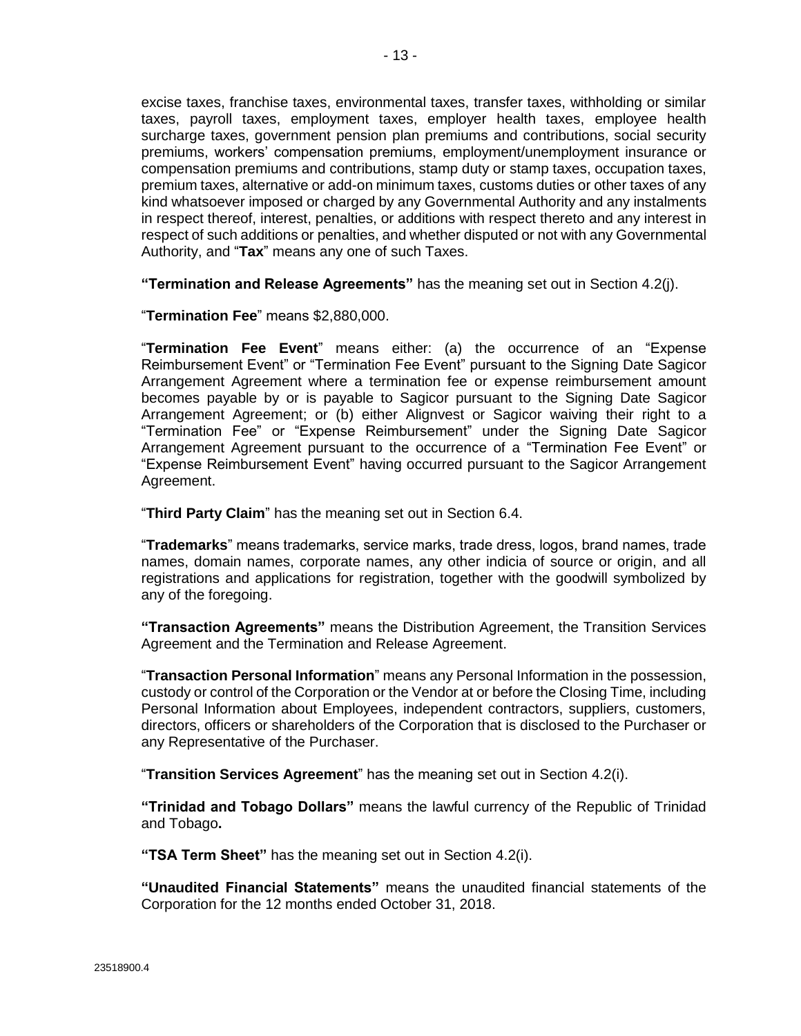excise taxes, franchise taxes, environmental taxes, transfer taxes, withholding or similar taxes, payroll taxes, employment taxes, employer health taxes, employee health surcharge taxes, government pension plan premiums and contributions, social security premiums, workers' compensation premiums, employment/unemployment insurance or compensation premiums and contributions, stamp duty or stamp taxes, occupation taxes, premium taxes, alternative or add-on minimum taxes, customs duties or other taxes of any kind whatsoever imposed or charged by any Governmental Authority and any instalments in respect thereof, interest, penalties, or additions with respect thereto and any interest in respect of such additions or penalties, and whether disputed or not with any Governmental Authority, and "**Tax**" means any one of such Taxes.

**"Termination and Release Agreements"** has the meaning set out in Section 4.2(j).

"**Termination Fee**" means $2,880,000.

"**Termination Fee Event**" means either: (a) the occurrence of an "Expense Reimbursement Event" or "Termination Fee Event" pursuant to the Signing Date Sagicor Arrangement Agreement where a termination fee or expense reimbursement amount becomes payable by or is payable to Sagicor pursuant to the Signing Date Sagicor Arrangement Agreement; or (b) either Alignvest or Sagicor waiving their right to a "Termination Fee" or "Expense Reimbursement" under the Signing Date Sagicor Arrangement Agreement pursuant to the occurrence of a "Termination Fee Event" or "Expense Reimbursement Event" having occurred pursuant to the Sagicor Arrangement Agreement.

"**Third Party Claim**" has the meaning set out in Section 6.4.

"**Trademarks**" means trademarks, service marks, trade dress, logos, brand names, trade names, domain names, corporate names, any other indicia of source or origin, and all registrations and applications for registration, together with the goodwill symbolized by any of the foregoing.

**"Transaction Agreements"** means the Distribution Agreement, the Transition Services Agreement and the Termination and Release Agreement.

"**Transaction Personal Information**" means any Personal Information in the possession, custody or control of the Corporation or the Vendor at or before the Closing Time, including Personal Information about Employees, independent contractors, suppliers, customers, directors, officers or shareholders of the Corporation that is disclosed to the Purchaser or any Representative of the Purchaser.

"**Transition Services Agreement**" has the meaning set out in Section 4.2(i).

**"Trinidad and Tobago Dollars"** means the lawful currency of the Republic of Trinidad and Tobago**.**

**"TSA Term Sheet"** has the meaning set out in Section 4.2(i).

**"Unaudited Financial Statements"** means the unaudited financial statements of the Corporation for the 12 months ended October 31, 2018.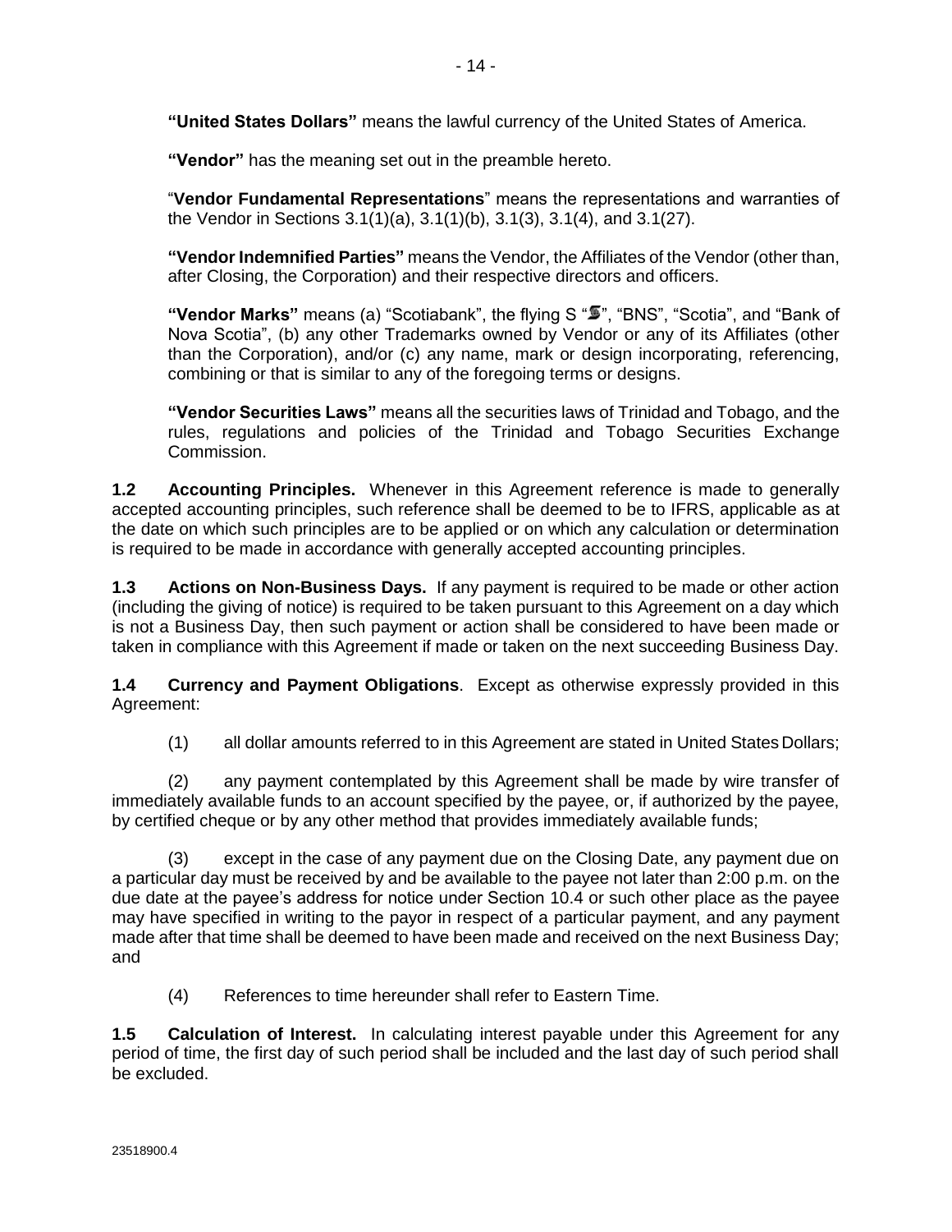**"United States Dollars"** means the lawful currency of the United States of America.

**"Vendor"** has the meaning set out in the preamble hereto.

"**Vendor Fundamental Representations**" means the representations and warranties of the Vendor in Sections 3.1(1)(a), 3.1(1)(b), 3.1(3), 3.1(4), and 3.1(27).

**"Vendor Indemnified Parties"** means the Vendor, the Affiliates of the Vendor (other than, after Closing, the Corporation) and their respective directors and officers.

**"Vendor Marks"** means (a) "Scotiabank", the flying S "S", "BNS", "Scotia", and "Bank of Nova Scotia", (b) any other Trademarks owned by Vendor or any of its Affiliates (other than the Corporation), and/or (c) any name, mark or design incorporating, referencing, combining or that is similar to any of the foregoing terms or designs.

**"Vendor Securities Laws"** means all the securities laws of Trinidad and Tobago, and the rules, regulations and policies of the Trinidad and Tobago Securities Exchange Commission.

**1.2 Accounting Principles.** Whenever in this Agreement reference is made to generally accepted accounting principles, such reference shall be deemed to be to IFRS, applicable as at the date on which such principles are to be applied or on which any calculation or determination is required to be made in accordance with generally accepted accounting principles.

**1.3 Actions on Non-Business Days.** If any payment is required to be made or other action (including the giving of notice) is required to be taken pursuant to this Agreement on a day which is not a Business Day, then such payment or action shall be considered to have been made or taken in compliance with this Agreement if made or taken on the next succeeding Business Day.

**1.4 Currency and Payment Obligations**. Except as otherwise expressly provided in this Agreement:

(1) all dollar amounts referred to in this Agreement are stated in United States Dollars;

(2) any payment contemplated by this Agreement shall be made by wire transfer of immediately available funds to an account specified by the payee, or, if authorized by the payee, by certified cheque or by any other method that provides immediately available funds;

(3) except in the case of any payment due on the Closing Date, any payment due on a particular day must be received by and be available to the payee not later than 2:00 p.m. on the due date at the payee's address for notice under Section 10.4 or such other place as the payee may have specified in writing to the payor in respect of a particular payment, and any payment made after that time shall be deemed to have been made and received on the next Business Day; and

(4) References to time hereunder shall refer to Eastern Time.

**1.5 Calculation of Interest.** In calculating interest payable under this Agreement for any period of time, the first day of such period shall be included and the last day of such period shall be excluded.

23518900.4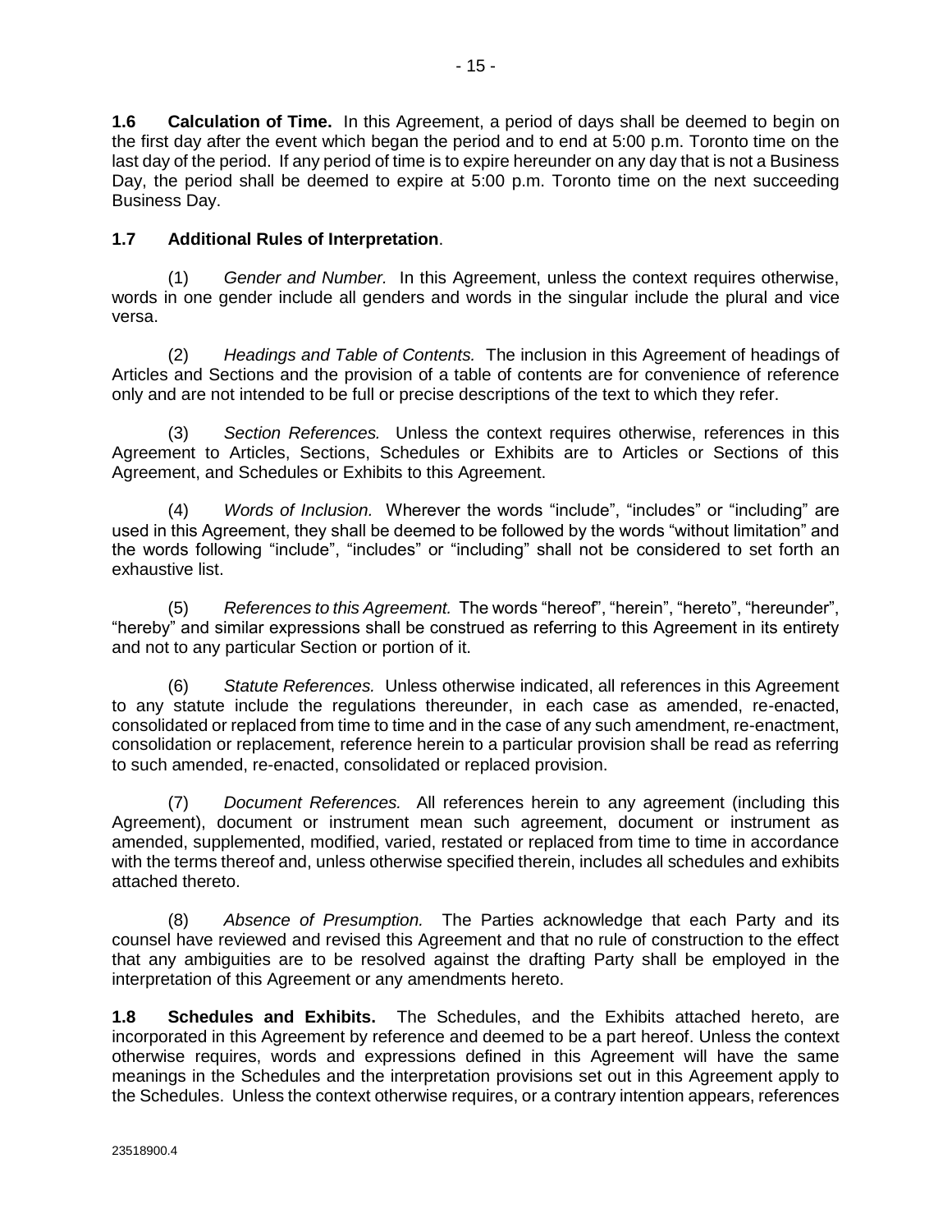**1.6 Calculation of Time.** In this Agreement, a period of days shall be deemed to begin on the first day after the event which began the period and to end at 5:00 p.m. Toronto time on the last day of the period. If any period of time is to expire hereunder on any day that is not a Business Day, the period shall be deemed to expire at 5:00 p.m. Toronto time on the next succeeding Business Day.

**1.7 Additional Rules of Interpretation**.

(1) *Gender and Number.* In this Agreement, unless the context requires otherwise, words in one gender include all genders and words in the singular include the plural and vice versa.

(2) *Headings and Table of Contents.* The inclusion in this Agreement of headings of Articles and Sections and the provision of a table of contents are for convenience of reference only and are not intended to be full or precise descriptions of the text to which they refer.

(3) *Section References.* Unless the context requires otherwise, references in this Agreement to Articles, Sections, Schedules or Exhibits are to Articles or Sections of this Agreement, and Schedules or Exhibits to this Agreement.

(4) *Words of Inclusion.* Wherever the words "include", "includes" or "including" are used in this Agreement, they shall be deemed to be followed by the words "without limitation" and the words following "include", "includes" or "including" shall not be considered to set forth an exhaustive list.

(5) *References to this Agreement.* The words "hereof", "herein", "hereto", "hereunder", "hereby" and similar expressions shall be construed as referring to this Agreement in its entirety and not to any particular Section or portion of it.

(6) *Statute References.* Unless otherwise indicated, all references in this Agreement to any statute include the regulations thereunder, in each case as amended, re-enacted, consolidated or replaced from time to time and in the case of any such amendment, re-enactment, consolidation or replacement, reference herein to a particular provision shall be read as referring to such amended, re-enacted, consolidated or replaced provision.

(7) *Document References.* All references herein to any agreement (including this Agreement), document or instrument mean such agreement, document or instrument as amended, supplemented, modified, varied, restated or replaced from time to time in accordance with the terms thereof and, unless otherwise specified therein, includes all schedules and exhibits attached thereto.

(8) *Absence of Presumption.* The Parties acknowledge that each Party and its counsel have reviewed and revised this Agreement and that no rule of construction to the effect that any ambiguities are to be resolved against the drafting Party shall be employed in the interpretation of this Agreement or any amendments hereto.

**1.8 Schedules and Exhibits.** The Schedules, and the Exhibits attached hereto, are incorporated in this Agreement by reference and deemed to be a part hereof. Unless the context otherwise requires, words and expressions defined in this Agreement will have the same meanings in the Schedules and the interpretation provisions set out in this Agreement apply to the Schedules. Unless the context otherwise requires, or a contrary intention appears, references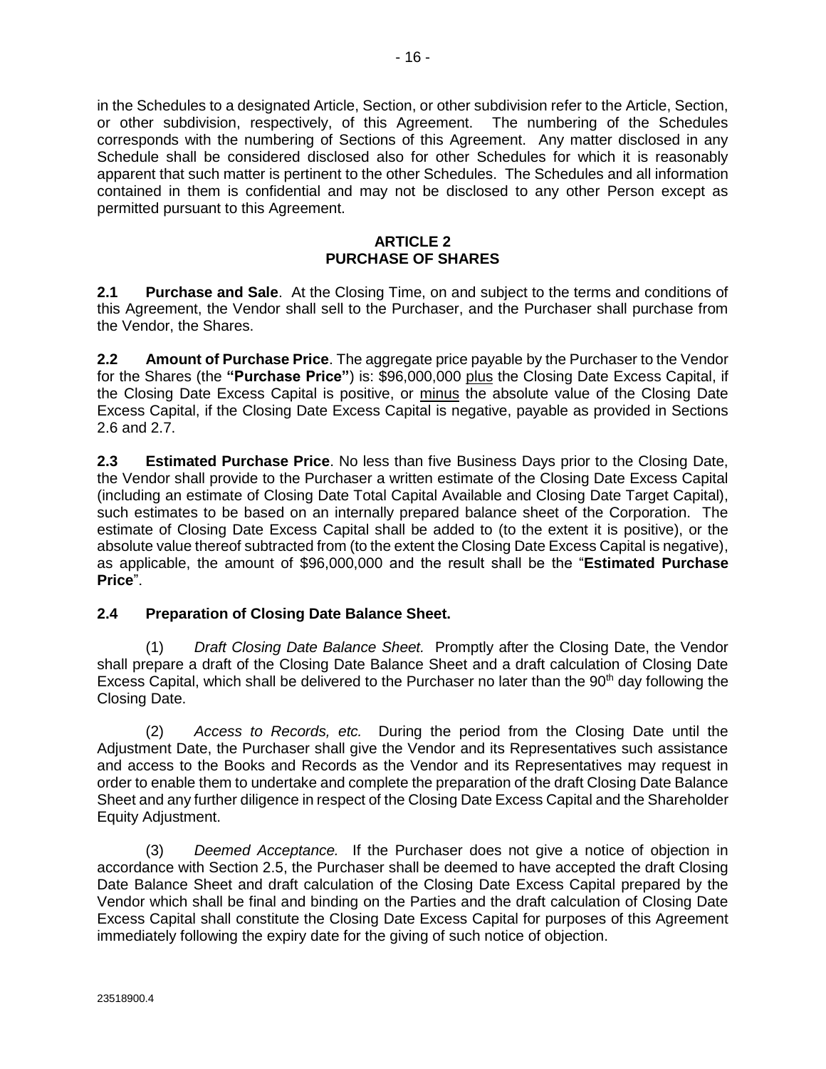in the Schedules to a designated Article, Section, or other subdivision refer to the Article, Section, or other subdivision, respectively, of this Agreement. The numbering of the Schedules corresponds with the numbering of Sections of this Agreement. Any matter disclosed in any Schedule shall be considered disclosed also for other Schedules for which it is reasonably apparent that such matter is pertinent to the other Schedules. The Schedules and all information contained in them is confidential and may not be disclosed to any other Person except as permitted pursuant to this Agreement.

## ARTICLE 2
## PURCHASE OF SHARES

**2.1 Purchase and Sale**. At the Closing Time, on and subject to the terms and conditions of this Agreement, the Vendor shall sell to the Purchaser, and the Purchaser shall purchase from the Vendor, the Shares.

**2.2 Amount of Purchase Price**. The aggregate price payable by the Purchaser to the Vendor for the Shares (the **"Purchase Price"**) is: $96,000,000 plus the Closing Date Excess Capital, if the Closing Date Excess Capital is positive, or minus the absolute value of the Closing Date Excess Capital, if the Closing Date Excess Capital is negative, payable as provided in Sections 2.6 and 2.7.

**2.3 Estimated Purchase Price**. No less than five Business Days prior to the Closing Date, the Vendor shall provide to the Purchaser a written estimate of the Closing Date Excess Capital (including an estimate of Closing Date Total Capital Available and Closing Date Target Capital), such estimates to be based on an internally prepared balance sheet of the Corporation. The estimate of Closing Date Excess Capital shall be added to (to the extent it is positive), or the absolute value thereof subtracted from (to the extent the Closing Date Excess Capital is negative), as applicable, the amount of $96,000,000 and the result shall be the "**Estimated Purchase Price**".

**2.4 Preparation of Closing Date Balance Sheet.**

(1) *Draft Closing Date Balance Sheet.* Promptly after the Closing Date, the Vendor shall prepare a draft of the Closing Date Balance Sheet and a draft calculation of Closing Date Excess Capital, which shall be delivered to the Purchaser no later than the 90th day following the Closing Date.

(2) *Access to Records, etc.* During the period from the Closing Date until the Adjustment Date, the Purchaser shall give the Vendor and its Representatives such assistance and access to the Books and Records as the Vendor and its Representatives may request in order to enable them to undertake and complete the preparation of the draft Closing Date Balance Sheet and any further diligence in respect of the Closing Date Excess Capital and the Shareholder Equity Adjustment.

(3) *Deemed Acceptance.* If the Purchaser does not give a notice of objection in accordance with Section 2.5, the Purchaser shall be deemed to have accepted the draft Closing Date Balance Sheet and draft calculation of the Closing Date Excess Capital prepared by the Vendor which shall be final and binding on the Parties and the draft calculation of Closing Date Excess Capital shall constitute the Closing Date Excess Capital for purposes of this Agreement immediately following the expiry date for the giving of such notice of objection.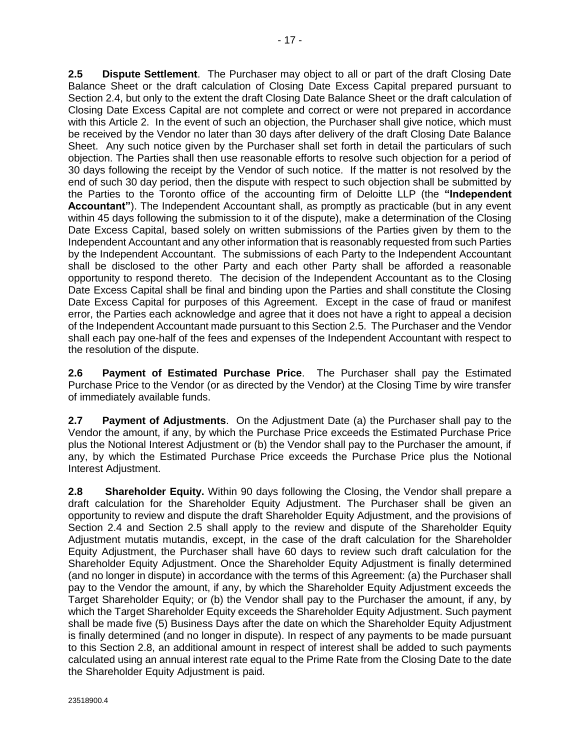**2.5 Dispute Settlement**. The Purchaser may object to all or part of the draft Closing Date Balance Sheet or the draft calculation of Closing Date Excess Capital prepared pursuant to Section 2.4, but only to the extent the draft Closing Date Balance Sheet or the draft calculation of Closing Date Excess Capital are not complete and correct or were not prepared in accordance with this Article 2. In the event of such an objection, the Purchaser shall give notice, which must be received by the Vendor no later than 30 days after delivery of the draft Closing Date Balance Sheet. Any such notice given by the Purchaser shall set forth in detail the particulars of such objection. The Parties shall then use reasonable efforts to resolve such objection for a period of 30 days following the receipt by the Vendor of such notice. If the matter is not resolved by the end of such 30 day period, then the dispute with respect to such objection shall be submitted by the Parties to the Toronto office of the accounting firm of Deloitte LLP (the **"Independent Accountant"**). The Independent Accountant shall, as promptly as practicable (but in any event within 45 days following the submission to it of the dispute), make a determination of the Closing Date Excess Capital, based solely on written submissions of the Parties given by them to the Independent Accountant and any other information that is reasonably requested from such Parties by the Independent Accountant. The submissions of each Party to the Independent Accountant shall be disclosed to the other Party and each other Party shall be afforded a reasonable opportunity to respond thereto. The decision of the Independent Accountant as to the Closing Date Excess Capital shall be final and binding upon the Parties and shall constitute the Closing Date Excess Capital for purposes of this Agreement. Except in the case of fraud or manifest error, the Parties each acknowledge and agree that it does not have a right to appeal a decision of the Independent Accountant made pursuant to this Section 2.5. The Purchaser and the Vendor shall each pay one-half of the fees and expenses of the Independent Accountant with respect to the resolution of the dispute.

**2.6 Payment of Estimated Purchase Price**. The Purchaser shall pay the Estimated Purchase Price to the Vendor (or as directed by the Vendor) at the Closing Time by wire transfer of immediately available funds.

**2.7 Payment of Adjustments**. On the Adjustment Date (a) the Purchaser shall pay to the Vendor the amount, if any, by which the Purchase Price exceeds the Estimated Purchase Price plus the Notional Interest Adjustment or (b) the Vendor shall pay to the Purchaser the amount, if any, by which the Estimated Purchase Price exceeds the Purchase Price plus the Notional Interest Adjustment.

**2.8 Shareholder Equity.** Within 90 days following the Closing, the Vendor shall prepare a draft calculation for the Shareholder Equity Adjustment. The Purchaser shall be given an opportunity to review and dispute the draft Shareholder Equity Adjustment, and the provisions of Section 2.4 and Section 2.5 shall apply to the review and dispute of the Shareholder Equity Adjustment mutatis mutandis, except, in the case of the draft calculation for the Shareholder Equity Adjustment, the Purchaser shall have 60 days to review such draft calculation for the Shareholder Equity Adjustment. Once the Shareholder Equity Adjustment is finally determined (and no longer in dispute) in accordance with the terms of this Agreement: (a) the Purchaser shall pay to the Vendor the amount, if any, by which the Shareholder Equity Adjustment exceeds the Target Shareholder Equity; or (b) the Vendor shall pay to the Purchaser the amount, if any, by which the Target Shareholder Equity exceeds the Shareholder Equity Adjustment. Such payment shall be made five (5) Business Days after the date on which the Shareholder Equity Adjustment is finally determined (and no longer in dispute). In respect of any payments to be made pursuant to this Section 2.8, an additional amount in respect of interest shall be added to such payments calculated using an annual interest rate equal to the Prime Rate from the Closing Date to the date the Shareholder Equity Adjustment is paid.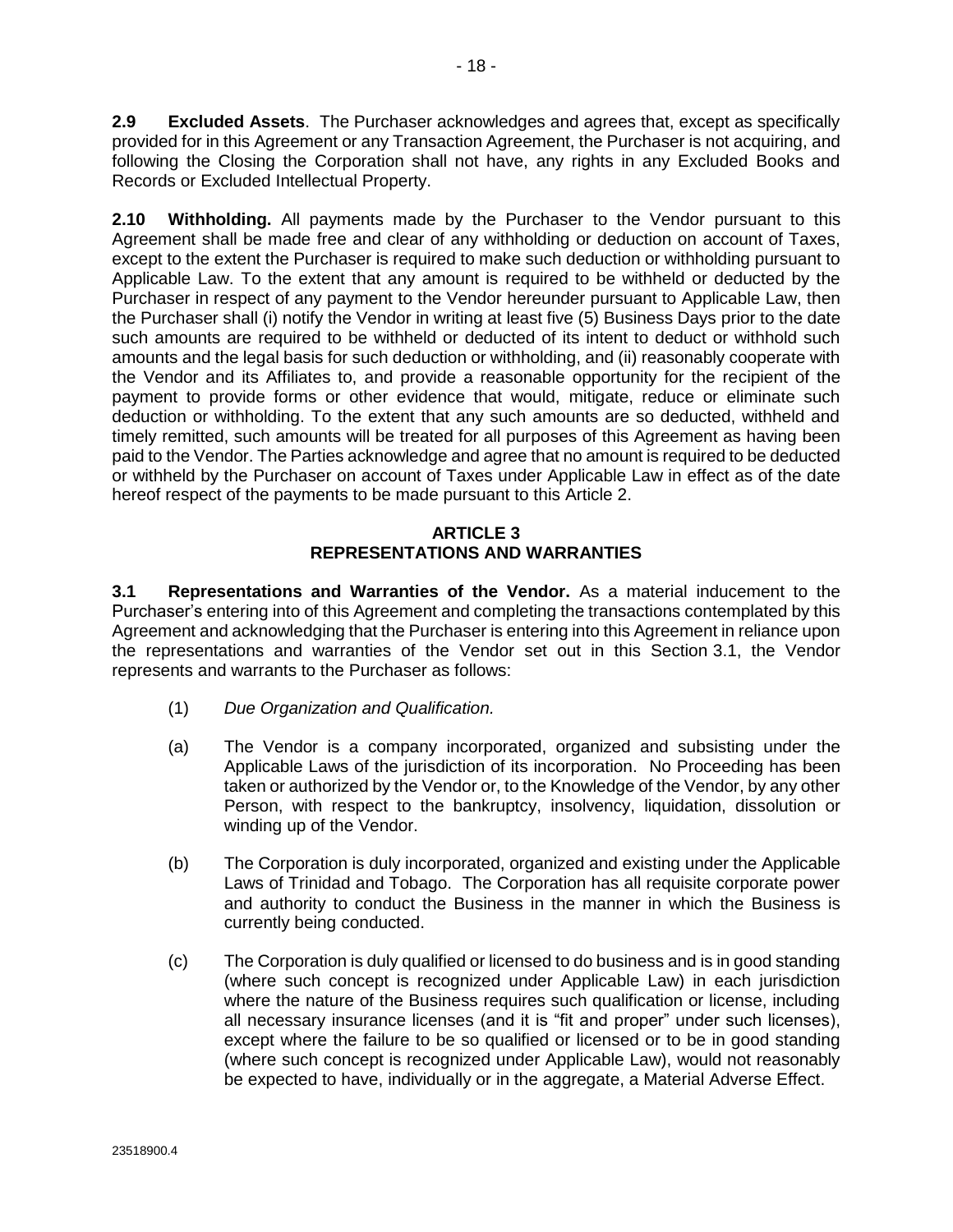**2.9 Excluded Assets**. The Purchaser acknowledges and agrees that, except as specifically provided for in this Agreement or any Transaction Agreement, the Purchaser is not acquiring, and following the Closing the Corporation shall not have, any rights in any Excluded Books and Records or Excluded Intellectual Property.

**2.10 Withholding.** All payments made by the Purchaser to the Vendor pursuant to this Agreement shall be made free and clear of any withholding or deduction on account of Taxes, except to the extent the Purchaser is required to make such deduction or withholding pursuant to Applicable Law. To the extent that any amount is required to be withheld or deducted by the Purchaser in respect of any payment to the Vendor hereunder pursuant to Applicable Law, then the Purchaser shall (i) notify the Vendor in writing at least five (5) Business Days prior to the date such amounts are required to be withheld or deducted of its intent to deduct or withhold such amounts and the legal basis for such deduction or withholding, and (ii) reasonably cooperate with the Vendor and its Affiliates to, and provide a reasonable opportunity for the recipient of the payment to provide forms or other evidence that would, mitigate, reduce or eliminate such deduction or withholding. To the extent that any such amounts are so deducted, withheld and timely remitted, such amounts will be treated for all purposes of this Agreement as having been paid to the Vendor. The Parties acknowledge and agree that no amount is required to be deducted or withheld by the Purchaser on account of Taxes under Applicable Law in effect as of the date hereof respect of the payments to be made pursuant to this Article 2.

## ARTICLE 3
## REPRESENTATIONS AND WARRANTIES

**3.1 Representations and Warranties of the Vendor.** As a material inducement to the Purchaser's entering into of this Agreement and completing the transactions contemplated by this Agreement and acknowledging that the Purchaser is entering into this Agreement in reliance upon the representations and warranties of the Vendor set out in this Section 3.1, the Vendor represents and warrants to the Purchaser as follows:

(1) *Due Organization and Qualification.*

(a) The Vendor is a company incorporated, organized and subsisting under the Applicable Laws of the jurisdiction of its incorporation. No Proceeding has been taken or authorized by the Vendor or, to the Knowledge of the Vendor, by any other Person, with respect to the bankruptcy, insolvency, liquidation, dissolution or winding up of the Vendor.

(b) The Corporation is duly incorporated, organized and existing under the Applicable Laws of Trinidad and Tobago. The Corporation has all requisite corporate power and authority to conduct the Business in the manner in which the Business is currently being conducted.

(c) The Corporation is duly qualified or licensed to do business and is in good standing (where such concept is recognized under Applicable Law) in each jurisdiction where the nature of the Business requires such qualification or license, including all necessary insurance licenses (and it is "fit and proper" under such licenses), except where the failure to be so qualified or licensed or to be in good standing (where such concept is recognized under Applicable Law), would not reasonably be expected to have, individually or in the aggregate, a Material Adverse Effect.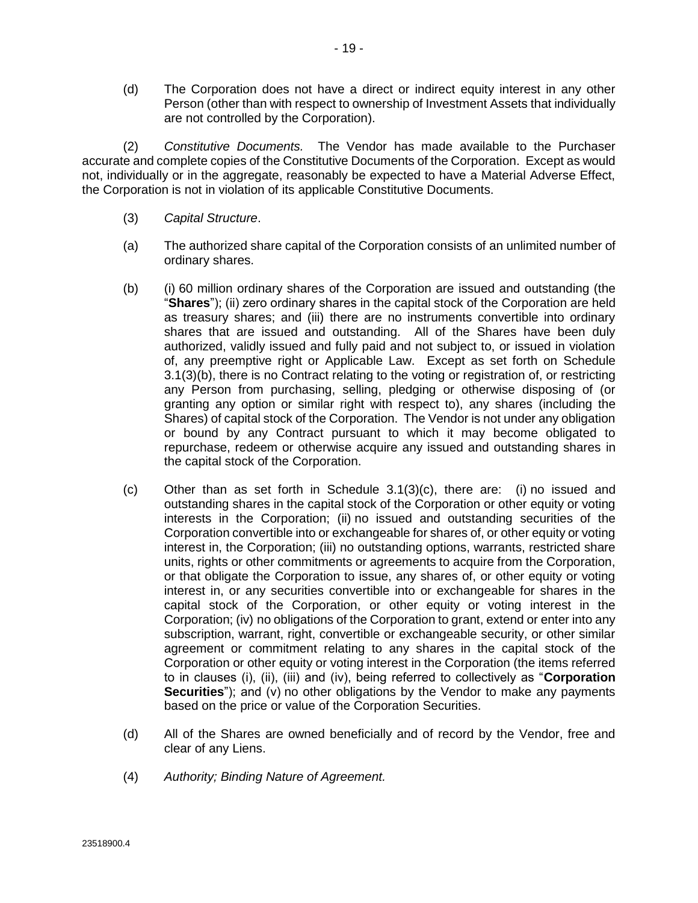(d) The Corporation does not have a direct or indirect equity interest in any other Person (other than with respect to ownership of Investment Assets that individually are not controlled by the Corporation).

(2) *Constitutive Documents.* The Vendor has made available to the Purchaser accurate and complete copies of the Constitutive Documents of the Corporation. Except as would not, individually or in the aggregate, reasonably be expected to have a Material Adverse Effect, the Corporation is not in violation of its applicable Constitutive Documents.

(3) *Capital Structure*.

(a) The authorized share capital of the Corporation consists of an unlimited number of ordinary shares.

(b) (i) 60 million ordinary shares of the Corporation are issued and outstanding (the "**Shares**"); (ii) zero ordinary shares in the capital stock of the Corporation are held as treasury shares; and (iii) there are no instruments convertible into ordinary shares that are issued and outstanding. All of the Shares have been duly authorized, validly issued and fully paid and not subject to, or issued in violation of, any preemptive right or Applicable Law. Except as set forth on Schedule 3.1(3)(b), there is no Contract relating to the voting or registration of, or restricting any Person from purchasing, selling, pledging or otherwise disposing of (or granting any option or similar right with respect to), any shares (including the Shares) of capital stock of the Corporation. The Vendor is not under any obligation or bound by any Contract pursuant to which it may become obligated to repurchase, redeem or otherwise acquire any issued and outstanding shares in the capital stock of the Corporation.

(c) Other than as set forth in Schedule 3.1(3)(c), there are: (i) no issued and outstanding shares in the capital stock of the Corporation or other equity or voting interests in the Corporation; (ii) no issued and outstanding securities of the Corporation convertible into or exchangeable for shares of, or other equity or voting interest in, the Corporation; (iii) no outstanding options, warrants, restricted share units, rights or other commitments or agreements to acquire from the Corporation, or that obligate the Corporation to issue, any shares of, or other equity or voting interest in, or any securities convertible into or exchangeable for shares in the capital stock of the Corporation, or other equity or voting interest in the Corporation; (iv) no obligations of the Corporation to grant, extend or enter into any subscription, warrant, right, convertible or exchangeable security, or other similar agreement or commitment relating to any shares in the capital stock of the Corporation or other equity or voting interest in the Corporation (the items referred to in clauses (i), (ii), (iii) and (iv), being referred to collectively as "**Corporation Securities**"); and (v) no other obligations by the Vendor to make any payments based on the price or value of the Corporation Securities.

(d) All of the Shares are owned beneficially and of record by the Vendor, free and clear of any Liens.

(4) *Authority; Binding Nature of Agreement.*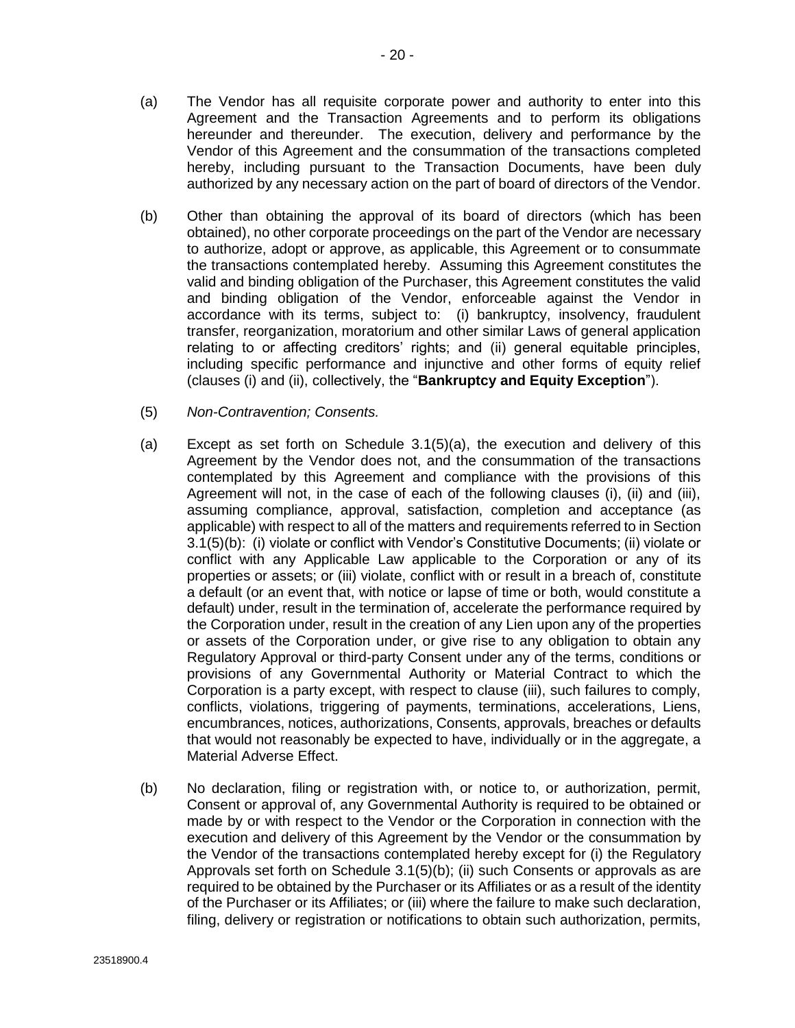(a) The Vendor has all requisite corporate power and authority to enter into this Agreement and the Transaction Agreements and to perform its obligations hereunder and thereunder. The execution, delivery and performance by the Vendor of this Agreement and the consummation of the transactions completed hereby, including pursuant to the Transaction Documents, have been duly authorized by any necessary action on the part of board of directors of the Vendor.

(b) Other than obtaining the approval of its board of directors (which has been obtained), no other corporate proceedings on the part of the Vendor are necessary to authorize, adopt or approve, as applicable, this Agreement or to consummate the transactions contemplated hereby. Assuming this Agreement constitutes the valid and binding obligation of the Purchaser, this Agreement constitutes the valid and binding obligation of the Vendor, enforceable against the Vendor in accordance with its terms, subject to: (i) bankruptcy, insolvency, fraudulent transfer, reorganization, moratorium and other similar Laws of general application relating to or affecting creditors' rights; and (ii) general equitable principles, including specific performance and injunctive and other forms of equity relief (clauses (i) and (ii), collectively, the "**Bankruptcy and Equity Exception**").

(5) *Non-Contravention; Consents.*

(a) Except as set forth on Schedule 3.1(5)(a), the execution and delivery of this Agreement by the Vendor does not, and the consummation of the transactions contemplated by this Agreement and compliance with the provisions of this Agreement will not, in the case of each of the following clauses (i), (ii) and (iii), assuming compliance, approval, satisfaction, completion and acceptance (as applicable) with respect to all of the matters and requirements referred to in Section 3.1(5)(b): (i) violate or conflict with Vendor's Constitutive Documents; (ii) violate or conflict with any Applicable Law applicable to the Corporation or any of its properties or assets; or (iii) violate, conflict with or result in a breach of, constitute a default (or an event that, with notice or lapse of time or both, would constitute a default) under, result in the termination of, accelerate the performance required by the Corporation under, result in the creation of any Lien upon any of the properties or assets of the Corporation under, or give rise to any obligation to obtain any Regulatory Approval or third-party Consent under any of the terms, conditions or provisions of any Governmental Authority or Material Contract to which the Corporation is a party except, with respect to clause (iii), such failures to comply, conflicts, violations, triggering of payments, terminations, accelerations, Liens, encumbrances, notices, authorizations, Consents, approvals, breaches or defaults that would not reasonably be expected to have, individually or in the aggregate, a Material Adverse Effect.

(b) No declaration, filing or registration with, or notice to, or authorization, permit, Consent or approval of, any Governmental Authority is required to be obtained or made by or with respect to the Vendor or the Corporation in connection with the execution and delivery of this Agreement by the Vendor or the consummation by the Vendor of the transactions contemplated hereby except for (i) the Regulatory Approvals set forth on Schedule 3.1(5)(b); (ii) such Consents or approvals as are required to be obtained by the Purchaser or its Affiliates or as a result of the identity of the Purchaser or its Affiliates; or (iii) where the failure to make such declaration, filing, delivery or registration or notifications to obtain such authorization, permits,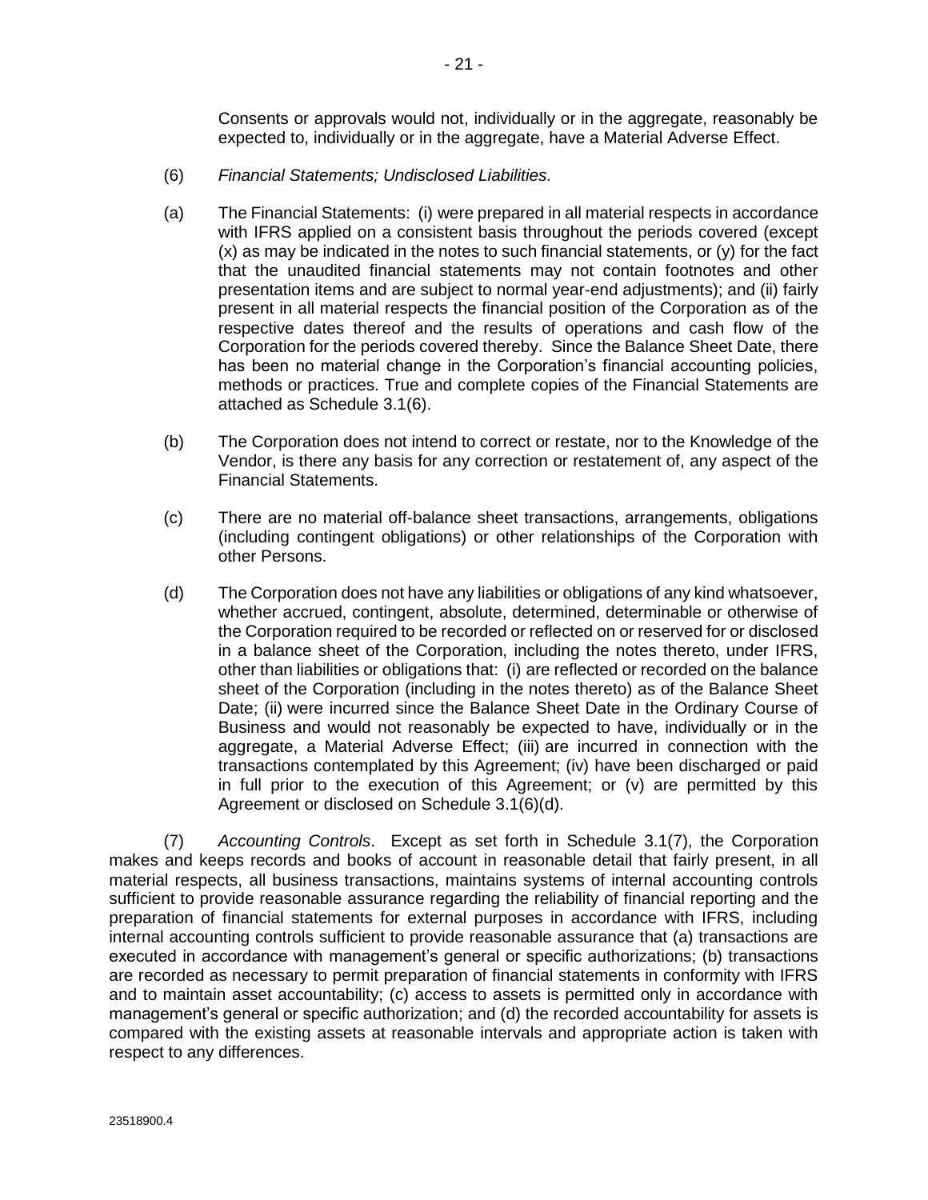Consents or approvals would not, individually or in the aggregate, reasonably be expected to, individually or in the aggregate, have a Material Adverse Effect.

(6) *Financial Statements; Undisclosed Liabilities.*

(a) The Financial Statements: (i) were prepared in all material respects in accordance with IFRS applied on a consistent basis throughout the periods covered (except (x) as may be indicated in the notes to such financial statements, or (y) for the fact that the unaudited financial statements may not contain footnotes and other presentation items and are subject to normal year-end adjustments); and (ii) fairly present in all material respects the financial position of the Corporation as of the respective dates thereof and the results of operations and cash flow of the Corporation for the periods covered thereby. Since the Balance Sheet Date, there has been no material change in the Corporation's financial accounting policies, methods or practices. True and complete copies of the Financial Statements are attached as Schedule 3.1(6).

(b) The Corporation does not intend to correct or restate, nor to the Knowledge of the Vendor, is there any basis for any correction or restatement of, any aspect of the Financial Statements.

(c) There are no material off-balance sheet transactions, arrangements, obligations (including contingent obligations) or other relationships of the Corporation with other Persons.

(d) The Corporation does not have any liabilities or obligations of any kind whatsoever, whether accrued, contingent, absolute, determined, determinable or otherwise of the Corporation required to be recorded or reflected on or reserved for or disclosed in a balance sheet of the Corporation, including the notes thereto, under IFRS, other than liabilities or obligations that: (i) are reflected or recorded on the balance sheet of the Corporation (including in the notes thereto) as of the Balance Sheet Date; (ii) were incurred since the Balance Sheet Date in the Ordinary Course of Business and would not reasonably be expected to have, individually or in the aggregate, a Material Adverse Effect; (iii) are incurred in connection with the transactions contemplated by this Agreement; (iv) have been discharged or paid in full prior to the execution of this Agreement; or (v) are permitted by this Agreement or disclosed on Schedule 3.1(6)(d).

(7) *Accounting Controls*. Except as set forth in Schedule 3.1(7), the Corporation makes and keeps records and books of account in reasonable detail that fairly present, in all material respects, all business transactions, maintains systems of internal accounting controls sufficient to provide reasonable assurance regarding the reliability of financial reporting and the preparation of financial statements for external purposes in accordance with IFRS, including internal accounting controls sufficient to provide reasonable assurance that (a) transactions are executed in accordance with management's general or specific authorizations; (b) transactions are recorded as necessary to permit preparation of financial statements in conformity with IFRS and to maintain asset accountability; (c) access to assets is permitted only in accordance with management's general or specific authorization; and (d) the recorded accountability for assets is compared with the existing assets at reasonable intervals and appropriate action is taken with respect to any differences.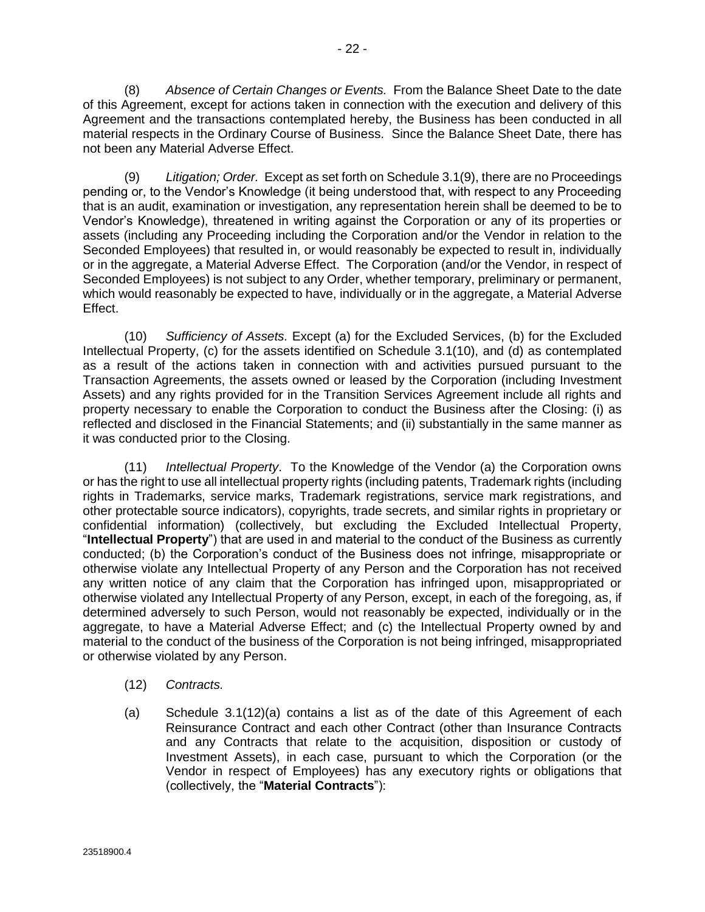(8) *Absence of Certain Changes or Events.* From the Balance Sheet Date to the date of this Agreement, except for actions taken in connection with the execution and delivery of this Agreement and the transactions contemplated hereby, the Business has been conducted in all material respects in the Ordinary Course of Business. Since the Balance Sheet Date, there has not been any Material Adverse Effect.

(9) *Litigation; Order.* Except as set forth on Schedule 3.1(9), there are no Proceedings pending or, to the Vendor's Knowledge (it being understood that, with respect to any Proceeding that is an audit, examination or investigation, any representation herein shall be deemed to be to Vendor's Knowledge), threatened in writing against the Corporation or any of its properties or assets (including any Proceeding including the Corporation and/or the Vendor in relation to the Seconded Employees) that resulted in, or would reasonably be expected to result in, individually or in the aggregate, a Material Adverse Effect. The Corporation (and/or the Vendor, in respect of Seconded Employees) is not subject to any Order, whether temporary, preliminary or permanent, which would reasonably be expected to have, individually or in the aggregate, a Material Adverse Effect.

(10) *Sufficiency of Assets.* Except (a) for the Excluded Services, (b) for the Excluded Intellectual Property, (c) for the assets identified on Schedule 3.1(10), and (d) as contemplated as a result of the actions taken in connection with and activities pursued pursuant to the Transaction Agreements, the assets owned or leased by the Corporation (including Investment Assets) and any rights provided for in the Transition Services Agreement include all rights and property necessary to enable the Corporation to conduct the Business after the Closing: (i) as reflected and disclosed in the Financial Statements; and (ii) substantially in the same manner as it was conducted prior to the Closing.

(11) *Intellectual Property*. To the Knowledge of the Vendor (a) the Corporation owns or has the right to use all intellectual property rights (including patents, Trademark rights (including rights in Trademarks, service marks, Trademark registrations, service mark registrations, and other protectable source indicators), copyrights, trade secrets, and similar rights in proprietary or confidential information) (collectively, but excluding the Excluded Intellectual Property, "**Intellectual Property**") that are used in and material to the conduct of the Business as currently conducted; (b) the Corporation's conduct of the Business does not infringe, misappropriate or otherwise violate any Intellectual Property of any Person and the Corporation has not received any written notice of any claim that the Corporation has infringed upon, misappropriated or otherwise violated any Intellectual Property of any Person, except, in each of the foregoing, as, if determined adversely to such Person, would not reasonably be expected, individually or in the aggregate, to have a Material Adverse Effect; and (c) the Intellectual Property owned by and material to the conduct of the business of the Corporation is not being infringed, misappropriated or otherwise violated by any Person.

(12) *Contracts.*

(a) Schedule 3.1(12)(a) contains a list as of the date of this Agreement of each Reinsurance Contract and each other Contract (other than Insurance Contracts and any Contracts that relate to the acquisition, disposition or custody of Investment Assets), in each case, pursuant to which the Corporation (or the Vendor in respect of Employees) has any executory rights or obligations that (collectively, the "**Material Contracts**"):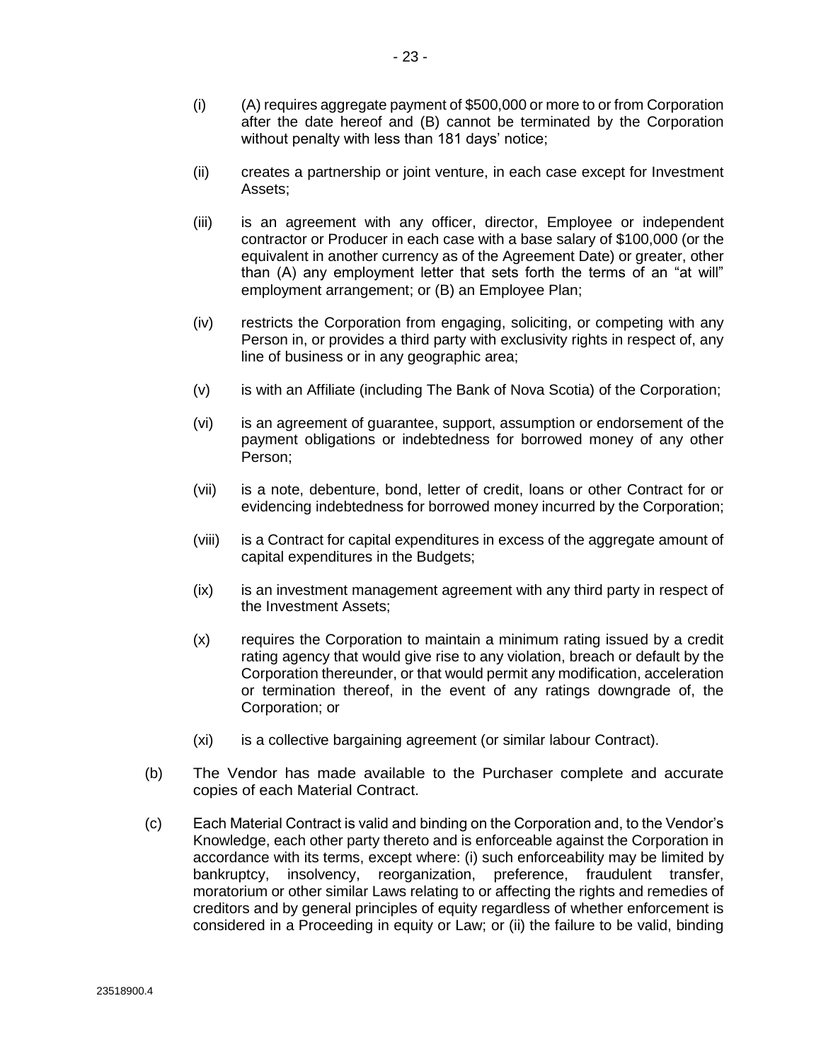(i) (A) requires aggregate payment of $500,000 or more to or from Corporation after the date hereof and (B) cannot be terminated by the Corporation without penalty with less than 181 days' notice;

(ii) creates a partnership or joint venture, in each case except for Investment Assets;

(iii) is an agreement with any officer, director, Employee or independent contractor or Producer in each case with a base salary of $100,000 (or the equivalent in another currency as of the Agreement Date) or greater, other than (A) any employment letter that sets forth the terms of an "at will" employment arrangement; or (B) an Employee Plan;

(iv) restricts the Corporation from engaging, soliciting, or competing with any Person in, or provides a third party with exclusivity rights in respect of, any line of business or in any geographic area;

(v) is with an Affiliate (including The Bank of Nova Scotia) of the Corporation;

(vi) is an agreement of guarantee, support, assumption or endorsement of the payment obligations or indebtedness for borrowed money of any other Person;

(vii) is a note, debenture, bond, letter of credit, loans or other Contract for or evidencing indebtedness for borrowed money incurred by the Corporation;

(viii) is a Contract for capital expenditures in excess of the aggregate amount of capital expenditures in the Budgets;

(ix) is an investment management agreement with any third party in respect of the Investment Assets;

(x) requires the Corporation to maintain a minimum rating issued by a credit rating agency that would give rise to any violation, breach or default by the Corporation thereunder, or that would permit any modification, acceleration or termination thereof, in the event of any ratings downgrade of, the Corporation; or

(xi) is a collective bargaining agreement (or similar labour Contract).

(b) The Vendor has made available to the Purchaser complete and accurate copies of each Material Contract.

(c) Each Material Contract is valid and binding on the Corporation and, to the Vendor's Knowledge, each other party thereto and is enforceable against the Corporation in accordance with its terms, except where: (i) such enforceability may be limited by bankruptcy, insolvency, reorganization, preference, fraudulent transfer, moratorium or other similar Laws relating to or affecting the rights and remedies of creditors and by general principles of equity regardless of whether enforcement is considered in a Proceeding in equity or Law; or (ii) the failure to be valid, binding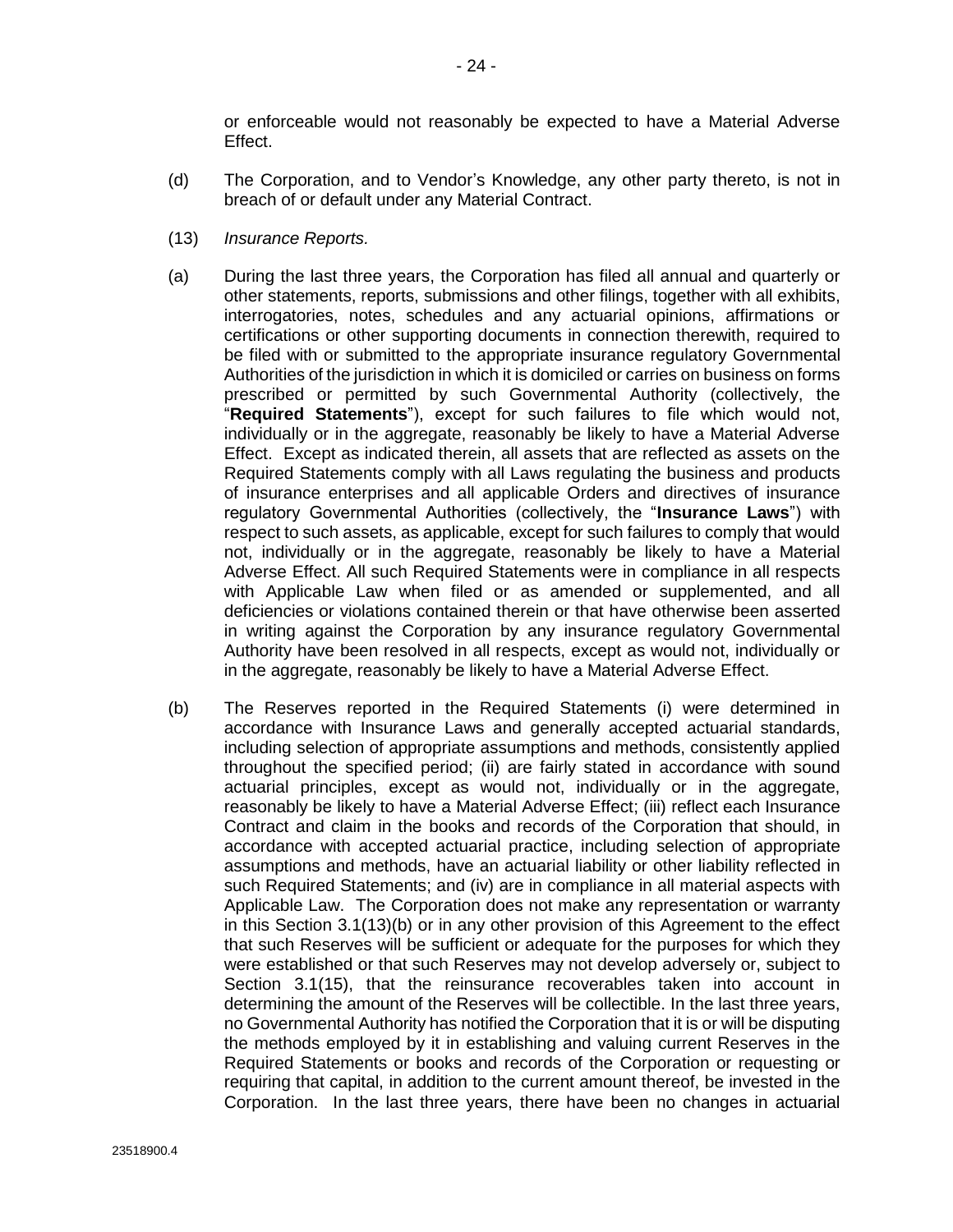or enforceable would not reasonably be expected to have a Material Adverse Effect.

(d) The Corporation, and to Vendor's Knowledge, any other party thereto, is not in breach of or default under any Material Contract.

(13) *Insurance Reports.*

(a) During the last three years, the Corporation has filed all annual and quarterly or other statements, reports, submissions and other filings, together with all exhibits, interrogatories, notes, schedules and any actuarial opinions, affirmations or certifications or other supporting documents in connection therewith, required to be filed with or submitted to the appropriate insurance regulatory Governmental Authorities of the jurisdiction in which it is domiciled or carries on business on forms prescribed or permitted by such Governmental Authority (collectively, the "**Required Statements**"), except for such failures to file which would not, individually or in the aggregate, reasonably be likely to have a Material Adverse Effect. Except as indicated therein, all assets that are reflected as assets on the Required Statements comply with all Laws regulating the business and products of insurance enterprises and all applicable Orders and directives of insurance regulatory Governmental Authorities (collectively, the "**Insurance Laws**") with respect to such assets, as applicable, except for such failures to comply that would not, individually or in the aggregate, reasonably be likely to have a Material Adverse Effect. All such Required Statements were in compliance in all respects with Applicable Law when filed or as amended or supplemented, and all deficiencies or violations contained therein or that have otherwise been asserted in writing against the Corporation by any insurance regulatory Governmental Authority have been resolved in all respects, except as would not, individually or in the aggregate, reasonably be likely to have a Material Adverse Effect.

(b) The Reserves reported in the Required Statements (i) were determined in accordance with Insurance Laws and generally accepted actuarial standards, including selection of appropriate assumptions and methods, consistently applied throughout the specified period; (ii) are fairly stated in accordance with sound actuarial principles, except as would not, individually or in the aggregate, reasonably be likely to have a Material Adverse Effect; (iii) reflect each Insurance Contract and claim in the books and records of the Corporation that should, in accordance with accepted actuarial practice, including selection of appropriate assumptions and methods, have an actuarial liability or other liability reflected in such Required Statements; and (iv) are in compliance in all material aspects with Applicable Law. The Corporation does not make any representation or warranty in this Section 3.1(13)(b) or in any other provision of this Agreement to the effect that such Reserves will be sufficient or adequate for the purposes for which they were established or that such Reserves may not develop adversely or, subject to Section 3.1(15), that the reinsurance recoverables taken into account in determining the amount of the Reserves will be collectible. In the last three years, no Governmental Authority has notified the Corporation that it is or will be disputing the methods employed by it in establishing and valuing current Reserves in the Required Statements or books and records of the Corporation or requesting or requiring that capital, in addition to the current amount thereof, be invested in the Corporation. In the last three years, there have been no changes in actuarial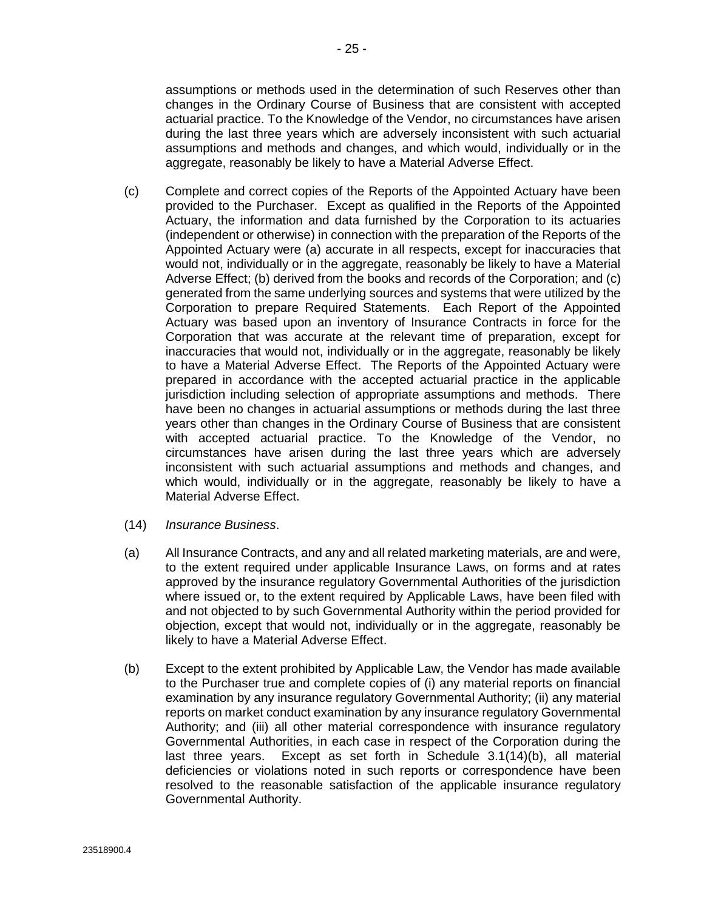assumptions or methods used in the determination of such Reserves other than changes in the Ordinary Course of Business that are consistent with accepted actuarial practice. To the Knowledge of the Vendor, no circumstances have arisen during the last three years which are adversely inconsistent with such actuarial assumptions and methods and changes, and which would, individually or in the aggregate, reasonably be likely to have a Material Adverse Effect.

(c) Complete and correct copies of the Reports of the Appointed Actuary have been provided to the Purchaser. Except as qualified in the Reports of the Appointed Actuary, the information and data furnished by the Corporation to its actuaries (independent or otherwise) in connection with the preparation of the Reports of the Appointed Actuary were (a) accurate in all respects, except for inaccuracies that would not, individually or in the aggregate, reasonably be likely to have a Material Adverse Effect; (b) derived from the books and records of the Corporation; and (c) generated from the same underlying sources and systems that were utilized by the Corporation to prepare Required Statements. Each Report of the Appointed Actuary was based upon an inventory of Insurance Contracts in force for the Corporation that was accurate at the relevant time of preparation, except for inaccuracies that would not, individually or in the aggregate, reasonably be likely to have a Material Adverse Effect. The Reports of the Appointed Actuary were prepared in accordance with the accepted actuarial practice in the applicable jurisdiction including selection of appropriate assumptions and methods. There have been no changes in actuarial assumptions or methods during the last three years other than changes in the Ordinary Course of Business that are consistent with accepted actuarial practice. To the Knowledge of the Vendor, no circumstances have arisen during the last three years which are adversely inconsistent with such actuarial assumptions and methods and changes, and which would, individually or in the aggregate, reasonably be likely to have a Material Adverse Effect.

(14) *Insurance Business*.

(a) All Insurance Contracts, and any and all related marketing materials, are and were, to the extent required under applicable Insurance Laws, on forms and at rates approved by the insurance regulatory Governmental Authorities of the jurisdiction where issued or, to the extent required by Applicable Laws, have been filed with and not objected to by such Governmental Authority within the period provided for objection, except that would not, individually or in the aggregate, reasonably be likely to have a Material Adverse Effect.

(b) Except to the extent prohibited by Applicable Law, the Vendor has made available to the Purchaser true and complete copies of (i) any material reports on financial examination by any insurance regulatory Governmental Authority; (ii) any material reports on market conduct examination by any insurance regulatory Governmental Authority; and (iii) all other material correspondence with insurance regulatory Governmental Authorities, in each case in respect of the Corporation during the last three years. Except as set forth in Schedule 3.1(14)(b), all material deficiencies or violations noted in such reports or correspondence have been resolved to the reasonable satisfaction of the applicable insurance regulatory Governmental Authority.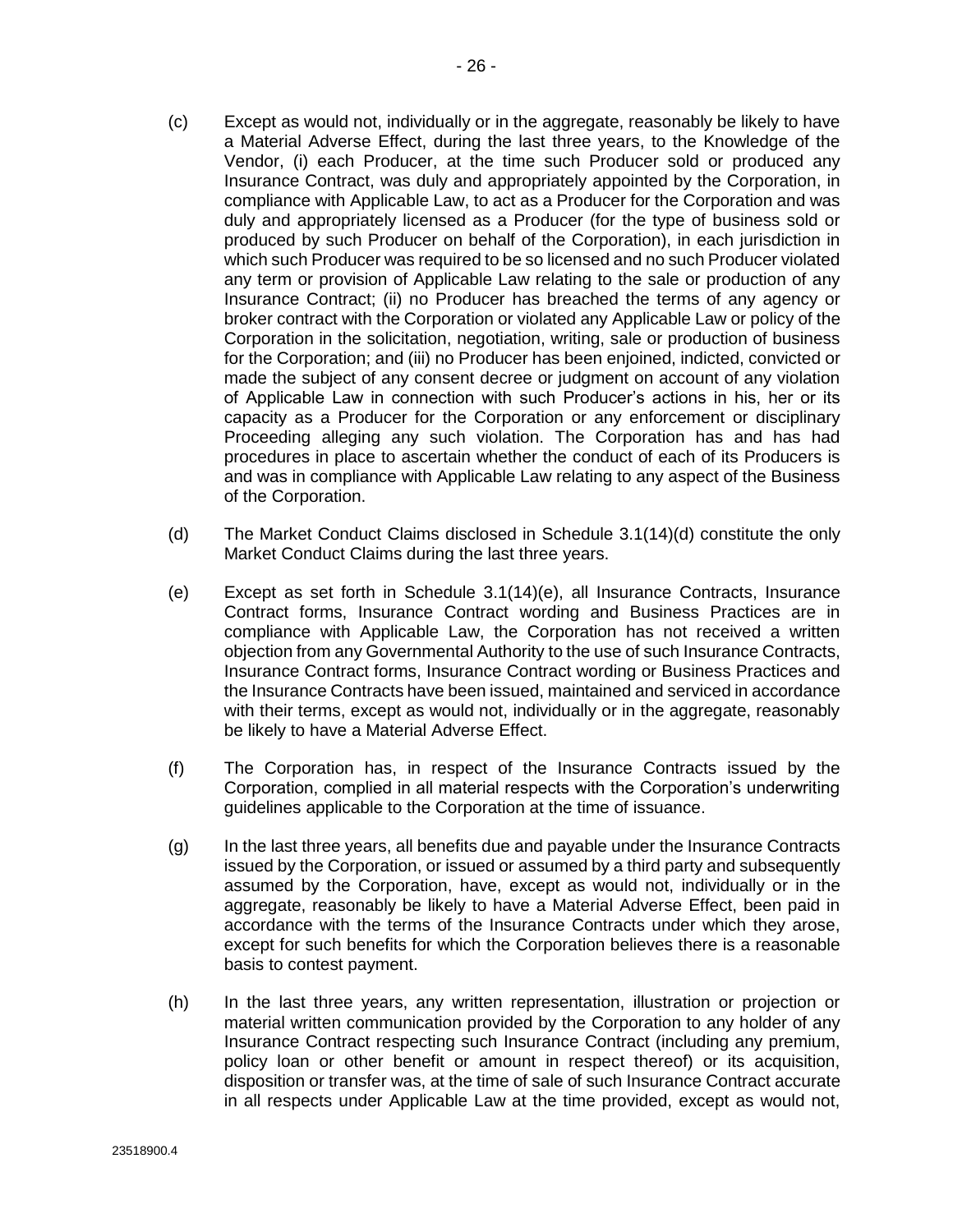(c) Except as would not, individually or in the aggregate, reasonably be likely to have a Material Adverse Effect, during the last three years, to the Knowledge of the Vendor, (i) each Producer, at the time such Producer sold or produced any Insurance Contract, was duly and appropriately appointed by the Corporation, in compliance with Applicable Law, to act as a Producer for the Corporation and was duly and appropriately licensed as a Producer (for the type of business sold or produced by such Producer on behalf of the Corporation), in each jurisdiction in which such Producer was required to be so licensed and no such Producer violated any term or provision of Applicable Law relating to the sale or production of any Insurance Contract; (ii) no Producer has breached the terms of any agency or broker contract with the Corporation or violated any Applicable Law or policy of the Corporation in the solicitation, negotiation, writing, sale or production of business for the Corporation; and (iii) no Producer has been enjoined, indicted, convicted or made the subject of any consent decree or judgment on account of any violation of Applicable Law in connection with such Producer's actions in his, her or its capacity as a Producer for the Corporation or any enforcement or disciplinary Proceeding alleging any such violation. The Corporation has and has had procedures in place to ascertain whether the conduct of each of its Producers is and was in compliance with Applicable Law relating to any aspect of the Business of the Corporation.

(d) The Market Conduct Claims disclosed in Schedule 3.1(14)(d) constitute the only Market Conduct Claims during the last three years.

(e) Except as set forth in Schedule 3.1(14)(e), all Insurance Contracts, Insurance Contract forms, Insurance Contract wording and Business Practices are in compliance with Applicable Law, the Corporation has not received a written objection from any Governmental Authority to the use of such Insurance Contracts, Insurance Contract forms, Insurance Contract wording or Business Practices and the Insurance Contracts have been issued, maintained and serviced in accordance with their terms, except as would not, individually or in the aggregate, reasonably be likely to have a Material Adverse Effect.

(f) The Corporation has, in respect of the Insurance Contracts issued by the Corporation, complied in all material respects with the Corporation's underwriting guidelines applicable to the Corporation at the time of issuance.

(g) In the last three years, all benefits due and payable under the Insurance Contracts issued by the Corporation, or issued or assumed by a third party and subsequently assumed by the Corporation, have, except as would not, individually or in the aggregate, reasonably be likely to have a Material Adverse Effect, been paid in accordance with the terms of the Insurance Contracts under which they arose, except for such benefits for which the Corporation believes there is a reasonable basis to contest payment.

(h) In the last three years, any written representation, illustration or projection or material written communication provided by the Corporation to any holder of any Insurance Contract respecting such Insurance Contract (including any premium, policy loan or other benefit or amount in respect thereof) or its acquisition, disposition or transfer was, at the time of sale of such Insurance Contract accurate in all respects under Applicable Law at the time provided, except as would not,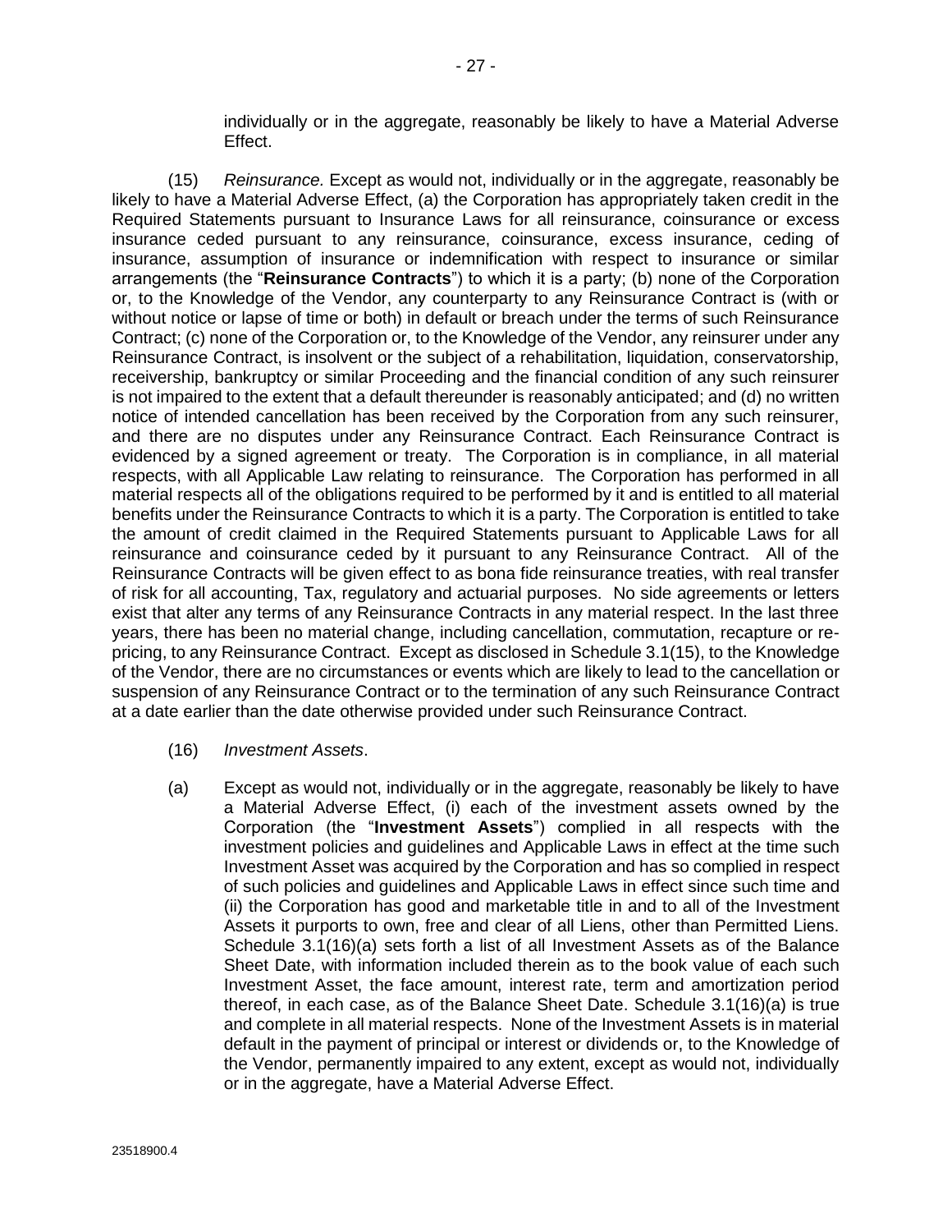individually or in the aggregate, reasonably be likely to have a Material Adverse Effect.

(15) *Reinsurance.* Except as would not, individually or in the aggregate, reasonably be likely to have a Material Adverse Effect, (a) the Corporation has appropriately taken credit in the Required Statements pursuant to Insurance Laws for all reinsurance, coinsurance or excess insurance ceded pursuant to any reinsurance, coinsurance, excess insurance, ceding of insurance, assumption of insurance or indemnification with respect to insurance or similar arrangements (the "**Reinsurance Contracts**") to which it is a party; (b) none of the Corporation or, to the Knowledge of the Vendor, any counterparty to any Reinsurance Contract is (with or without notice or lapse of time or both) in default or breach under the terms of such Reinsurance Contract; (c) none of the Corporation or, to the Knowledge of the Vendor, any reinsurer under any Reinsurance Contract, is insolvent or the subject of a rehabilitation, liquidation, conservatorship, receivership, bankruptcy or similar Proceeding and the financial condition of any such reinsurer is not impaired to the extent that a default thereunder is reasonably anticipated; and (d) no written notice of intended cancellation has been received by the Corporation from any such reinsurer, and there are no disputes under any Reinsurance Contract. Each Reinsurance Contract is evidenced by a signed agreement or treaty. The Corporation is in compliance, in all material respects, with all Applicable Law relating to reinsurance. The Corporation has performed in all material respects all of the obligations required to be performed by it and is entitled to all material benefits under the Reinsurance Contracts to which it is a party. The Corporation is entitled to take the amount of credit claimed in the Required Statements pursuant to Applicable Laws for all reinsurance and coinsurance ceded by it pursuant to any Reinsurance Contract. All of the Reinsurance Contracts will be given effect to as bona fide reinsurance treaties, with real transfer of risk for all accounting, Tax, regulatory and actuarial purposes. No side agreements or letters exist that alter any terms of any Reinsurance Contracts in any material respect. In the last three years, there has been no material change, including cancellation, commutation, recapture or re-pricing, to any Reinsurance Contract. Except as disclosed in Schedule 3.1(15), to the Knowledge of the Vendor, there are no circumstances or events which are likely to lead to the cancellation or suspension of any Reinsurance Contract or to the termination of any such Reinsurance Contract at a date earlier than the date otherwise provided under such Reinsurance Contract.

(16) *Investment Assets*.

(a) Except as would not, individually or in the aggregate, reasonably be likely to have a Material Adverse Effect, (i) each of the investment assets owned by the Corporation (the "**Investment Assets**") complied in all respects with the investment policies and guidelines and Applicable Laws in effect at the time such Investment Asset was acquired by the Corporation and has so complied in respect of such policies and guidelines and Applicable Laws in effect since such time and (ii) the Corporation has good and marketable title in and to all of the Investment Assets it purports to own, free and clear of all Liens, other than Permitted Liens. Schedule 3.1(16)(a) sets forth a list of all Investment Assets as of the Balance Sheet Date, with information included therein as to the book value of each such Investment Asset, the face amount, interest rate, term and amortization period thereof, in each case, as of the Balance Sheet Date. Schedule 3.1(16)(a) is true and complete in all material respects. None of the Investment Assets is in material default in the payment of principal or interest or dividends or, to the Knowledge of the Vendor, permanently impaired to any extent, except as would not, individually or in the aggregate, have a Material Adverse Effect.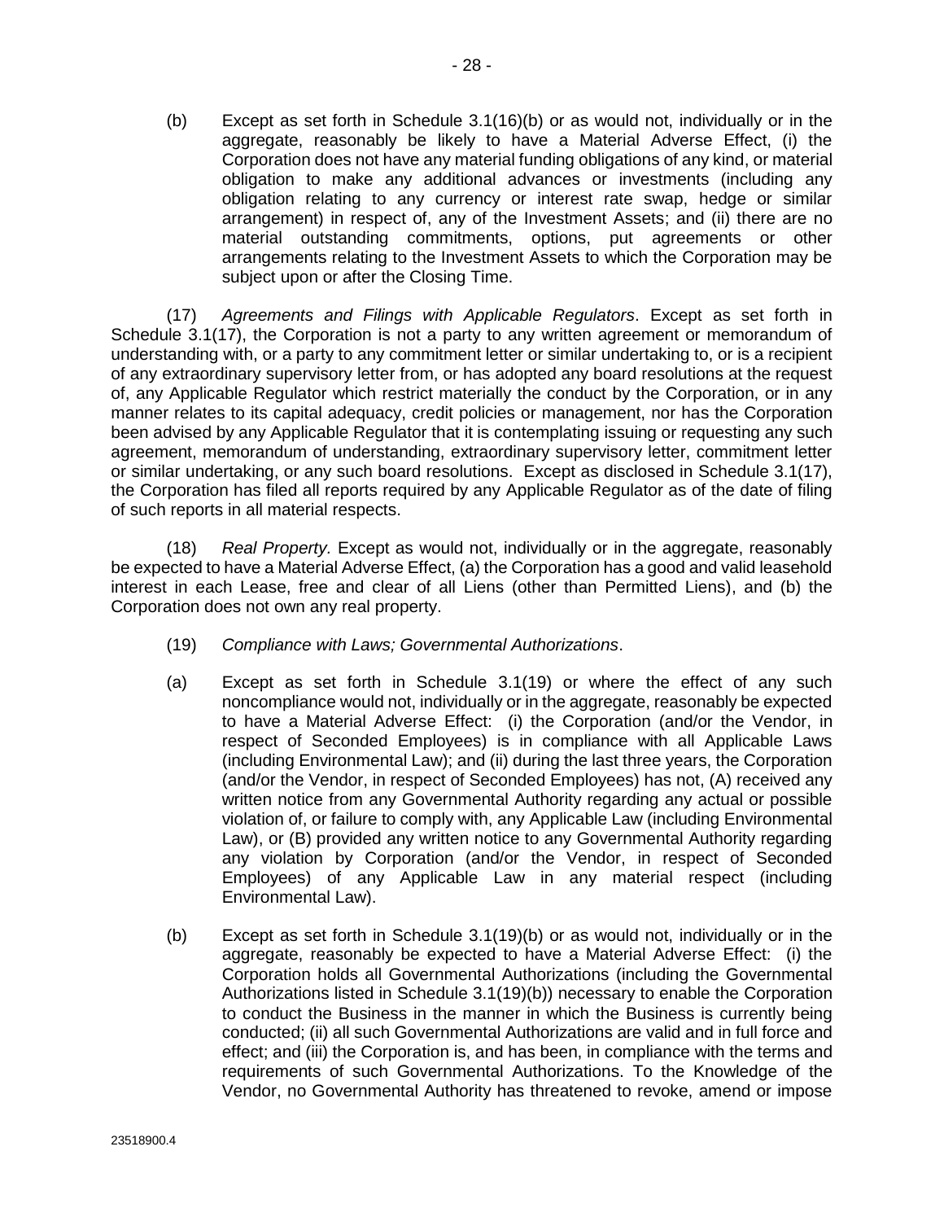(b) Except as set forth in Schedule 3.1(16)(b) or as would not, individually or in the aggregate, reasonably be likely to have a Material Adverse Effect, (i) the Corporation does not have any material funding obligations of any kind, or material obligation to make any additional advances or investments (including any obligation relating to any currency or interest rate swap, hedge or similar arrangement) in respect of, any of the Investment Assets; and (ii) there are no material outstanding commitments, options, put agreements or other arrangements relating to the Investment Assets to which the Corporation may be subject upon or after the Closing Time.

(17) *Agreements and Filings with Applicable Regulators*. Except as set forth in Schedule 3.1(17), the Corporation is not a party to any written agreement or memorandum of understanding with, or a party to any commitment letter or similar undertaking to, or is a recipient of any extraordinary supervisory letter from, or has adopted any board resolutions at the request of, any Applicable Regulator which restrict materially the conduct by the Corporation, or in any manner relates to its capital adequacy, credit policies or management, nor has the Corporation been advised by any Applicable Regulator that it is contemplating issuing or requesting any such agreement, memorandum of understanding, extraordinary supervisory letter, commitment letter or similar undertaking, or any such board resolutions. Except as disclosed in Schedule 3.1(17), the Corporation has filed all reports required by any Applicable Regulator as of the date of filing of such reports in all material respects.

(18) *Real Property.* Except as would not, individually or in the aggregate, reasonably be expected to have a Material Adverse Effect, (a) the Corporation has a good and valid leasehold interest in each Lease, free and clear of all Liens (other than Permitted Liens), and (b) the Corporation does not own any real property.

(19) *Compliance with Laws; Governmental Authorizations*.

(a) Except as set forth in Schedule 3.1(19) or where the effect of any such noncompliance would not, individually or in the aggregate, reasonably be expected to have a Material Adverse Effect: (i) the Corporation (and/or the Vendor, in respect of Seconded Employees) is in compliance with all Applicable Laws (including Environmental Law); and (ii) during the last three years, the Corporation (and/or the Vendor, in respect of Seconded Employees) has not, (A) received any written notice from any Governmental Authority regarding any actual or possible violation of, or failure to comply with, any Applicable Law (including Environmental Law), or (B) provided any written notice to any Governmental Authority regarding any violation by Corporation (and/or the Vendor, in respect of Seconded Employees) of any Applicable Law in any material respect (including Environmental Law).

(b) Except as set forth in Schedule 3.1(19)(b) or as would not, individually or in the aggregate, reasonably be expected to have a Material Adverse Effect: (i) the Corporation holds all Governmental Authorizations (including the Governmental Authorizations listed in Schedule 3.1(19)(b)) necessary to enable the Corporation to conduct the Business in the manner in which the Business is currently being conducted; (ii) all such Governmental Authorizations are valid and in full force and effect; and (iii) the Corporation is, and has been, in compliance with the terms and requirements of such Governmental Authorizations. To the Knowledge of the Vendor, no Governmental Authority has threatened to revoke, amend or impose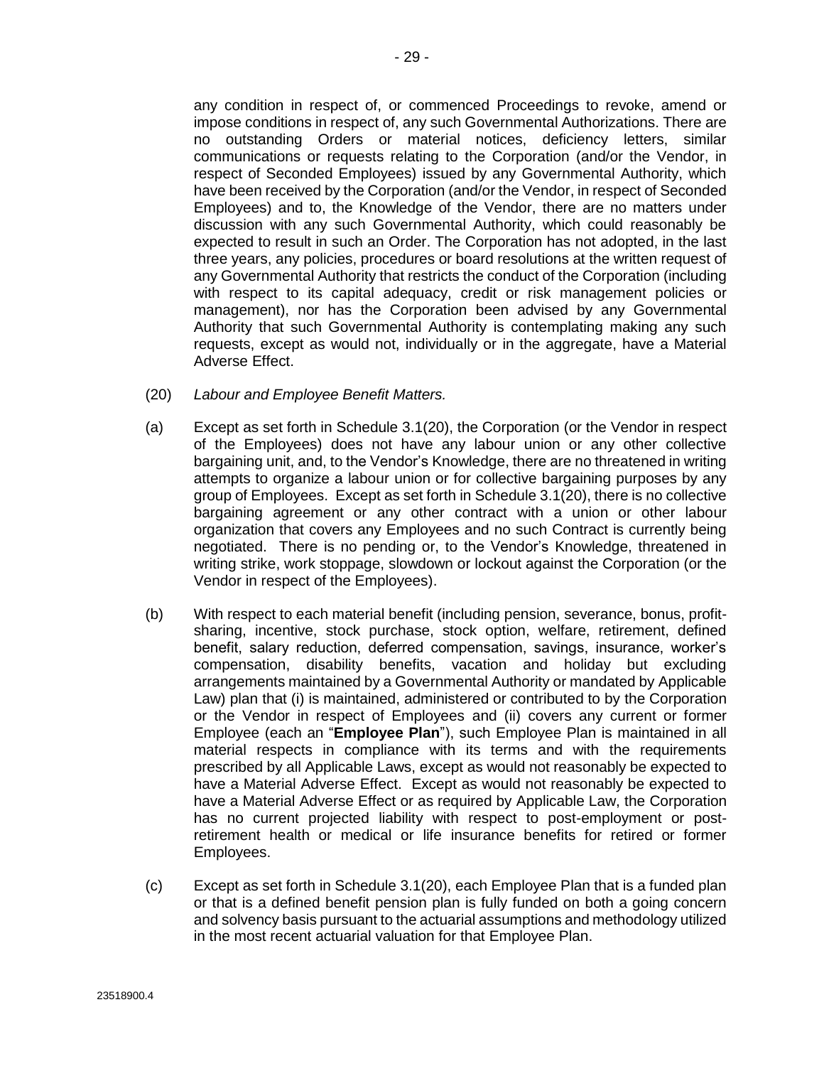any condition in respect of, or commenced Proceedings to revoke, amend or impose conditions in respect of, any such Governmental Authorizations. There are no outstanding Orders or material notices, deficiency letters, similar communications or requests relating to the Corporation (and/or the Vendor, in respect of Seconded Employees) issued by any Governmental Authority, which have been received by the Corporation (and/or the Vendor, in respect of Seconded Employees) and to, the Knowledge of the Vendor, there are no matters under discussion with any such Governmental Authority, which could reasonably be expected to result in such an Order. The Corporation has not adopted, in the last three years, any policies, procedures or board resolutions at the written request of any Governmental Authority that restricts the conduct of the Corporation (including with respect to its capital adequacy, credit or risk management policies or management), nor has the Corporation been advised by any Governmental Authority that such Governmental Authority is contemplating making any such requests, except as would not, individually or in the aggregate, have a Material Adverse Effect.

(20) *Labour and Employee Benefit Matters.*

(a) Except as set forth in Schedule 3.1(20), the Corporation (or the Vendor in respect of the Employees) does not have any labour union or any other collective bargaining unit, and, to the Vendor's Knowledge, there are no threatened in writing attempts to organize a labour union or for collective bargaining purposes by any group of Employees. Except as set forth in Schedule 3.1(20), there is no collective bargaining agreement or any other contract with a union or other labour organization that covers any Employees and no such Contract is currently being negotiated. There is no pending or, to the Vendor's Knowledge, threatened in writing strike, work stoppage, slowdown or lockout against the Corporation (or the Vendor in respect of the Employees).

(b) With respect to each material benefit (including pension, severance, bonus, profit-sharing, incentive, stock purchase, stock option, welfare, retirement, defined benefit, salary reduction, deferred compensation, savings, insurance, worker's compensation, disability benefits, vacation and holiday but excluding arrangements maintained by a Governmental Authority or mandated by Applicable Law) plan that (i) is maintained, administered or contributed to by the Corporation or the Vendor in respect of Employees and (ii) covers any current or former Employee (each an "**Employee Plan**"), such Employee Plan is maintained in all material respects in compliance with its terms and with the requirements prescribed by all Applicable Laws, except as would not reasonably be expected to have a Material Adverse Effect. Except as would not reasonably be expected to have a Material Adverse Effect or as required by Applicable Law, the Corporation has no current projected liability with respect to post-employment or post-retirement health or medical or life insurance benefits for retired or former Employees.

(c) Except as set forth in Schedule 3.1(20), each Employee Plan that is a funded plan or that is a defined benefit pension plan is fully funded on both a going concern and solvency basis pursuant to the actuarial assumptions and methodology utilized in the most recent actuarial valuation for that Employee Plan.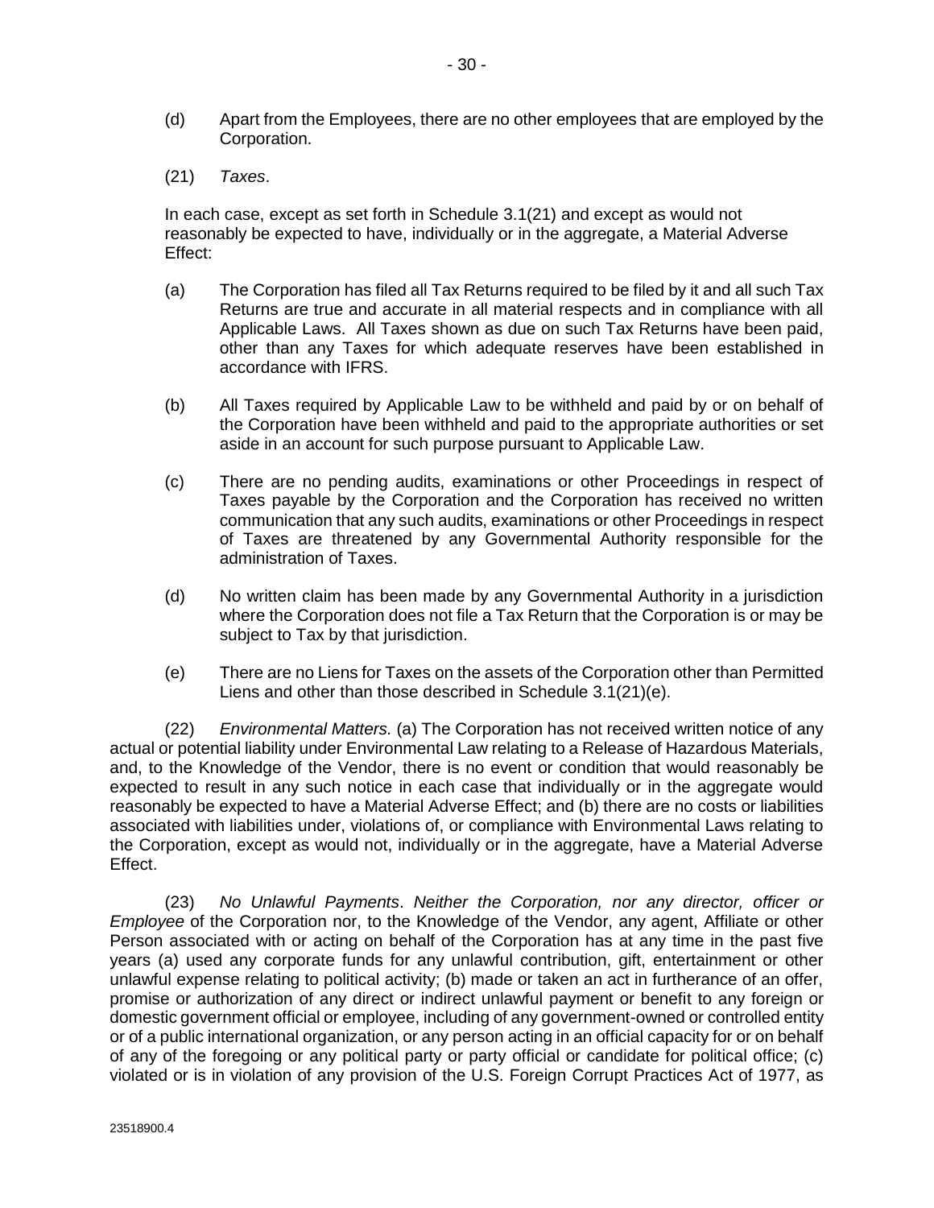(d) Apart from the Employees, there are no other employees that are employed by the Corporation.

(21) *Taxes*.

In each case, except as set forth in Schedule 3.1(21) and except as would not reasonably be expected to have, individually or in the aggregate, a Material Adverse Effect:

(a) The Corporation has filed all Tax Returns required to be filed by it and all such Tax Returns are true and accurate in all material respects and in compliance with all Applicable Laws. All Taxes shown as due on such Tax Returns have been paid, other than any Taxes for which adequate reserves have been established in accordance with IFRS.

(b) All Taxes required by Applicable Law to be withheld and paid by or on behalf of the Corporation have been withheld and paid to the appropriate authorities or set aside in an account for such purpose pursuant to Applicable Law.

(c) There are no pending audits, examinations or other Proceedings in respect of Taxes payable by the Corporation and the Corporation has received no written communication that any such audits, examinations or other Proceedings in respect of Taxes are threatened by any Governmental Authority responsible for the administration of Taxes.

(d) No written claim has been made by any Governmental Authority in a jurisdiction where the Corporation does not file a Tax Return that the Corporation is or may be subject to Tax by that jurisdiction.

(e) There are no Liens for Taxes on the assets of the Corporation other than Permitted Liens and other than those described in Schedule 3.1(21)(e).

(22) *Environmental Matters.* (a) The Corporation has not received written notice of any actual or potential liability under Environmental Law relating to a Release of Hazardous Materials, and, to the Knowledge of the Vendor, there is no event or condition that would reasonably be expected to result in any such notice in each case that individually or in the aggregate would reasonably be expected to have a Material Adverse Effect; and (b) there are no costs or liabilities associated with liabilities under, violations of, or compliance with Environmental Laws relating to the Corporation, except as would not, individually or in the aggregate, have a Material Adverse Effect.

(23) *No Unlawful Payments*. *Neither the Corporation, nor any director, officer or Employee* of the Corporation nor, to the Knowledge of the Vendor, any agent, Affiliate or other Person associated with or acting on behalf of the Corporation has at any time in the past five years (a) used any corporate funds for any unlawful contribution, gift, entertainment or other unlawful expense relating to political activity; (b) made or taken an act in furtherance of an offer, promise or authorization of any direct or indirect unlawful payment or benefit to any foreign or domestic government official or employee, including of any government-owned or controlled entity or of a public international organization, or any person acting in an official capacity for or on behalf of any of the foregoing or any political party or party official or candidate for political office; (c) violated or is in violation of any provision of the U.S. Foreign Corrupt Practices Act of 1977, as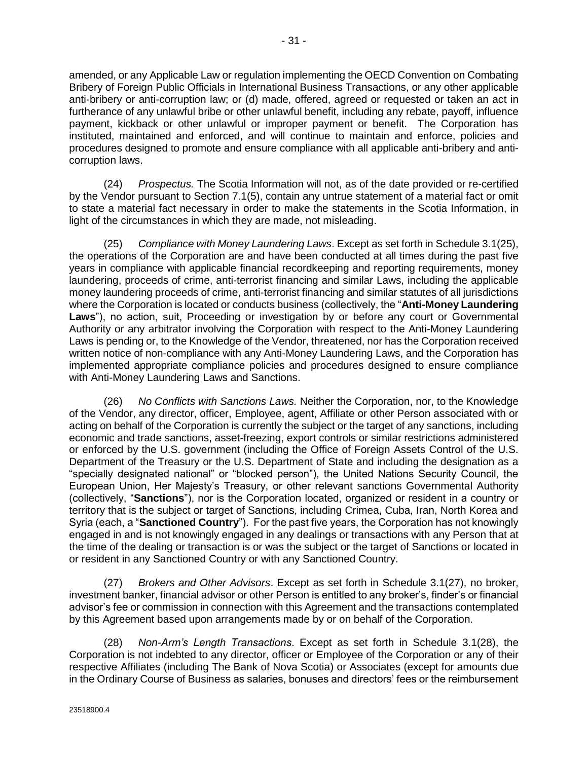amended, or any Applicable Law or regulation implementing the OECD Convention on Combating Bribery of Foreign Public Officials in International Business Transactions, or any other applicable anti-bribery or anti-corruption law; or (d) made, offered, agreed or requested or taken an act in furtherance of any unlawful bribe or other unlawful benefit, including any rebate, payoff, influence payment, kickback or other unlawful or improper payment or benefit. The Corporation has instituted, maintained and enforced, and will continue to maintain and enforce, policies and procedures designed to promote and ensure compliance with all applicable anti-bribery and anti-corruption laws.

(24) *Prospectus.* The Scotia Information will not, as of the date provided or re-certified by the Vendor pursuant to Section 7.1(5), contain any untrue statement of a material fact or omit to state a material fact necessary in order to make the statements in the Scotia Information, in light of the circumstances in which they are made, not misleading.

(25) *Compliance with Money Laundering Laws*. Except as set forth in Schedule 3.1(25), the operations of the Corporation are and have been conducted at all times during the past five years in compliance with applicable financial recordkeeping and reporting requirements, money laundering, proceeds of crime, anti-terrorist financing and similar Laws, including the applicable money laundering proceeds of crime, anti-terrorist financing and similar statutes of all jurisdictions where the Corporation is located or conducts business (collectively, the "**Anti-Money Laundering Laws**"), no action, suit, Proceeding or investigation by or before any court or Governmental Authority or any arbitrator involving the Corporation with respect to the Anti-Money Laundering Laws is pending or, to the Knowledge of the Vendor, threatened, nor has the Corporation received written notice of non-compliance with any Anti-Money Laundering Laws, and the Corporation has implemented appropriate compliance policies and procedures designed to ensure compliance with Anti-Money Laundering Laws and Sanctions.

(26) *No Conflicts with Sanctions Laws.* Neither the Corporation, nor, to the Knowledge of the Vendor, any director, officer, Employee, agent, Affiliate or other Person associated with or acting on behalf of the Corporation is currently the subject or the target of any sanctions, including economic and trade sanctions, asset-freezing, export controls or similar restrictions administered or enforced by the U.S. government (including the Office of Foreign Assets Control of the U.S. Department of the Treasury or the U.S. Department of State and including the designation as a "specially designated national" or "blocked person"), the United Nations Security Council, the European Union, Her Majesty's Treasury, or other relevant sanctions Governmental Authority (collectively, "**Sanctions**"), nor is the Corporation located, organized or resident in a country or territory that is the subject or target of Sanctions, including Crimea, Cuba, Iran, North Korea and Syria (each, a "**Sanctioned Country**"). For the past five years, the Corporation has not knowingly engaged in and is not knowingly engaged in any dealings or transactions with any Person that at the time of the dealing or transaction is or was the subject or the target of Sanctions or located in or resident in any Sanctioned Country or with any Sanctioned Country.

(27) *Brokers and Other Advisors*. Except as set forth in Schedule 3.1(27), no broker, investment banker, financial advisor or other Person is entitled to any broker's, finder's or financial advisor's fee or commission in connection with this Agreement and the transactions contemplated by this Agreement based upon arrangements made by or on behalf of the Corporation.

(28) *Non-Arm's Length Transactions*. Except as set forth in Schedule 3.1(28), the Corporation is not indebted to any director, officer or Employee of the Corporation or any of their respective Affiliates (including The Bank of Nova Scotia) or Associates (except for amounts due in the Ordinary Course of Business as salaries, bonuses and directors' fees or the reimbursement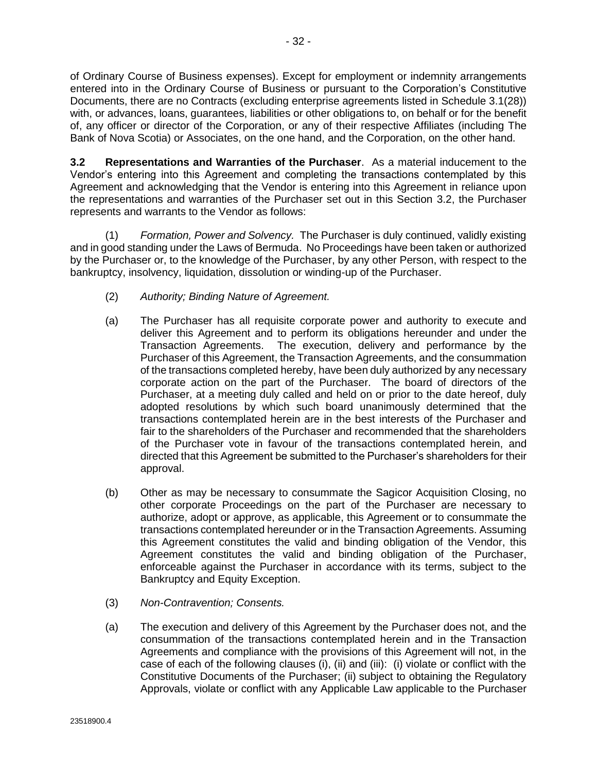of Ordinary Course of Business expenses). Except for employment or indemnity arrangements entered into in the Ordinary Course of Business or pursuant to the Corporation's Constitutive Documents, there are no Contracts (excluding enterprise agreements listed in Schedule 3.1(28)) with, or advances, loans, guarantees, liabilities or other obligations to, on behalf or for the benefit of, any officer or director of the Corporation, or any of their respective Affiliates (including The Bank of Nova Scotia) or Associates, on the one hand, and the Corporation, on the other hand.

**3.2 Representations and Warranties of the Purchaser**. As a material inducement to the Vendor's entering into this Agreement and completing the transactions contemplated by this Agreement and acknowledging that the Vendor is entering into this Agreement in reliance upon the representations and warranties of the Purchaser set out in this Section 3.2, the Purchaser represents and warrants to the Vendor as follows:

(1) *Formation, Power and Solvency.* The Purchaser is duly continued, validly existing and in good standing under the Laws of Bermuda. No Proceedings have been taken or authorized by the Purchaser or, to the knowledge of the Purchaser, by any other Person, with respect to the bankruptcy, insolvency, liquidation, dissolution or winding-up of the Purchaser.

(2) *Authority; Binding Nature of Agreement.*

(a) The Purchaser has all requisite corporate power and authority to execute and deliver this Agreement and to perform its obligations hereunder and under the Transaction Agreements. The execution, delivery and performance by the Purchaser of this Agreement, the Transaction Agreements, and the consummation of the transactions completed hereby, have been duly authorized by any necessary corporate action on the part of the Purchaser. The board of directors of the Purchaser, at a meeting duly called and held on or prior to the date hereof, duly adopted resolutions by which such board unanimously determined that the transactions contemplated herein are in the best interests of the Purchaser and fair to the shareholders of the Purchaser and recommended that the shareholders of the Purchaser vote in favour of the transactions contemplated herein, and directed that this Agreement be submitted to the Purchaser's shareholders for their approval.

(b) Other as may be necessary to consummate the Sagicor Acquisition Closing, no other corporate Proceedings on the part of the Purchaser are necessary to authorize, adopt or approve, as applicable, this Agreement or to consummate the transactions contemplated hereunder or in the Transaction Agreements. Assuming this Agreement constitutes the valid and binding obligation of the Vendor, this Agreement constitutes the valid and binding obligation of the Purchaser, enforceable against the Purchaser in accordance with its terms, subject to the Bankruptcy and Equity Exception.

(3) *Non-Contravention; Consents.*

(a) The execution and delivery of this Agreement by the Purchaser does not, and the consummation of the transactions contemplated herein and in the Transaction Agreements and compliance with the provisions of this Agreement will not, in the case of each of the following clauses (i), (ii) and (iii): (i) violate or conflict with the Constitutive Documents of the Purchaser; (ii) subject to obtaining the Regulatory Approvals, violate or conflict with any Applicable Law applicable to the Purchaser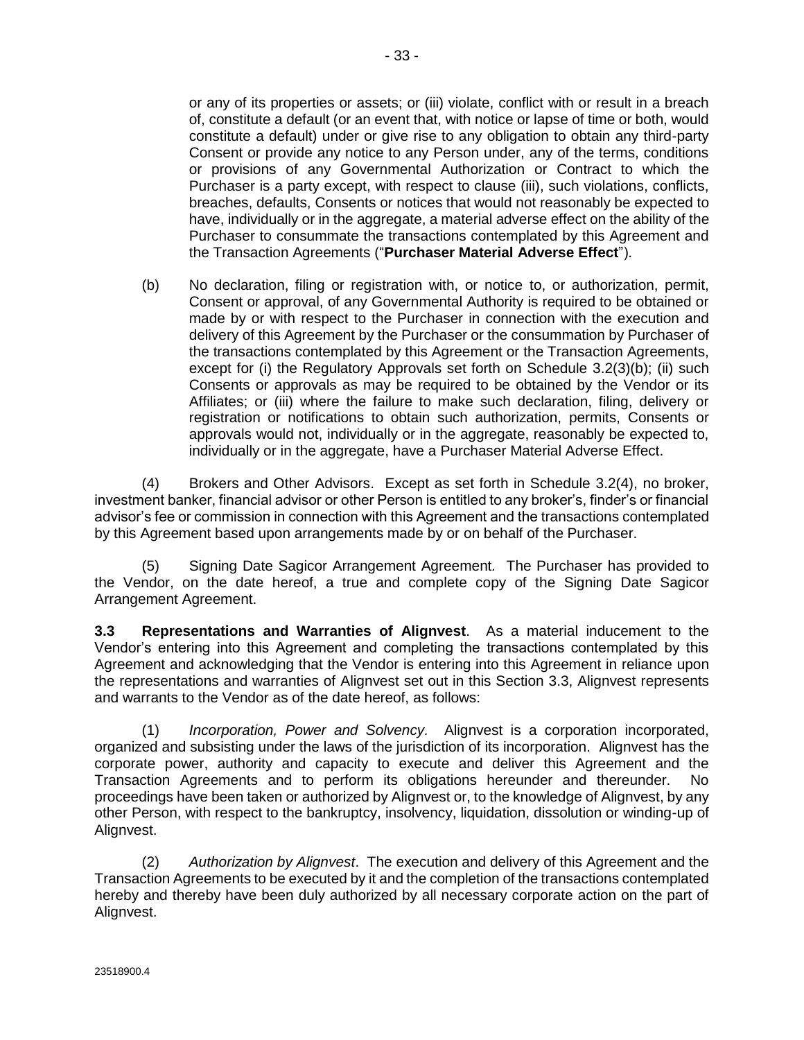or any of its properties or assets; or (iii) violate, conflict with or result in a breach of, constitute a default (or an event that, with notice or lapse of time or both, would constitute a default) under or give rise to any obligation to obtain any third-party Consent or provide any notice to any Person under, any of the terms, conditions or provisions of any Governmental Authorization or Contract to which the Purchaser is a party except, with respect to clause (iii), such violations, conflicts, breaches, defaults, Consents or notices that would not reasonably be expected to have, individually or in the aggregate, a material adverse effect on the ability of the Purchaser to consummate the transactions contemplated by this Agreement and the Transaction Agreements ("**Purchaser Material Adverse Effect**").

(b) No declaration, filing or registration with, or notice to, or authorization, permit, Consent or approval, of any Governmental Authority is required to be obtained or made by or with respect to the Purchaser in connection with the execution and delivery of this Agreement by the Purchaser or the consummation by Purchaser of the transactions contemplated by this Agreement or the Transaction Agreements, except for (i) the Regulatory Approvals set forth on Schedule 3.2(3)(b); (ii) such Consents or approvals as may be required to be obtained by the Vendor or its Affiliates; or (iii) where the failure to make such declaration, filing, delivery or registration or notifications to obtain such authorization, permits, Consents or approvals would not, individually or in the aggregate, reasonably be expected to, individually or in the aggregate, have a Purchaser Material Adverse Effect.

(4) Brokers and Other Advisors. Except as set forth in Schedule 3.2(4), no broker, investment banker, financial advisor or other Person is entitled to any broker's, finder's or financial advisor's fee or commission in connection with this Agreement and the transactions contemplated by this Agreement based upon arrangements made by or on behalf of the Purchaser.

(5) Signing Date Sagicor Arrangement Agreement. The Purchaser has provided to the Vendor, on the date hereof, a true and complete copy of the Signing Date Sagicor Arrangement Agreement.

**3.3 Representations and Warranties of Alignvest**. As a material inducement to the Vendor's entering into this Agreement and completing the transactions contemplated by this Agreement and acknowledging that the Vendor is entering into this Agreement in reliance upon the representations and warranties of Alignvest set out in this Section 3.3, Alignvest represents and warrants to the Vendor as of the date hereof, as follows:

(1) *Incorporation, Power and Solvency*. Alignvest is a corporation incorporated, organized and subsisting under the laws of the jurisdiction of its incorporation. Alignvest has the corporate power, authority and capacity to execute and deliver this Agreement and the Transaction Agreements and to perform its obligations hereunder and thereunder. No proceedings have been taken or authorized by Alignvest or, to the knowledge of Alignvest, by any other Person, with respect to the bankruptcy, insolvency, liquidation, dissolution or winding-up of Alignvest.

(2) *Authorization by Alignvest*. The execution and delivery of this Agreement and the Transaction Agreements to be executed by it and the completion of the transactions contemplated hereby and thereby have been duly authorized by all necessary corporate action on the part of Alignvest.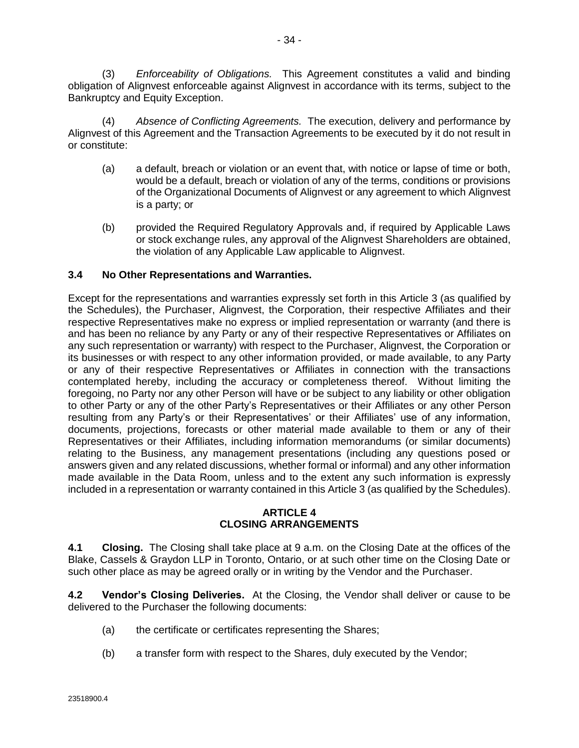(3) *Enforceability of Obligations.* This Agreement constitutes a valid and binding obligation of Alignvest enforceable against Alignvest in accordance with its terms, subject to the Bankruptcy and Equity Exception.

(4) *Absence of Conflicting Agreements.* The execution, delivery and performance by Alignvest of this Agreement and the Transaction Agreements to be executed by it do not result in or constitute:

(a) a default, breach or violation or an event that, with notice or lapse of time or both, would be a default, breach or violation of any of the terms, conditions or provisions of the Organizational Documents of Alignvest or any agreement to which Alignvest is a party; or

(b) provided the Required Regulatory Approvals and, if required by Applicable Laws or stock exchange rules, any approval of the Alignvest Shareholders are obtained, the violation of any Applicable Law applicable to Alignvest.

### 3.4 No Other Representations and Warranties.

Except for the representations and warranties expressly set forth in this Article 3 (as qualified by the Schedules), the Purchaser, Alignvest, the Corporation, their respective Affiliates and their respective Representatives make no express or implied representation or warranty (and there is and has been no reliance by any Party or any of their respective Representatives or Affiliates on any such representation or warranty) with respect to the Purchaser, Alignvest, the Corporation or its businesses or with respect to any other information provided, or made available, to any Party or any of their respective Representatives or Affiliates in connection with the transactions contemplated hereby, including the accuracy or completeness thereof. Without limiting the foregoing, no Party nor any other Person will have or be subject to any liability or other obligation to other Party or any of the other Party's Representatives or their Affiliates or any other Person resulting from any Party's or their Representatives' or their Affiliates' use of any information, documents, projections, forecasts or other material made available to them or any of their Representatives or their Affiliates, including information memorandums (or similar documents) relating to the Business, any management presentations (including any questions posed or answers given and any related discussions, whether formal or informal) and any other information made available in the Data Room, unless and to the extent any such information is expressly included in a representation or warranty contained in this Article 3 (as qualified by the Schedules).

## ARTICLE 4
## CLOSING ARRANGEMENTS

**4.1 Closing.** The Closing shall take place at 9 a.m. on the Closing Date at the offices of the Blake, Cassels & Graydon LLP in Toronto, Ontario, or at such other time on the Closing Date or such other place as may be agreed orally or in writing by the Vendor and the Purchaser.

**4.2 Vendor's Closing Deliveries.** At the Closing, the Vendor shall deliver or cause to be delivered to the Purchaser the following documents:

(a) the certificate or certificates representing the Shares;

(b) a transfer form with respect to the Shares, duly executed by the Vendor;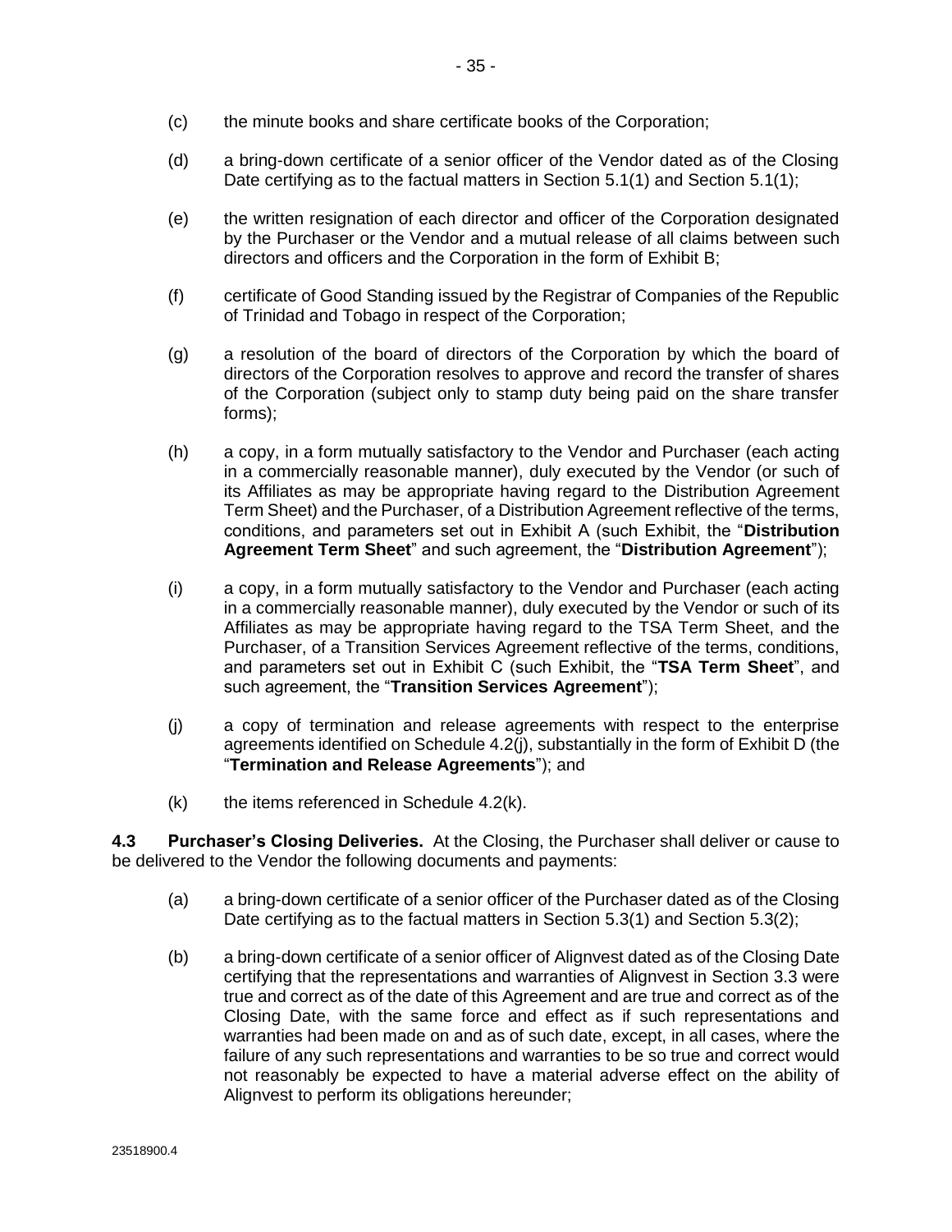(c) the minute books and share certificate books of the Corporation;

(d) a bring-down certificate of a senior officer of the Vendor dated as of the Closing Date certifying as to the factual matters in Section 5.1(1) and Section 5.1(1);

(e) the written resignation of each director and officer of the Corporation designated by the Purchaser or the Vendor and a mutual release of all claims between such directors and officers and the Corporation in the form of Exhibit B;

(f) certificate of Good Standing issued by the Registrar of Companies of the Republic of Trinidad and Tobago in respect of the Corporation;

(g) a resolution of the board of directors of the Corporation by which the board of directors of the Corporation resolves to approve and record the transfer of shares of the Corporation (subject only to stamp duty being paid on the share transfer forms);

(h) a copy, in a form mutually satisfactory to the Vendor and Purchaser (each acting in a commercially reasonable manner), duly executed by the Vendor (or such of its Affiliates as may be appropriate having regard to the Distribution Agreement Term Sheet) and the Purchaser, of a Distribution Agreement reflective of the terms, conditions, and parameters set out in Exhibit A (such Exhibit, the "**Distribution Agreement Term Sheet**" and such agreement, the "**Distribution Agreement**");

(i) a copy, in a form mutually satisfactory to the Vendor and Purchaser (each acting in a commercially reasonable manner), duly executed by the Vendor or such of its Affiliates as may be appropriate having regard to the TSA Term Sheet, and the Purchaser, of a Transition Services Agreement reflective of the terms, conditions, and parameters set out in Exhibit C (such Exhibit, the "**TSA Term Sheet**", and such agreement, the "**Transition Services Agreement**");

(j) a copy of termination and release agreements with respect to the enterprise agreements identified on Schedule 4.2(j), substantially in the form of Exhibit D (the "**Termination and Release Agreements**"); and

(k) the items referenced in Schedule 4.2(k).

**4.3 Purchaser's Closing Deliveries.** At the Closing, the Purchaser shall deliver or cause to be delivered to the Vendor the following documents and payments:

(a) a bring-down certificate of a senior officer of the Purchaser dated as of the Closing Date certifying as to the factual matters in Section 5.3(1) and Section 5.3(2);

(b) a bring-down certificate of a senior officer of Alignvest dated as of the Closing Date certifying that the representations and warranties of Alignvest in Section 3.3 were true and correct as of the date of this Agreement and are true and correct as of the Closing Date, with the same force and effect as if such representations and warranties had been made on and as of such date, except, in all cases, where the failure of any such representations and warranties to be so true and correct would not reasonably be expected to have a material adverse effect on the ability of Alignvest to perform its obligations hereunder;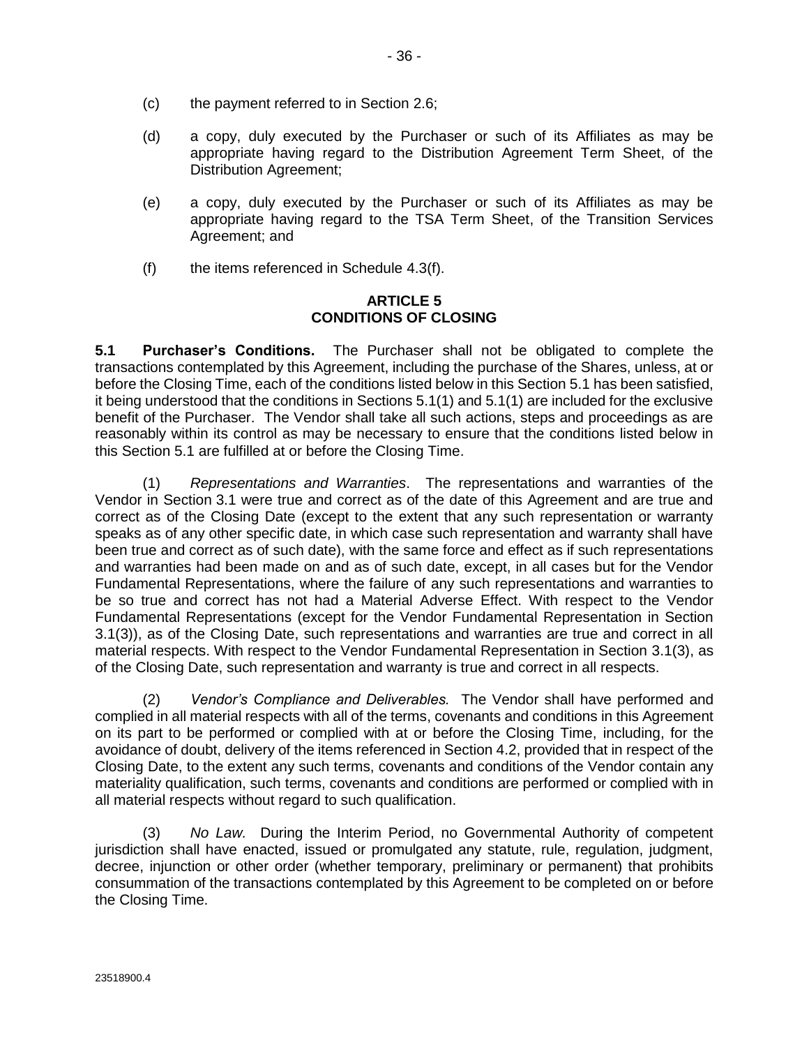(c) the payment referred to in Section 2.6;

(d) a copy, duly executed by the Purchaser or such of its Affiliates as may be appropriate having regard to the Distribution Agreement Term Sheet, of the Distribution Agreement;

(e) a copy, duly executed by the Purchaser or such of its Affiliates as may be appropriate having regard to the TSA Term Sheet, of the Transition Services Agreement; and

(f) the items referenced in Schedule 4.3(f).

## ARTICLE 5
## CONDITIONS OF CLOSING

**5.1 Purchaser's Conditions.** The Purchaser shall not be obligated to complete the transactions contemplated by this Agreement, including the purchase of the Shares, unless, at or before the Closing Time, each of the conditions listed below in this Section 5.1 has been satisfied, it being understood that the conditions in Sections 5.1(1) and 5.1(1) are included for the exclusive benefit of the Purchaser. The Vendor shall take all such actions, steps and proceedings as are reasonably within its control as may be necessary to ensure that the conditions listed below in this Section 5.1 are fulfilled at or before the Closing Time.

(1) *Representations and Warranties*. The representations and warranties of the Vendor in Section 3.1 were true and correct as of the date of this Agreement and are true and correct as of the Closing Date (except to the extent that any such representation or warranty speaks as of any other specific date, in which case such representation and warranty shall have been true and correct as of such date), with the same force and effect as if such representations and warranties had been made on and as of such date, except, in all cases but for the Vendor Fundamental Representations, where the failure of any such representations and warranties to be so true and correct has not had a Material Adverse Effect. With respect to the Vendor Fundamental Representations (except for the Vendor Fundamental Representation in Section 3.1(3)), as of the Closing Date, such representations and warranties are true and correct in all material respects. With respect to the Vendor Fundamental Representation in Section 3.1(3), as of the Closing Date, such representation and warranty is true and correct in all respects.

(2) *Vendor's Compliance and Deliverables.* The Vendor shall have performed and complied in all material respects with all of the terms, covenants and conditions in this Agreement on its part to be performed or complied with at or before the Closing Time, including, for the avoidance of doubt, delivery of the items referenced in Section 4.2, provided that in respect of the Closing Date, to the extent any such terms, covenants and conditions of the Vendor contain any materiality qualification, such terms, covenants and conditions are performed or complied with in all material respects without regard to such qualification.

(3) *No Law.* During the Interim Period, no Governmental Authority of competent jurisdiction shall have enacted, issued or promulgated any statute, rule, regulation, judgment, decree, injunction or other order (whether temporary, preliminary or permanent) that prohibits consummation of the transactions contemplated by this Agreement to be completed on or before the Closing Time.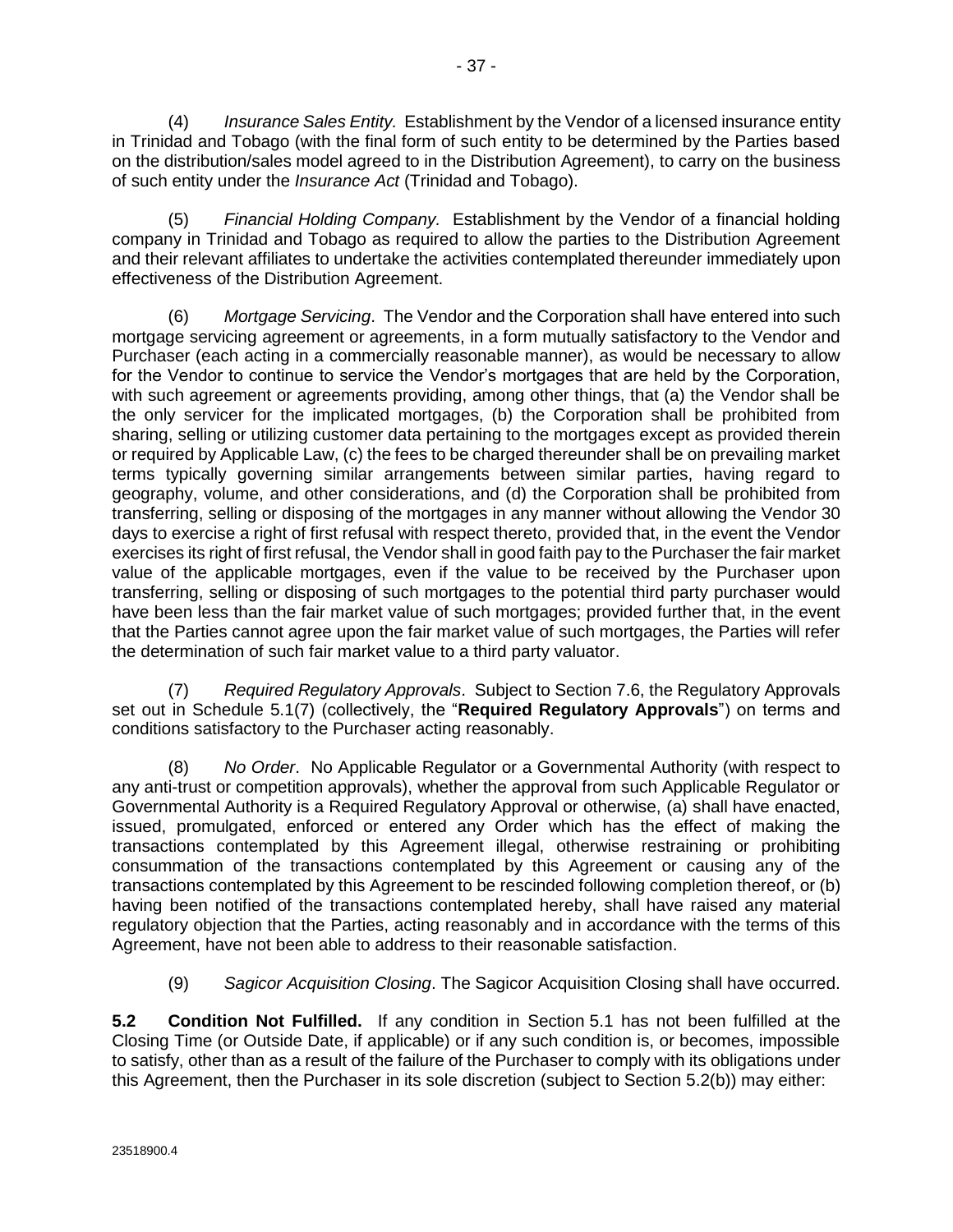(4) *Insurance Sales Entity.* Establishment by the Vendor of a licensed insurance entity in Trinidad and Tobago (with the final form of such entity to be determined by the Parties based on the distribution/sales model agreed to in the Distribution Agreement), to carry on the business of such entity under the *Insurance Act* (Trinidad and Tobago).

(5) *Financial Holding Company.* Establishment by the Vendor of a financial holding company in Trinidad and Tobago as required to allow the parties to the Distribution Agreement and their relevant affiliates to undertake the activities contemplated thereunder immediately upon effectiveness of the Distribution Agreement.

(6) *Mortgage Servicing*. The Vendor and the Corporation shall have entered into such mortgage servicing agreement or agreements, in a form mutually satisfactory to the Vendor and Purchaser (each acting in a commercially reasonable manner), as would be necessary to allow for the Vendor to continue to service the Vendor's mortgages that are held by the Corporation, with such agreement or agreements providing, among other things, that (a) the Vendor shall be the only servicer for the implicated mortgages, (b) the Corporation shall be prohibited from sharing, selling or utilizing customer data pertaining to the mortgages except as provided therein or required by Applicable Law, (c) the fees to be charged thereunder shall be on prevailing market terms typically governing similar arrangements between similar parties, having regard to geography, volume, and other considerations, and (d) the Corporation shall be prohibited from transferring, selling or disposing of the mortgages in any manner without allowing the Vendor 30 days to exercise a right of first refusal with respect thereto, provided that, in the event the Vendor exercises its right of first refusal, the Vendor shall in good faith pay to the Purchaser the fair market value of the applicable mortgages, even if the value to be received by the Purchaser upon transferring, selling or disposing of such mortgages to the potential third party purchaser would have been less than the fair market value of such mortgages; provided further that, in the event that the Parties cannot agree upon the fair market value of such mortgages, the Parties will refer the determination of such fair market value to a third party valuator.

(7) *Required Regulatory Approvals*. Subject to Section 7.6, the Regulatory Approvals set out in Schedule 5.1(7) (collectively, the "**Required Regulatory Approvals**") on terms and conditions satisfactory to the Purchaser acting reasonably.

(8) *No Order*. No Applicable Regulator or a Governmental Authority (with respect to any anti-trust or competition approvals), whether the approval from such Applicable Regulator or Governmental Authority is a Required Regulatory Approval or otherwise, (a) shall have enacted, issued, promulgated, enforced or entered any Order which has the effect of making the transactions contemplated by this Agreement illegal, otherwise restraining or prohibiting consummation of the transactions contemplated by this Agreement or causing any of the transactions contemplated by this Agreement to be rescinded following completion thereof, or (b) having been notified of the transactions contemplated hereby, shall have raised any material regulatory objection that the Parties, acting reasonably and in accordance with the terms of this Agreement, have not been able to address to their reasonable satisfaction.

(9) *Sagicor Acquisition Closing*. The Sagicor Acquisition Closing shall have occurred.

**5.2 Condition Not Fulfilled.** If any condition in Section 5.1 has not been fulfilled at the Closing Time (or Outside Date, if applicable) or if any such condition is, or becomes, impossible to satisfy, other than as a result of the failure of the Purchaser to comply with its obligations under this Agreement, then the Purchaser in its sole discretion (subject to Section 5.2(b)) may either: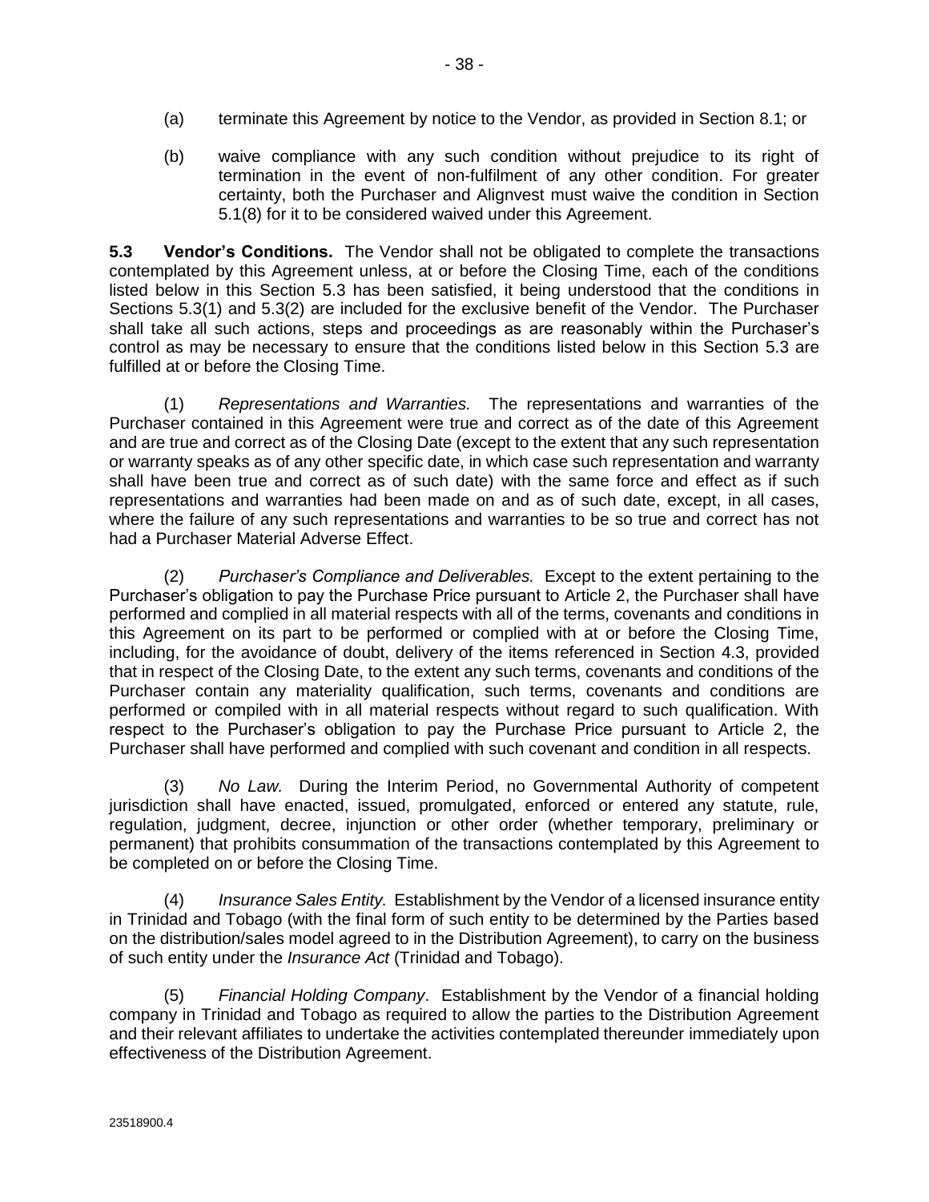(a) terminate this Agreement by notice to the Vendor, as provided in Section 8.1; or

(b) waive compliance with any such condition without prejudice to its right of termination in the event of non-fulfilment of any other condition. For greater certainty, both the Purchaser and Alignvest must waive the condition in Section 5.1(8) for it to be considered waived under this Agreement.

**5.3 Vendor's Conditions.** The Vendor shall not be obligated to complete the transactions contemplated by this Agreement unless, at or before the Closing Time, each of the conditions listed below in this Section 5.3 has been satisfied, it being understood that the conditions in Sections 5.3(1) and 5.3(2) are included for the exclusive benefit of the Vendor. The Purchaser shall take all such actions, steps and proceedings as are reasonably within the Purchaser's control as may be necessary to ensure that the conditions listed below in this Section 5.3 are fulfilled at or before the Closing Time.

(1) *Representations and Warranties.* The representations and warranties of the Purchaser contained in this Agreement were true and correct as of the date of this Agreement and are true and correct as of the Closing Date (except to the extent that any such representation or warranty speaks as of any other specific date, in which case such representation and warranty shall have been true and correct as of such date) with the same force and effect as if such representations and warranties had been made on and as of such date, except, in all cases, where the failure of any such representations and warranties to be so true and correct has not had a Purchaser Material Adverse Effect.

(2) *Purchaser's Compliance and Deliverables.* Except to the extent pertaining to the Purchaser's obligation to pay the Purchase Price pursuant to Article 2, the Purchaser shall have performed and complied in all material respects with all of the terms, covenants and conditions in this Agreement on its part to be performed or complied with at or before the Closing Time, including, for the avoidance of doubt, delivery of the items referenced in Section 4.3, provided that in respect of the Closing Date, to the extent any such terms, covenants and conditions of the Purchaser contain any materiality qualification, such terms, covenants and conditions are performed or compiled with in all material respects without regard to such qualification. With respect to the Purchaser's obligation to pay the Purchase Price pursuant to Article 2, the Purchaser shall have performed and complied with such covenant and condition in all respects.

(3) *No Law.* During the Interim Period, no Governmental Authority of competent jurisdiction shall have enacted, issued, promulgated, enforced or entered any statute, rule, regulation, judgment, decree, injunction or other order (whether temporary, preliminary or permanent) that prohibits consummation of the transactions contemplated by this Agreement to be completed on or before the Closing Time.

(4) *Insurance Sales Entity.* Establishment by the Vendor of a licensed insurance entity in Trinidad and Tobago (with the final form of such entity to be determined by the Parties based on the distribution/sales model agreed to in the Distribution Agreement), to carry on the business of such entity under the *Insurance Act* (Trinidad and Tobago).

(5) *Financial Holding Company*. Establishment by the Vendor of a financial holding company in Trinidad and Tobago as required to allow the parties to the Distribution Agreement and their relevant affiliates to undertake the activities contemplated thereunder immediately upon effectiveness of the Distribution Agreement.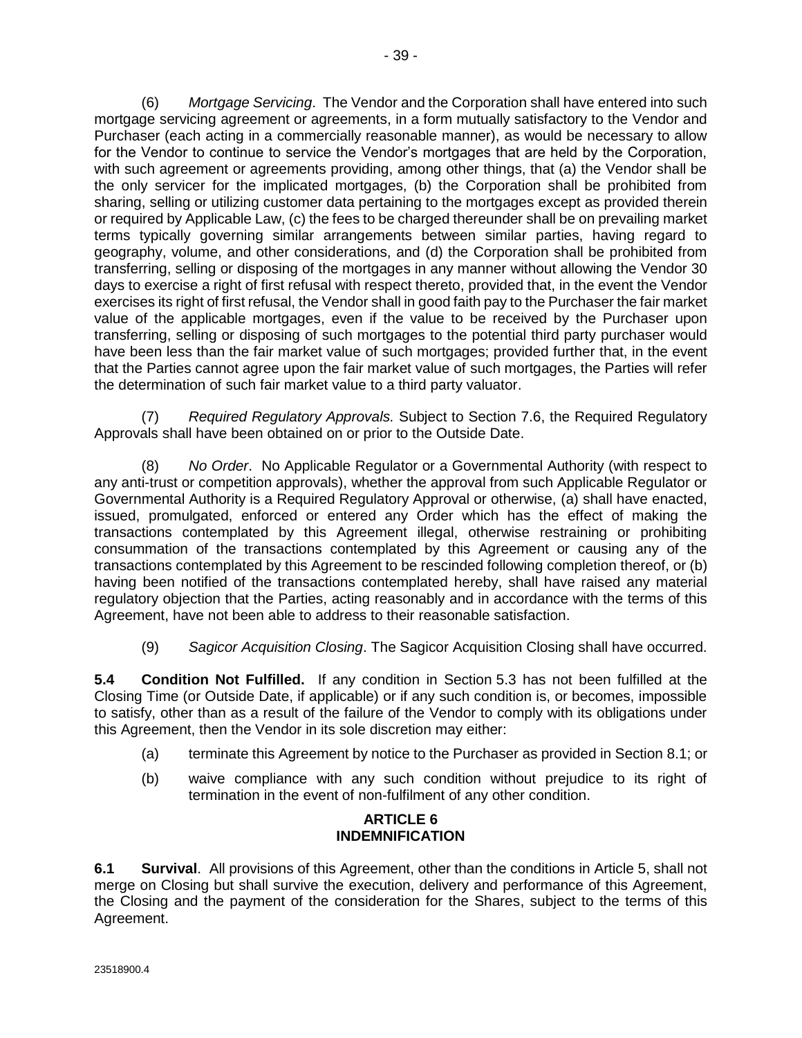(6) *Mortgage Servicing*. The Vendor and the Corporation shall have entered into such mortgage servicing agreement or agreements, in a form mutually satisfactory to the Vendor and Purchaser (each acting in a commercially reasonable manner), as would be necessary to allow for the Vendor to continue to service the Vendor's mortgages that are held by the Corporation, with such agreement or agreements providing, among other things, that (a) the Vendor shall be the only servicer for the implicated mortgages, (b) the Corporation shall be prohibited from sharing, selling or utilizing customer data pertaining to the mortgages except as provided therein or required by Applicable Law, (c) the fees to be charged thereunder shall be on prevailing market terms typically governing similar arrangements between similar parties, having regard to geography, volume, and other considerations, and (d) the Corporation shall be prohibited from transferring, selling or disposing of the mortgages in any manner without allowing the Vendor 30 days to exercise a right of first refusal with respect thereto, provided that, in the event the Vendor exercises its right of first refusal, the Vendor shall in good faith pay to the Purchaser the fair market value of the applicable mortgages, even if the value to be received by the Purchaser upon transferring, selling or disposing of such mortgages to the potential third party purchaser would have been less than the fair market value of such mortgages; provided further that, in the event that the Parties cannot agree upon the fair market value of such mortgages, the Parties will refer the determination of such fair market value to a third party valuator.

(7) *Required Regulatory Approvals.* Subject to Section 7.6, the Required Regulatory Approvals shall have been obtained on or prior to the Outside Date.

(8) *No Order*. No Applicable Regulator or a Governmental Authority (with respect to any anti-trust or competition approvals), whether the approval from such Applicable Regulator or Governmental Authority is a Required Regulatory Approval or otherwise, (a) shall have enacted, issued, promulgated, enforced or entered any Order which has the effect of making the transactions contemplated by this Agreement illegal, otherwise restraining or prohibiting consummation of the transactions contemplated by this Agreement or causing any of the transactions contemplated by this Agreement to be rescinded following completion thereof, or (b) having been notified of the transactions contemplated hereby, shall have raised any material regulatory objection that the Parties, acting reasonably and in accordance with the terms of this Agreement, have not been able to address to their reasonable satisfaction.

(9) *Sagicor Acquisition Closing*. The Sagicor Acquisition Closing shall have occurred.

**5.4 Condition Not Fulfilled.** If any condition in Section 5.3 has not been fulfilled at the Closing Time (or Outside Date, if applicable) or if any such condition is, or becomes, impossible to satisfy, other than as a result of the failure of the Vendor to comply with its obligations under this Agreement, then the Vendor in its sole discretion may either:

(a) terminate this Agreement by notice to the Purchaser as provided in Section 8.1; or

(b) waive compliance with any such condition without prejudice to its right of termination in the event of non-fulfilment of any other condition.

## ARTICLE 6
## INDEMNIFICATION

**6.1 Survival**. All provisions of this Agreement, other than the conditions in Article 5, shall not merge on Closing but shall survive the execution, delivery and performance of this Agreement, the Closing and the payment of the consideration for the Shares, subject to the terms of this Agreement.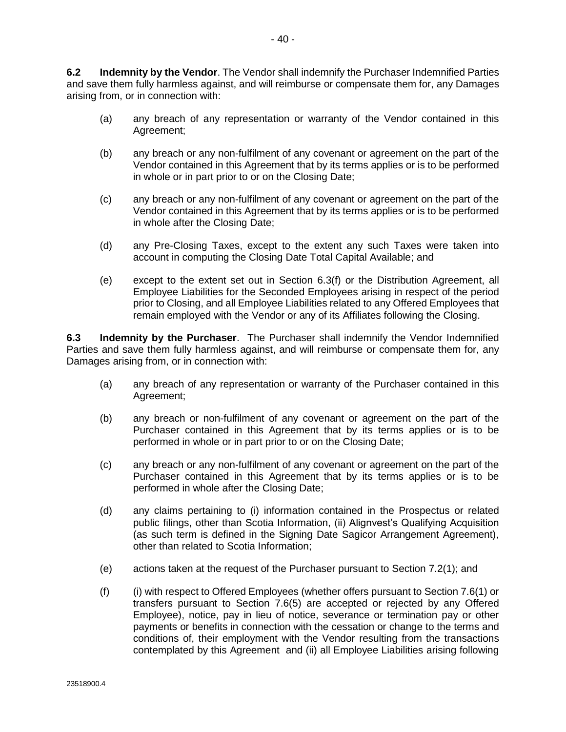**6.2 Indemnity by the Vendor**. The Vendor shall indemnify the Purchaser Indemnified Parties and save them fully harmless against, and will reimburse or compensate them for, any Damages arising from, or in connection with:

(a) any breach of any representation or warranty of the Vendor contained in this Agreement;

(b) any breach or any non-fulfilment of any covenant or agreement on the part of the Vendor contained in this Agreement that by its terms applies or is to be performed in whole or in part prior to or on the Closing Date;

(c) any breach or any non-fulfilment of any covenant or agreement on the part of the Vendor contained in this Agreement that by its terms applies or is to be performed in whole after the Closing Date;

(d) any Pre-Closing Taxes, except to the extent any such Taxes were taken into account in computing the Closing Date Total Capital Available; and

(e) except to the extent set out in Section 6.3(f) or the Distribution Agreement, all Employee Liabilities for the Seconded Employees arising in respect of the period prior to Closing, and all Employee Liabilities related to any Offered Employees that remain employed with the Vendor or any of its Affiliates following the Closing.

**6.3 Indemnity by the Purchaser**. The Purchaser shall indemnify the Vendor Indemnified Parties and save them fully harmless against, and will reimburse or compensate them for, any Damages arising from, or in connection with:

(a) any breach of any representation or warranty of the Purchaser contained in this Agreement;

(b) any breach or non-fulfilment of any covenant or agreement on the part of the Purchaser contained in this Agreement that by its terms applies or is to be performed in whole or in part prior to or on the Closing Date;

(c) any breach or any non-fulfilment of any covenant or agreement on the part of the Purchaser contained in this Agreement that by its terms applies or is to be performed in whole after the Closing Date;

(d) any claims pertaining to (i) information contained in the Prospectus or related public filings, other than Scotia Information, (ii) Alignvest's Qualifying Acquisition (as such term is defined in the Signing Date Sagicor Arrangement Agreement), other than related to Scotia Information;

(e) actions taken at the request of the Purchaser pursuant to Section 7.2(1); and

(f) (i) with respect to Offered Employees (whether offers pursuant to Section 7.6(1) or transfers pursuant to Section 7.6(5) are accepted or rejected by any Offered Employee), notice, pay in lieu of notice, severance or termination pay or other payments or benefits in connection with the cessation or change to the terms and conditions of, their employment with the Vendor resulting from the transactions contemplated by this Agreement and (ii) all Employee Liabilities arising following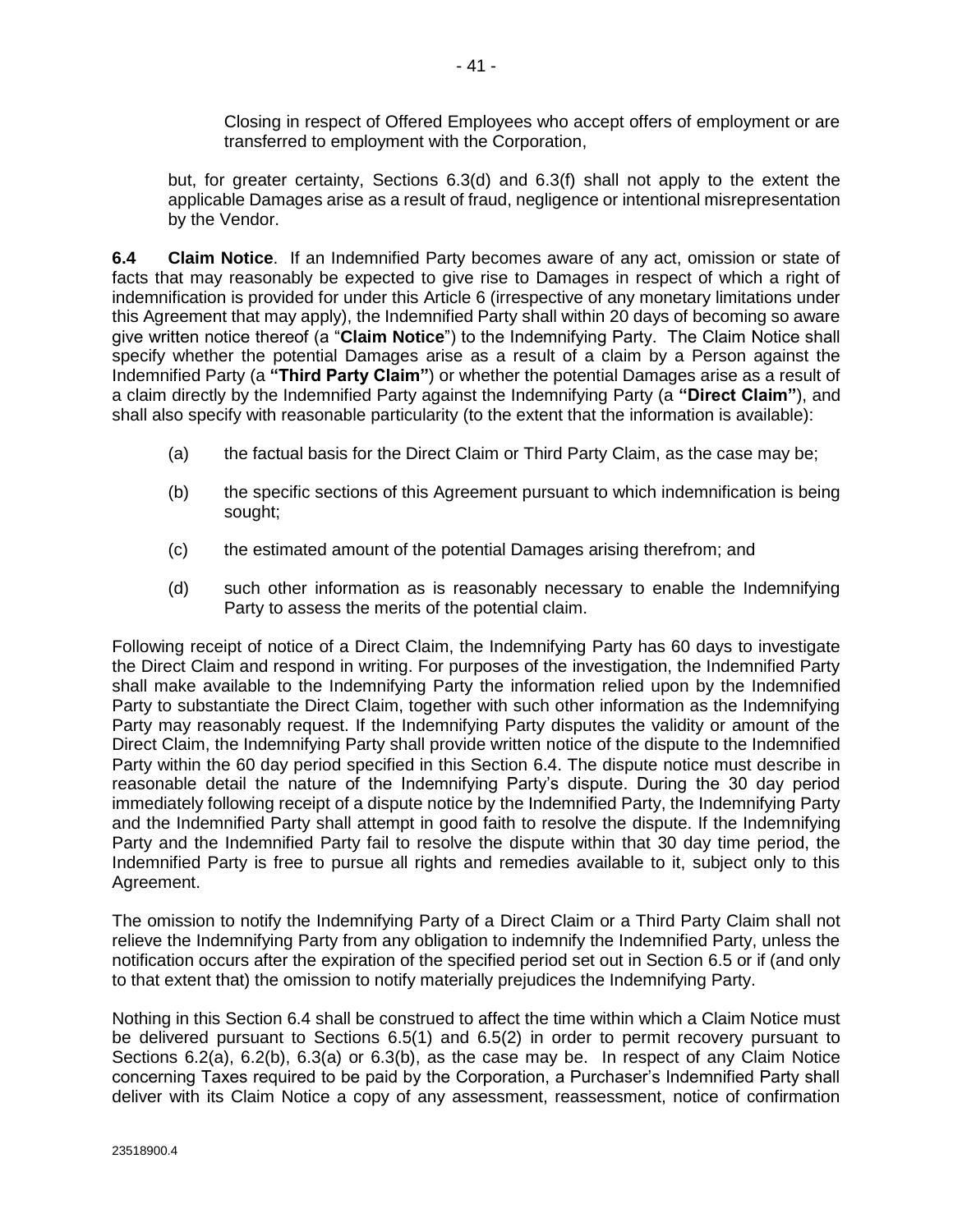Closing in respect of Offered Employees who accept offers of employment or are transferred to employment with the Corporation,

but, for greater certainty, Sections 6.3(d) and 6.3(f) shall not apply to the extent the applicable Damages arise as a result of fraud, negligence or intentional misrepresentation by the Vendor.

**6.4 Claim Notice**. If an Indemnified Party becomes aware of any act, omission or state of facts that may reasonably be expected to give rise to Damages in respect of which a right of indemnification is provided for under this Article 6 (irrespective of any monetary limitations under this Agreement that may apply), the Indemnified Party shall within 20 days of becoming so aware give written notice thereof (a "**Claim Notice**") to the Indemnifying Party. The Claim Notice shall specify whether the potential Damages arise as a result of a claim by a Person against the Indemnified Party (a **"Third Party Claim"**) or whether the potential Damages arise as a result of a claim directly by the Indemnified Party against the Indemnifying Party (a **"Direct Claim"**), and shall also specify with reasonable particularity (to the extent that the information is available):

(a) the factual basis for the Direct Claim or Third Party Claim, as the case may be;

(b) the specific sections of this Agreement pursuant to which indemnification is being sought;

(c) the estimated amount of the potential Damages arising therefrom; and

(d) such other information as is reasonably necessary to enable the Indemnifying Party to assess the merits of the potential claim.

Following receipt of notice of a Direct Claim, the Indemnifying Party has 60 days to investigate the Direct Claim and respond in writing. For purposes of the investigation, the Indemnified Party shall make available to the Indemnifying Party the information relied upon by the Indemnified Party to substantiate the Direct Claim, together with such other information as the Indemnifying Party may reasonably request. If the Indemnifying Party disputes the validity or amount of the Direct Claim, the Indemnifying Party shall provide written notice of the dispute to the Indemnified Party within the 60 day period specified in this Section 6.4. The dispute notice must describe in reasonable detail the nature of the Indemnifying Party's dispute. During the 30 day period immediately following receipt of a dispute notice by the Indemnified Party, the Indemnifying Party and the Indemnified Party shall attempt in good faith to resolve the dispute. If the Indemnifying Party and the Indemnified Party fail to resolve the dispute within that 30 day time period, the Indemnified Party is free to pursue all rights and remedies available to it, subject only to this Agreement.

The omission to notify the Indemnifying Party of a Direct Claim or a Third Party Claim shall not relieve the Indemnifying Party from any obligation to indemnify the Indemnified Party, unless the notification occurs after the expiration of the specified period set out in Section 6.5 or if (and only to that extent that) the omission to notify materially prejudices the Indemnifying Party.

Nothing in this Section 6.4 shall be construed to affect the time within which a Claim Notice must be delivered pursuant to Sections 6.5(1) and 6.5(2) in order to permit recovery pursuant to Sections 6.2(a), 6.2(b), 6.3(a) or 6.3(b), as the case may be. In respect of any Claim Notice concerning Taxes required to be paid by the Corporation, a Purchaser's Indemnified Party shall deliver with its Claim Notice a copy of any assessment, reassessment, notice of confirmation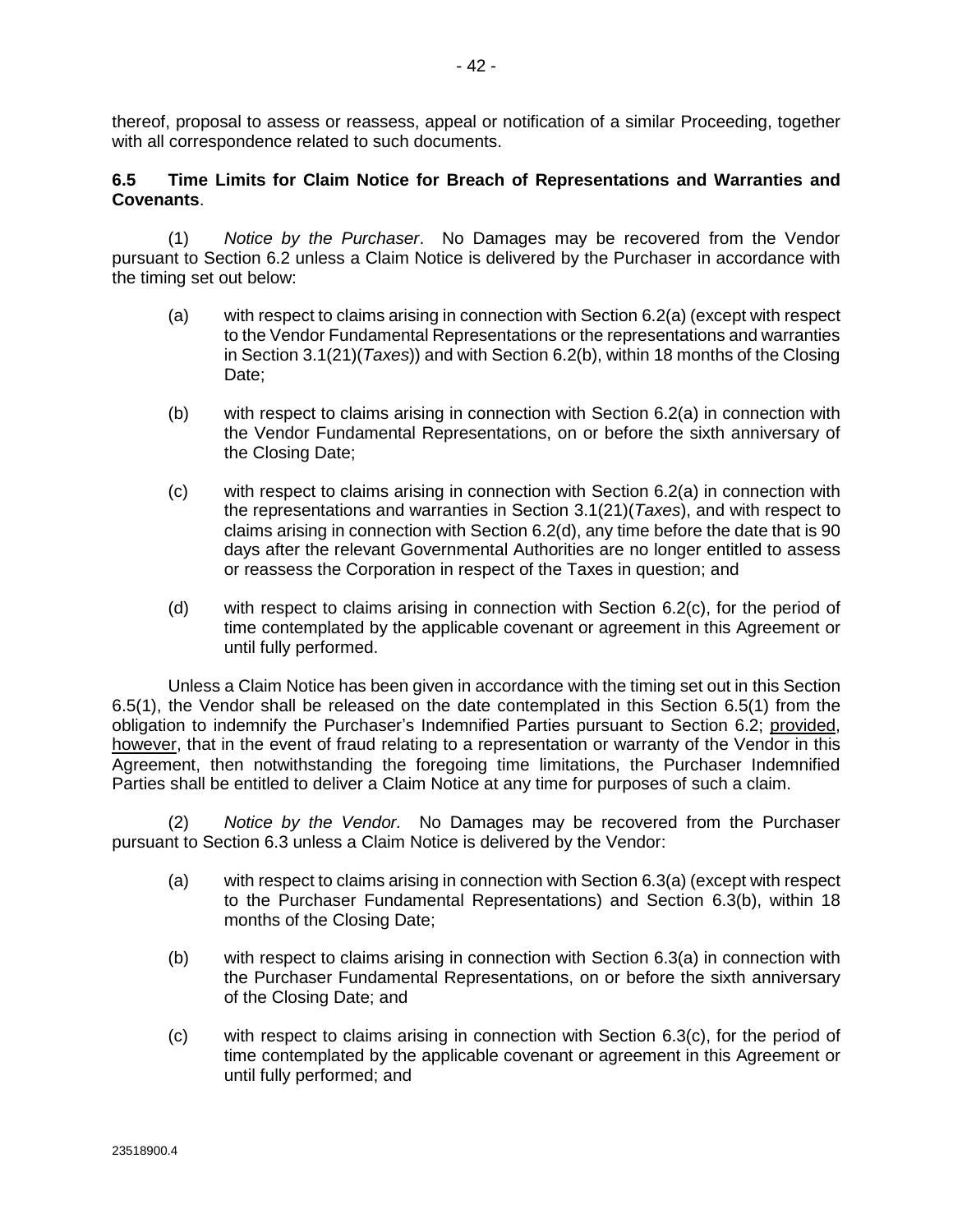thereof, proposal to assess or reassess, appeal or notification of a similar Proceeding, together with all correspondence related to such documents.

**6.5 Time Limits for Claim Notice for Breach of Representations and Warranties and Covenants**.

(1) *Notice by the Purchaser*. No Damages may be recovered from the Vendor pursuant to Section 6.2 unless a Claim Notice is delivered by the Purchaser in accordance with the timing set out below:

(a) with respect to claims arising in connection with Section 6.2(a) (except with respect to the Vendor Fundamental Representations or the representations and warranties in Section 3.1(21)(*Taxes*)) and with Section 6.2(b), within 18 months of the Closing Date;

(b) with respect to claims arising in connection with Section 6.2(a) in connection with the Vendor Fundamental Representations, on or before the sixth anniversary of the Closing Date;

(c) with respect to claims arising in connection with Section 6.2(a) in connection with the representations and warranties in Section 3.1(21)(*Taxes*), and with respect to claims arising in connection with Section 6.2(d), any time before the date that is 90 days after the relevant Governmental Authorities are no longer entitled to assess or reassess the Corporation in respect of the Taxes in question; and

(d) with respect to claims arising in connection with Section 6.2(c), for the period of time contemplated by the applicable covenant or agreement in this Agreement or until fully performed.

Unless a Claim Notice has been given in accordance with the timing set out in this Section 6.5(1), the Vendor shall be released on the date contemplated in this Section 6.5(1) from the obligation to indemnify the Purchaser's Indemnified Parties pursuant to Section 6.2; provided, however, that in the event of fraud relating to a representation or warranty of the Vendor in this Agreement, then notwithstanding the foregoing time limitations, the Purchaser Indemnified Parties shall be entitled to deliver a Claim Notice at any time for purposes of such a claim.

(2) *Notice by the Vendor.* No Damages may be recovered from the Purchaser pursuant to Section 6.3 unless a Claim Notice is delivered by the Vendor:

(a) with respect to claims arising in connection with Section 6.3(a) (except with respect to the Purchaser Fundamental Representations) and Section 6.3(b), within 18 months of the Closing Date;

(b) with respect to claims arising in connection with Section 6.3(a) in connection with the Purchaser Fundamental Representations, on or before the sixth anniversary of the Closing Date; and

(c) with respect to claims arising in connection with Section 6.3(c), for the period of time contemplated by the applicable covenant or agreement in this Agreement or until fully performed; and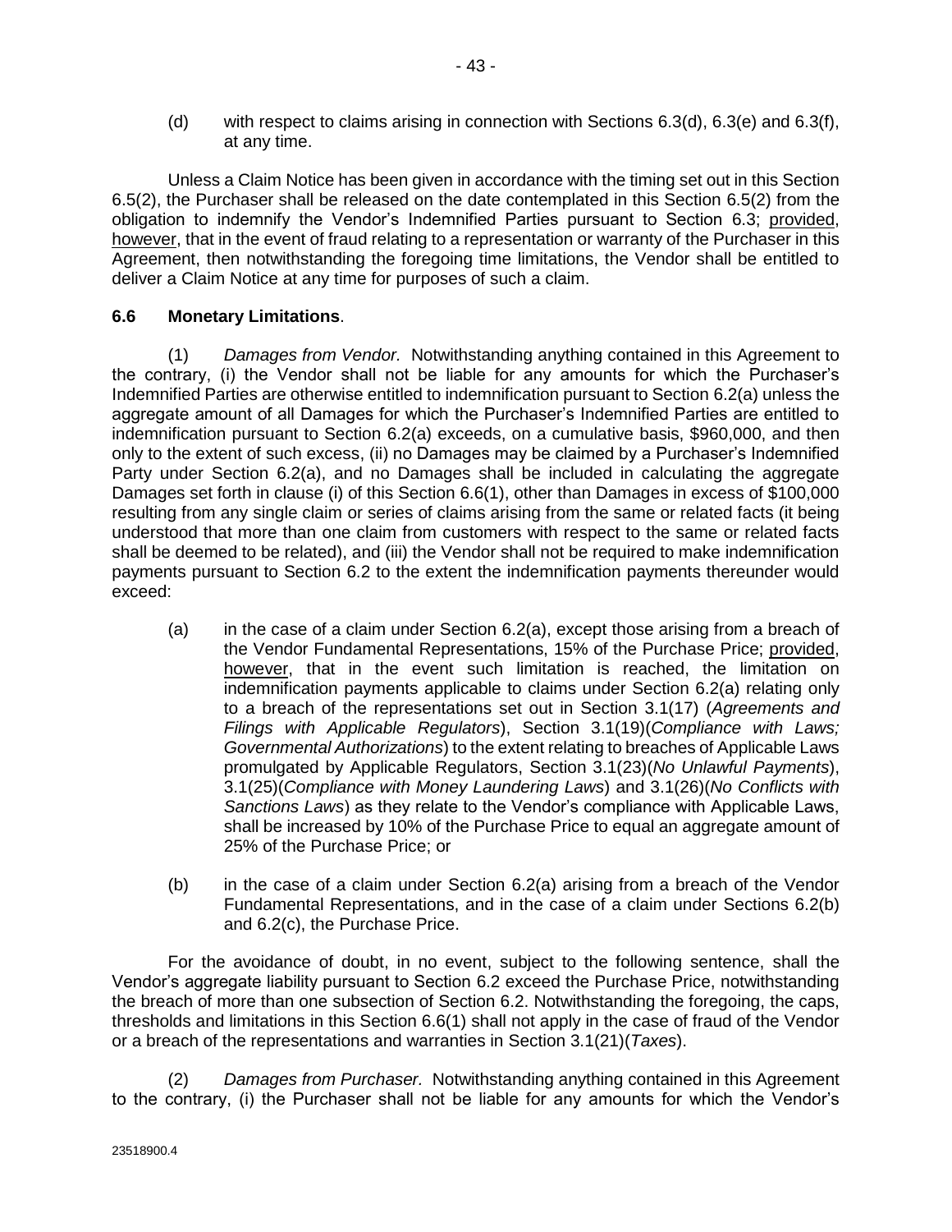(d) with respect to claims arising in connection with Sections 6.3(d), 6.3(e) and 6.3(f), at any time.

Unless a Claim Notice has been given in accordance with the timing set out in this Section 6.5(2), the Purchaser shall be released on the date contemplated in this Section 6.5(2) from the obligation to indemnify the Vendor's Indemnified Parties pursuant to Section 6.3; provided, however, that in the event of fraud relating to a representation or warranty of the Purchaser in this Agreement, then notwithstanding the foregoing time limitations, the Vendor shall be entitled to deliver a Claim Notice at any time for purposes of such a claim.

**6.6 Monetary Limitations**.

(1) *Damages from Vendor.* Notwithstanding anything contained in this Agreement to the contrary, (i) the Vendor shall not be liable for any amounts for which the Purchaser's Indemnified Parties are otherwise entitled to indemnification pursuant to Section 6.2(a) unless the aggregate amount of all Damages for which the Purchaser's Indemnified Parties are entitled to indemnification pursuant to Section 6.2(a) exceeds, on a cumulative basis, $960,000, and then only to the extent of such excess, (ii) no Damages may be claimed by a Purchaser's Indemnified Party under Section 6.2(a), and no Damages shall be included in calculating the aggregate Damages set forth in clause (i) of this Section 6.6(1), other than Damages in excess of $100,000 resulting from any single claim or series of claims arising from the same or related facts (it being understood that more than one claim from customers with respect to the same or related facts shall be deemed to be related), and (iii) the Vendor shall not be required to make indemnification payments pursuant to Section 6.2 to the extent the indemnification payments thereunder would exceed:

(a) in the case of a claim under Section 6.2(a), except those arising from a breach of the Vendor Fundamental Representations, 15% of the Purchase Price; provided, however, that in the event such limitation is reached, the limitation on indemnification payments applicable to claims under Section 6.2(a) relating only to a breach of the representations set out in Section 3.1(17) (*Agreements and Filings with Applicable Regulators*), Section 3.1(19)(*Compliance with Laws; Governmental Authorizations*) to the extent relating to breaches of Applicable Laws promulgated by Applicable Regulators, Section 3.1(23)(*No Unlawful Payments*), 3.1(25)(*Compliance with Money Laundering Laws*) and 3.1(26)(*No Conflicts with Sanctions Laws*) as they relate to the Vendor's compliance with Applicable Laws, shall be increased by 10% of the Purchase Price to equal an aggregate amount of 25% of the Purchase Price; or

(b) in the case of a claim under Section 6.2(a) arising from a breach of the Vendor Fundamental Representations, and in the case of a claim under Sections 6.2(b) and 6.2(c), the Purchase Price.

For the avoidance of doubt, in no event, subject to the following sentence, shall the Vendor's aggregate liability pursuant to Section 6.2 exceed the Purchase Price, notwithstanding the breach of more than one subsection of Section 6.2. Notwithstanding the foregoing, the caps, thresholds and limitations in this Section 6.6(1) shall not apply in the case of fraud of the Vendor or a breach of the representations and warranties in Section 3.1(21)(*Taxes*).

(2) *Damages from Purchaser.* Notwithstanding anything contained in this Agreement to the contrary, (i) the Purchaser shall not be liable for any amounts for which the Vendor's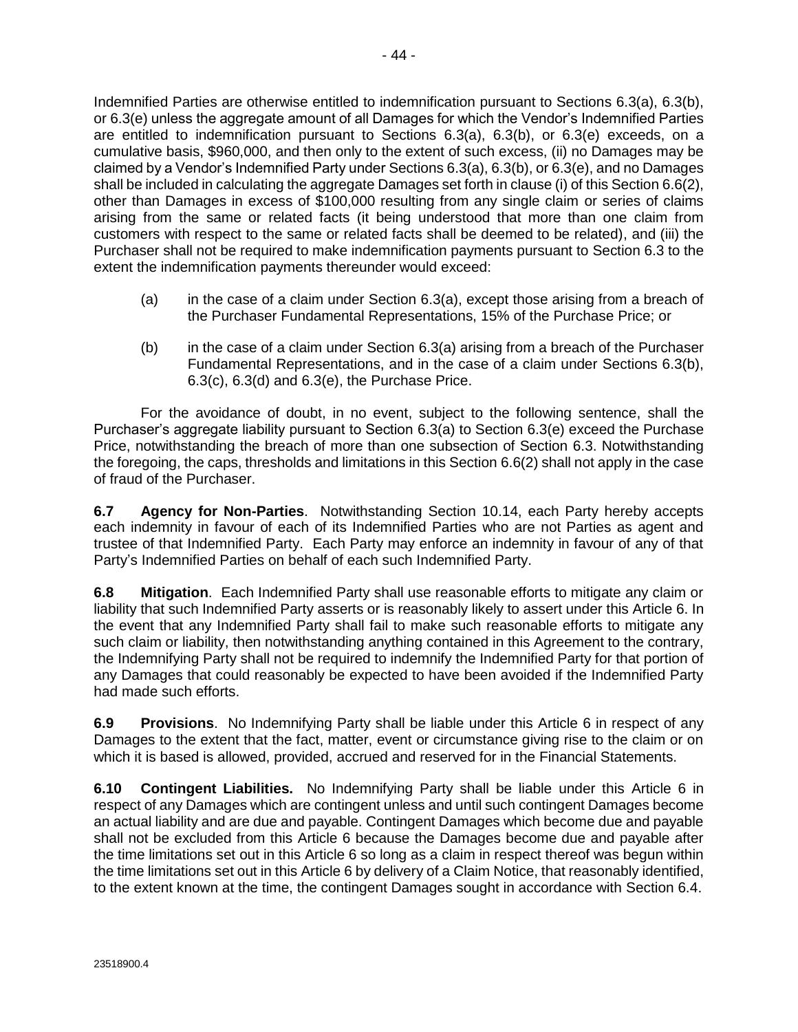Indemnified Parties are otherwise entitled to indemnification pursuant to Sections 6.3(a), 6.3(b), or 6.3(e) unless the aggregate amount of all Damages for which the Vendor's Indemnified Parties are entitled to indemnification pursuant to Sections 6.3(a), 6.3(b), or 6.3(e) exceeds, on a cumulative basis, $960,000, and then only to the extent of such excess, (ii) no Damages may be claimed by a Vendor's Indemnified Party under Sections 6.3(a), 6.3(b), or 6.3(e), and no Damages shall be included in calculating the aggregate Damages set forth in clause (i) of this Section 6.6(2), other than Damages in excess of $100,000 resulting from any single claim or series of claims arising from the same or related facts (it being understood that more than one claim from customers with respect to the same or related facts shall be deemed to be related), and (iii) the Purchaser shall not be required to make indemnification payments pursuant to Section 6.3 to the extent the indemnification payments thereunder would exceed:

(a) in the case of a claim under Section 6.3(a), except those arising from a breach of the Purchaser Fundamental Representations, 15% of the Purchase Price; or

(b) in the case of a claim under Section 6.3(a) arising from a breach of the Purchaser Fundamental Representations, and in the case of a claim under Sections 6.3(b), 6.3(c), 6.3(d) and 6.3(e), the Purchase Price.

For the avoidance of doubt, in no event, subject to the following sentence, shall the Purchaser's aggregate liability pursuant to Section 6.3(a) to Section 6.3(e) exceed the Purchase Price, notwithstanding the breach of more than one subsection of Section 6.3. Notwithstanding the foregoing, the caps, thresholds and limitations in this Section 6.6(2) shall not apply in the case of fraud of the Purchaser.

**6.7 Agency for Non-Parties**. Notwithstanding Section 10.14, each Party hereby accepts each indemnity in favour of each of its Indemnified Parties who are not Parties as agent and trustee of that Indemnified Party. Each Party may enforce an indemnity in favour of any of that Party's Indemnified Parties on behalf of each such Indemnified Party.

**6.8 Mitigation**. Each Indemnified Party shall use reasonable efforts to mitigate any claim or liability that such Indemnified Party asserts or is reasonably likely to assert under this Article 6. In the event that any Indemnified Party shall fail to make such reasonable efforts to mitigate any such claim or liability, then notwithstanding anything contained in this Agreement to the contrary, the Indemnifying Party shall not be required to indemnify the Indemnified Party for that portion of any Damages that could reasonably be expected to have been avoided if the Indemnified Party had made such efforts.

**6.9 Provisions**. No Indemnifying Party shall be liable under this Article 6 in respect of any Damages to the extent that the fact, matter, event or circumstance giving rise to the claim or on which it is based is allowed, provided, accrued and reserved for in the Financial Statements.

**6.10 Contingent Liabilities.** No Indemnifying Party shall be liable under this Article 6 in respect of any Damages which are contingent unless and until such contingent Damages become an actual liability and are due and payable. Contingent Damages which become due and payable shall not be excluded from this Article 6 because the Damages become due and payable after the time limitations set out in this Article 6 so long as a claim in respect thereof was begun within the time limitations set out in this Article 6 by delivery of a Claim Notice, that reasonably identified, to the extent known at the time, the contingent Damages sought in accordance with Section 6.4.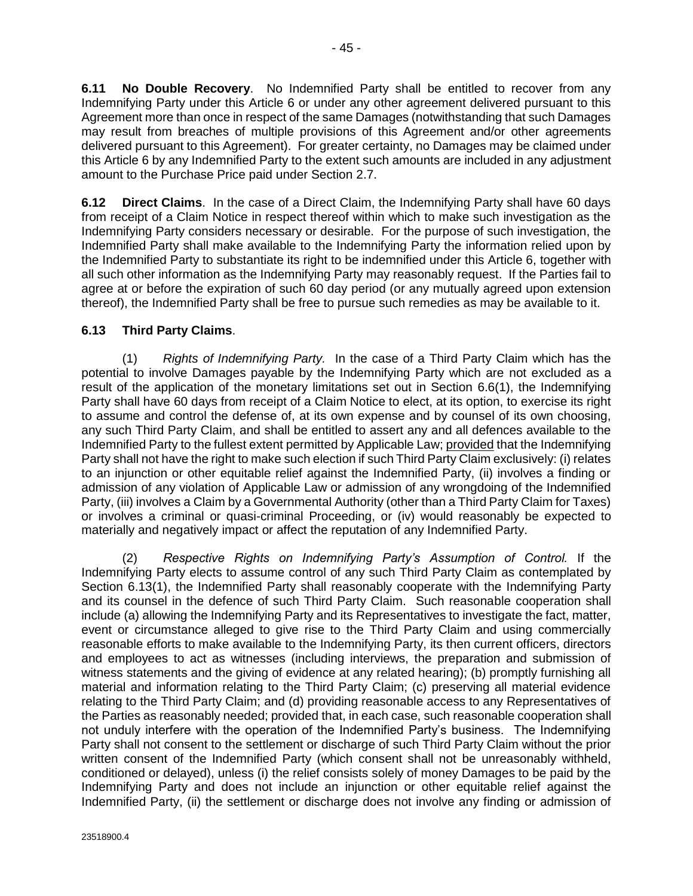**6.11 No Double Recovery**. No Indemnified Party shall be entitled to recover from any Indemnifying Party under this Article 6 or under any other agreement delivered pursuant to this Agreement more than once in respect of the same Damages (notwithstanding that such Damages may result from breaches of multiple provisions of this Agreement and/or other agreements delivered pursuant to this Agreement). For greater certainty, no Damages may be claimed under this Article 6 by any Indemnified Party to the extent such amounts are included in any adjustment amount to the Purchase Price paid under Section 2.7.

**6.12 Direct Claims**. In the case of a Direct Claim, the Indemnifying Party shall have 60 days from receipt of a Claim Notice in respect thereof within which to make such investigation as the Indemnifying Party considers necessary or desirable. For the purpose of such investigation, the Indemnified Party shall make available to the Indemnifying Party the information relied upon by the Indemnified Party to substantiate its right to be indemnified under this Article 6, together with all such other information as the Indemnifying Party may reasonably request. If the Parties fail to agree at or before the expiration of such 60 day period (or any mutually agreed upon extension thereof), the Indemnified Party shall be free to pursue such remedies as may be available to it.

**6.13 Third Party Claims**.

(1) *Rights of Indemnifying Party.* In the case of a Third Party Claim which has the potential to involve Damages payable by the Indemnifying Party which are not excluded as a result of the application of the monetary limitations set out in Section 6.6(1), the Indemnifying Party shall have 60 days from receipt of a Claim Notice to elect, at its option, to exercise its right to assume and control the defense of, at its own expense and by counsel of its own choosing, any such Third Party Claim, and shall be entitled to assert any and all defences available to the Indemnified Party to the fullest extent permitted by Applicable Law; provided that the Indemnifying Party shall not have the right to make such election if such Third Party Claim exclusively: (i) relates to an injunction or other equitable relief against the Indemnified Party, (ii) involves a finding or admission of any violation of Applicable Law or admission of any wrongdoing of the Indemnified Party, (iii) involves a Claim by a Governmental Authority (other than a Third Party Claim for Taxes) or involves a criminal or quasi-criminal Proceeding, or (iv) would reasonably be expected to materially and negatively impact or affect the reputation of any Indemnified Party.

(2) *Respective Rights on Indemnifying Party's Assumption of Control.* If the Indemnifying Party elects to assume control of any such Third Party Claim as contemplated by Section 6.13(1), the Indemnified Party shall reasonably cooperate with the Indemnifying Party and its counsel in the defence of such Third Party Claim. Such reasonable cooperation shall include (a) allowing the Indemnifying Party and its Representatives to investigate the fact, matter, event or circumstance alleged to give rise to the Third Party Claim and using commercially reasonable efforts to make available to the Indemnifying Party, its then current officers, directors and employees to act as witnesses (including interviews, the preparation and submission of witness statements and the giving of evidence at any related hearing); (b) promptly furnishing all material and information relating to the Third Party Claim; (c) preserving all material evidence relating to the Third Party Claim; and (d) providing reasonable access to any Representatives of the Parties as reasonably needed; provided that, in each case, such reasonable cooperation shall not unduly interfere with the operation of the Indemnified Party's business. The Indemnifying Party shall not consent to the settlement or discharge of such Third Party Claim without the prior written consent of the Indemnified Party (which consent shall not be unreasonably withheld, conditioned or delayed), unless (i) the relief consists solely of money Damages to be paid by the Indemnifying Party and does not include an injunction or other equitable relief against the Indemnified Party, (ii) the settlement or discharge does not involve any finding or admission of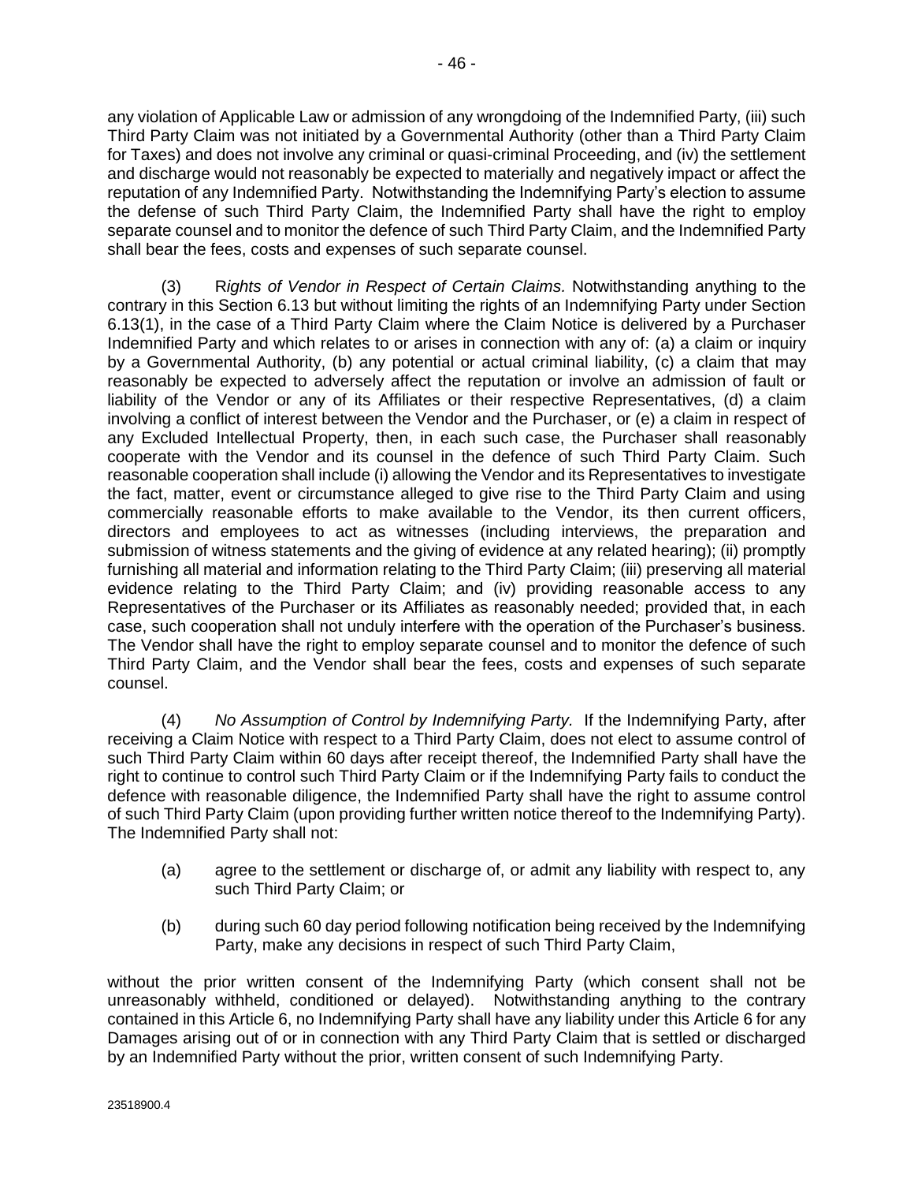any violation of Applicable Law or admission of any wrongdoing of the Indemnified Party, (iii) such Third Party Claim was not initiated by a Governmental Authority (other than a Third Party Claim for Taxes) and does not involve any criminal or quasi-criminal Proceeding, and (iv) the settlement and discharge would not reasonably be expected to materially and negatively impact or affect the reputation of any Indemnified Party. Notwithstanding the Indemnifying Party's election to assume the defense of such Third Party Claim, the Indemnified Party shall have the right to employ separate counsel and to monitor the defence of such Third Party Claim, and the Indemnified Party shall bear the fees, costs and expenses of such separate counsel.

(3) R*ights of Vendor in Respect of Certain Claims.* Notwithstanding anything to the contrary in this Section 6.13 but without limiting the rights of an Indemnifying Party under Section 6.13(1), in the case of a Third Party Claim where the Claim Notice is delivered by a Purchaser Indemnified Party and which relates to or arises in connection with any of: (a) a claim or inquiry by a Governmental Authority, (b) any potential or actual criminal liability, (c) a claim that may reasonably be expected to adversely affect the reputation or involve an admission of fault or liability of the Vendor or any of its Affiliates or their respective Representatives, (d) a claim involving a conflict of interest between the Vendor and the Purchaser, or (e) a claim in respect of any Excluded Intellectual Property, then, in each such case, the Purchaser shall reasonably cooperate with the Vendor and its counsel in the defence of such Third Party Claim. Such reasonable cooperation shall include (i) allowing the Vendor and its Representatives to investigate the fact, matter, event or circumstance alleged to give rise to the Third Party Claim and using commercially reasonable efforts to make available to the Vendor, its then current officers, directors and employees to act as witnesses (including interviews, the preparation and submission of witness statements and the giving of evidence at any related hearing); (ii) promptly furnishing all material and information relating to the Third Party Claim; (iii) preserving all material evidence relating to the Third Party Claim; and (iv) providing reasonable access to any Representatives of the Purchaser or its Affiliates as reasonably needed; provided that, in each case, such cooperation shall not unduly interfere with the operation of the Purchaser's business. The Vendor shall have the right to employ separate counsel and to monitor the defence of such Third Party Claim, and the Vendor shall bear the fees, costs and expenses of such separate counsel.

(4) *No Assumption of Control by Indemnifying Party.* If the Indemnifying Party, after receiving a Claim Notice with respect to a Third Party Claim, does not elect to assume control of such Third Party Claim within 60 days after receipt thereof, the Indemnified Party shall have the right to continue to control such Third Party Claim or if the Indemnifying Party fails to conduct the defence with reasonable diligence, the Indemnified Party shall have the right to assume control of such Third Party Claim (upon providing further written notice thereof to the Indemnifying Party). The Indemnified Party shall not:

(a) agree to the settlement or discharge of, or admit any liability with respect to, any such Third Party Claim; or

(b) during such 60 day period following notification being received by the Indemnifying Party, make any decisions in respect of such Third Party Claim,

without the prior written consent of the Indemnifying Party (which consent shall not be unreasonably withheld, conditioned or delayed). Notwithstanding anything to the contrary contained in this Article 6, no Indemnifying Party shall have any liability under this Article 6 for any Damages arising out of or in connection with any Third Party Claim that is settled or discharged by an Indemnified Party without the prior, written consent of such Indemnifying Party.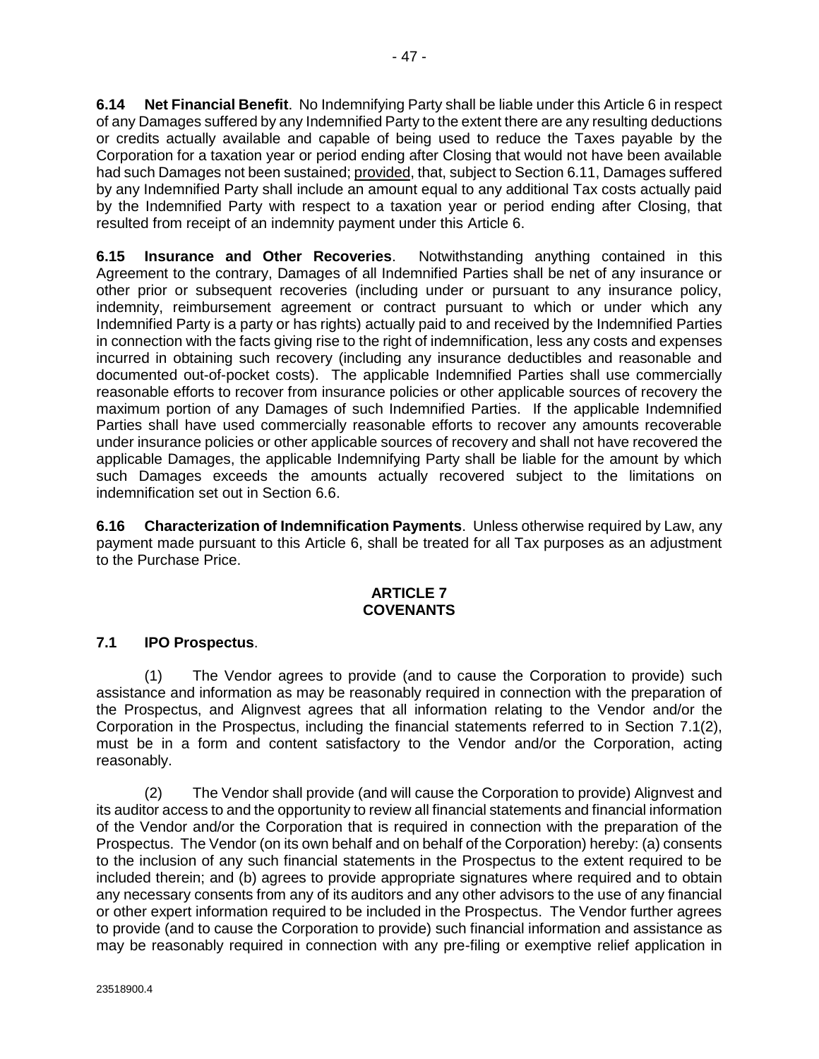**6.14 Net Financial Benefit**. No Indemnifying Party shall be liable under this Article 6 in respect of any Damages suffered by any Indemnified Party to the extent there are any resulting deductions or credits actually available and capable of being used to reduce the Taxes payable by the Corporation for a taxation year or period ending after Closing that would not have been available had such Damages not been sustained; provided, that, subject to Section 6.11, Damages suffered by any Indemnified Party shall include an amount equal to any additional Tax costs actually paid by the Indemnified Party with respect to a taxation year or period ending after Closing, that resulted from receipt of an indemnity payment under this Article 6.

**6.15 Insurance and Other Recoveries**. Notwithstanding anything contained in this Agreement to the contrary, Damages of all Indemnified Parties shall be net of any insurance or other prior or subsequent recoveries (including under or pursuant to any insurance policy, indemnity, reimbursement agreement or contract pursuant to which or under which any Indemnified Party is a party or has rights) actually paid to and received by the Indemnified Parties in connection with the facts giving rise to the right of indemnification, less any costs and expenses incurred in obtaining such recovery (including any insurance deductibles and reasonable and documented out-of-pocket costs). The applicable Indemnified Parties shall use commercially reasonable efforts to recover from insurance policies or other applicable sources of recovery the maximum portion of any Damages of such Indemnified Parties. If the applicable Indemnified Parties shall have used commercially reasonable efforts to recover any amounts recoverable under insurance policies or other applicable sources of recovery and shall not have recovered the applicable Damages, the applicable Indemnifying Party shall be liable for the amount by which such Damages exceeds the amounts actually recovered subject to the limitations on indemnification set out in Section 6.6.

**6.16 Characterization of Indemnification Payments**. Unless otherwise required by Law, any payment made pursuant to this Article 6, shall be treated for all Tax purposes as an adjustment to the Purchase Price.

## ARTICLE 7
## COVENANTS

**7.1 IPO Prospectus**.

(1) The Vendor agrees to provide (and to cause the Corporation to provide) such assistance and information as may be reasonably required in connection with the preparation of the Prospectus, and Alignvest agrees that all information relating to the Vendor and/or the Corporation in the Prospectus, including the financial statements referred to in Section 7.1(2), must be in a form and content satisfactory to the Vendor and/or the Corporation, acting reasonably.

(2) The Vendor shall provide (and will cause the Corporation to provide) Alignvest and its auditor access to and the opportunity to review all financial statements and financial information of the Vendor and/or the Corporation that is required in connection with the preparation of the Prospectus. The Vendor (on its own behalf and on behalf of the Corporation) hereby: (a) consents to the inclusion of any such financial statements in the Prospectus to the extent required to be included therein; and (b) agrees to provide appropriate signatures where required and to obtain any necessary consents from any of its auditors and any other advisors to the use of any financial or other expert information required to be included in the Prospectus. The Vendor further agrees to provide (and to cause the Corporation to provide) such financial information and assistance as may be reasonably required in connection with any pre-filing or exemptive relief application in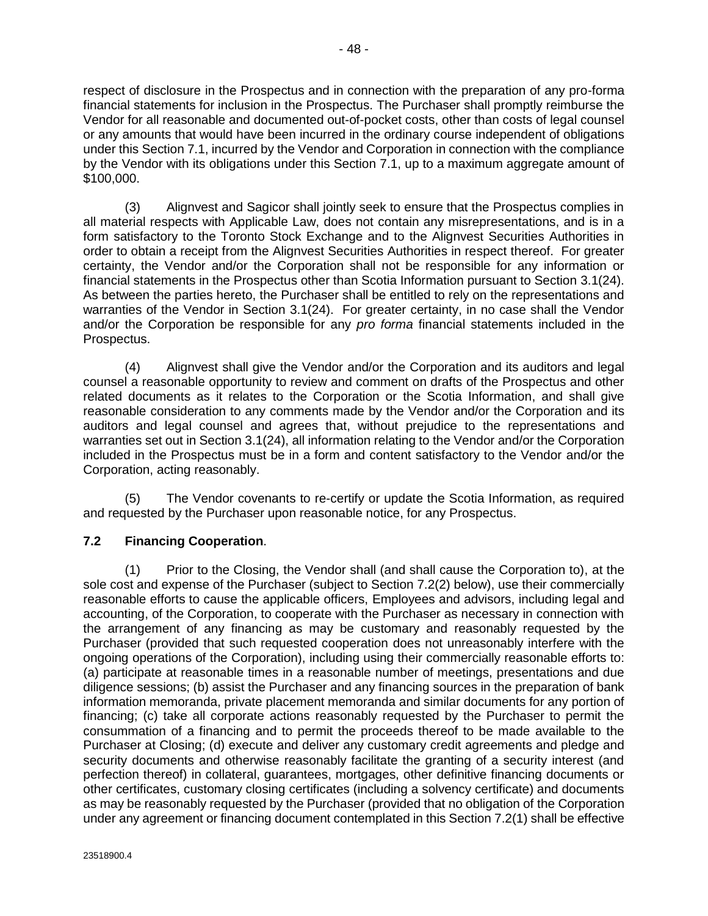respect of disclosure in the Prospectus and in connection with the preparation of any pro-forma financial statements for inclusion in the Prospectus. The Purchaser shall promptly reimburse the Vendor for all reasonable and documented out-of-pocket costs, other than costs of legal counsel or any amounts that would have been incurred in the ordinary course independent of obligations under this Section 7.1, incurred by the Vendor and Corporation in connection with the compliance by the Vendor with its obligations under this Section 7.1, up to a maximum aggregate amount of $100,000.

(3) Alignvest and Sagicor shall jointly seek to ensure that the Prospectus complies in all material respects with Applicable Law, does not contain any misrepresentations, and is in a form satisfactory to the Toronto Stock Exchange and to the Alignvest Securities Authorities in order to obtain a receipt from the Alignvest Securities Authorities in respect thereof. For greater certainty, the Vendor and/or the Corporation shall not be responsible for any information or financial statements in the Prospectus other than Scotia Information pursuant to Section 3.1(24). As between the parties hereto, the Purchaser shall be entitled to rely on the representations and warranties of the Vendor in Section 3.1(24). For greater certainty, in no case shall the Vendor and/or the Corporation be responsible for any *pro forma* financial statements included in the Prospectus.

(4) Alignvest shall give the Vendor and/or the Corporation and its auditors and legal counsel a reasonable opportunity to review and comment on drafts of the Prospectus and other related documents as it relates to the Corporation or the Scotia Information, and shall give reasonable consideration to any comments made by the Vendor and/or the Corporation and its auditors and legal counsel and agrees that, without prejudice to the representations and warranties set out in Section 3.1(24), all information relating to the Vendor and/or the Corporation included in the Prospectus must be in a form and content satisfactory to the Vendor and/or the Corporation, acting reasonably.

(5) The Vendor covenants to re-certify or update the Scotia Information, as required and requested by the Purchaser upon reasonable notice, for any Prospectus.

**7.2 Financing Cooperation**.

(1) Prior to the Closing, the Vendor shall (and shall cause the Corporation to), at the sole cost and expense of the Purchaser (subject to Section 7.2(2) below), use their commercially reasonable efforts to cause the applicable officers, Employees and advisors, including legal and accounting, of the Corporation, to cooperate with the Purchaser as necessary in connection with the arrangement of any financing as may be customary and reasonably requested by the Purchaser (provided that such requested cooperation does not unreasonably interfere with the ongoing operations of the Corporation), including using their commercially reasonable efforts to: (a) participate at reasonable times in a reasonable number of meetings, presentations and due diligence sessions; (b) assist the Purchaser and any financing sources in the preparation of bank information memoranda, private placement memoranda and similar documents for any portion of financing; (c) take all corporate actions reasonably requested by the Purchaser to permit the consummation of a financing and to permit the proceeds thereof to be made available to the Purchaser at Closing; (d) execute and deliver any customary credit agreements and pledge and security documents and otherwise reasonably facilitate the granting of a security interest (and perfection thereof) in collateral, guarantees, mortgages, other definitive financing documents or other certificates, customary closing certificates (including a solvency certificate) and documents as may be reasonably requested by the Purchaser (provided that no obligation of the Corporation under any agreement or financing document contemplated in this Section 7.2(1) shall be effective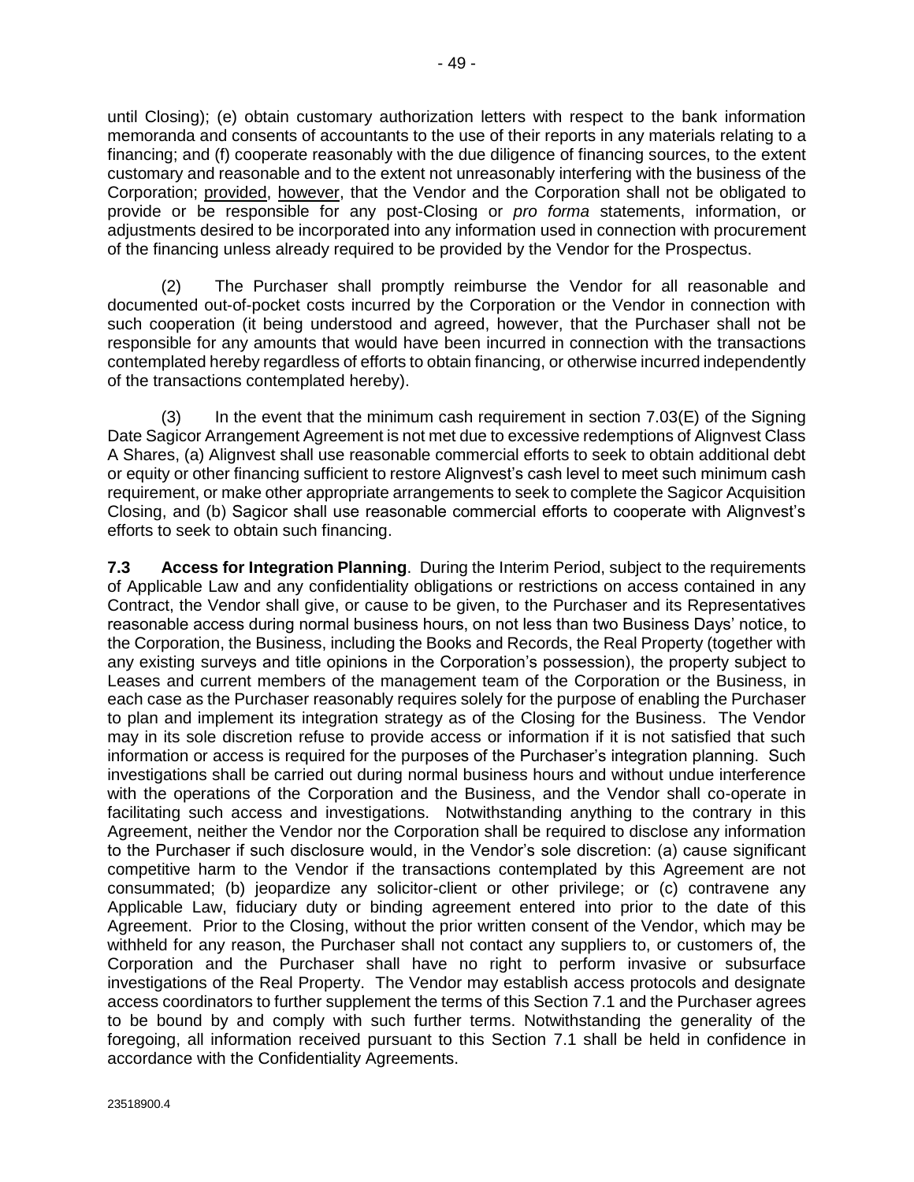until Closing); (e) obtain customary authorization letters with respect to the bank information memoranda and consents of accountants to the use of their reports in any materials relating to a financing; and (f) cooperate reasonably with the due diligence of financing sources, to the extent customary and reasonable and to the extent not unreasonably interfering with the business of the Corporation; provided, however, that the Vendor and the Corporation shall not be obligated to provide or be responsible for any post-Closing or *pro forma* statements, information, or adjustments desired to be incorporated into any information used in connection with procurement of the financing unless already required to be provided by the Vendor for the Prospectus.

(2) The Purchaser shall promptly reimburse the Vendor for all reasonable and documented out-of-pocket costs incurred by the Corporation or the Vendor in connection with such cooperation (it being understood and agreed, however, that the Purchaser shall not be responsible for any amounts that would have been incurred in connection with the transactions contemplated hereby regardless of efforts to obtain financing, or otherwise incurred independently of the transactions contemplated hereby).

(3) In the event that the minimum cash requirement in section 7.03(E) of the Signing Date Sagicor Arrangement Agreement is not met due to excessive redemptions of Alignvest Class A Shares, (a) Alignvest shall use reasonable commercial efforts to seek to obtain additional debt or equity or other financing sufficient to restore Alignvest's cash level to meet such minimum cash requirement, or make other appropriate arrangements to seek to complete the Sagicor Acquisition Closing, and (b) Sagicor shall use reasonable commercial efforts to cooperate with Alignvest's efforts to seek to obtain such financing.

**7.3 Access for Integration Planning**. During the Interim Period, subject to the requirements of Applicable Law and any confidentiality obligations or restrictions on access contained in any Contract, the Vendor shall give, or cause to be given, to the Purchaser and its Representatives reasonable access during normal business hours, on not less than two Business Days' notice, to the Corporation, the Business, including the Books and Records, the Real Property (together with any existing surveys and title opinions in the Corporation's possession), the property subject to Leases and current members of the management team of the Corporation or the Business, in each case as the Purchaser reasonably requires solely for the purpose of enabling the Purchaser to plan and implement its integration strategy as of the Closing for the Business. The Vendor may in its sole discretion refuse to provide access or information if it is not satisfied that such information or access is required for the purposes of the Purchaser's integration planning. Such investigations shall be carried out during normal business hours and without undue interference with the operations of the Corporation and the Business, and the Vendor shall co-operate in facilitating such access and investigations. Notwithstanding anything to the contrary in this Agreement, neither the Vendor nor the Corporation shall be required to disclose any information to the Purchaser if such disclosure would, in the Vendor's sole discretion: (a) cause significant competitive harm to the Vendor if the transactions contemplated by this Agreement are not consummated; (b) jeopardize any solicitor-client or other privilege; or (c) contravene any Applicable Law, fiduciary duty or binding agreement entered into prior to the date of this Agreement. Prior to the Closing, without the prior written consent of the Vendor, which may be withheld for any reason, the Purchaser shall not contact any suppliers to, or customers of, the Corporation and the Purchaser shall have no right to perform invasive or subsurface investigations of the Real Property. The Vendor may establish access protocols and designate access coordinators to further supplement the terms of this Section 7.1 and the Purchaser agrees to be bound by and comply with such further terms. Notwithstanding the generality of the foregoing, all information received pursuant to this Section 7.1 shall be held in confidence in accordance with the Confidentiality Agreements.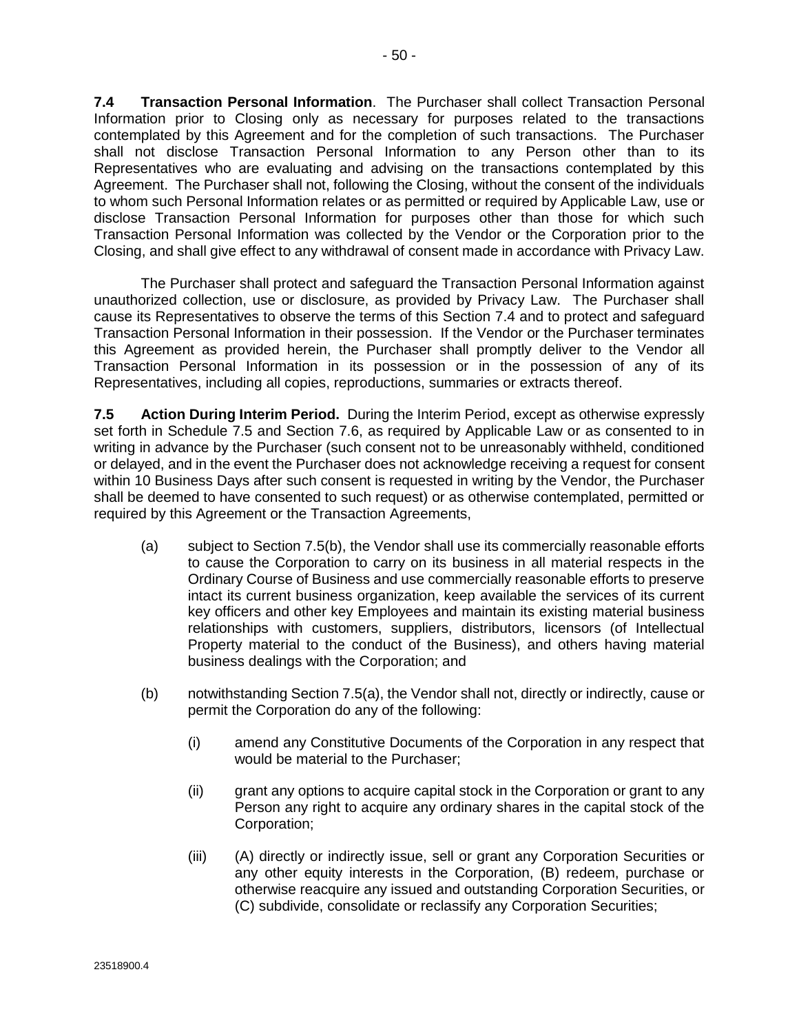**7.4 Transaction Personal Information**. The Purchaser shall collect Transaction Personal Information prior to Closing only as necessary for purposes related to the transactions contemplated by this Agreement and for the completion of such transactions. The Purchaser shall not disclose Transaction Personal Information to any Person other than to its Representatives who are evaluating and advising on the transactions contemplated by this Agreement. The Purchaser shall not, following the Closing, without the consent of the individuals to whom such Personal Information relates or as permitted or required by Applicable Law, use or disclose Transaction Personal Information for purposes other than those for which such Transaction Personal Information was collected by the Vendor or the Corporation prior to the Closing, and shall give effect to any withdrawal of consent made in accordance with Privacy Law.

The Purchaser shall protect and safeguard the Transaction Personal Information against unauthorized collection, use or disclosure, as provided by Privacy Law. The Purchaser shall cause its Representatives to observe the terms of this Section 7.4 and to protect and safeguard Transaction Personal Information in their possession. If the Vendor or the Purchaser terminates this Agreement as provided herein, the Purchaser shall promptly deliver to the Vendor all Transaction Personal Information in its possession or in the possession of any of its Representatives, including all copies, reproductions, summaries or extracts thereof.

**7.5 Action During Interim Period.** During the Interim Period, except as otherwise expressly set forth in Schedule 7.5 and Section 7.6, as required by Applicable Law or as consented to in writing in advance by the Purchaser (such consent not to be unreasonably withheld, conditioned or delayed, and in the event the Purchaser does not acknowledge receiving a request for consent within 10 Business Days after such consent is requested in writing by the Vendor, the Purchaser shall be deemed to have consented to such request) or as otherwise contemplated, permitted or required by this Agreement or the Transaction Agreements,

(a) subject to Section 7.5(b), the Vendor shall use its commercially reasonable efforts to cause the Corporation to carry on its business in all material respects in the Ordinary Course of Business and use commercially reasonable efforts to preserve intact its current business organization, keep available the services of its current key officers and other key Employees and maintain its existing material business relationships with customers, suppliers, distributors, licensors (of Intellectual Property material to the conduct of the Business), and others having material business dealings with the Corporation; and

(b) notwithstanding Section 7.5(a), the Vendor shall not, directly or indirectly, cause or permit the Corporation do any of the following:

(i) amend any Constitutive Documents of the Corporation in any respect that would be material to the Purchaser;

(ii) grant any options to acquire capital stock in the Corporation or grant to any Person any right to acquire any ordinary shares in the capital stock of the Corporation;

(iii) (A) directly or indirectly issue, sell or grant any Corporation Securities or any other equity interests in the Corporation, (B) redeem, purchase or otherwise reacquire any issued and outstanding Corporation Securities, or (C) subdivide, consolidate or reclassify any Corporation Securities;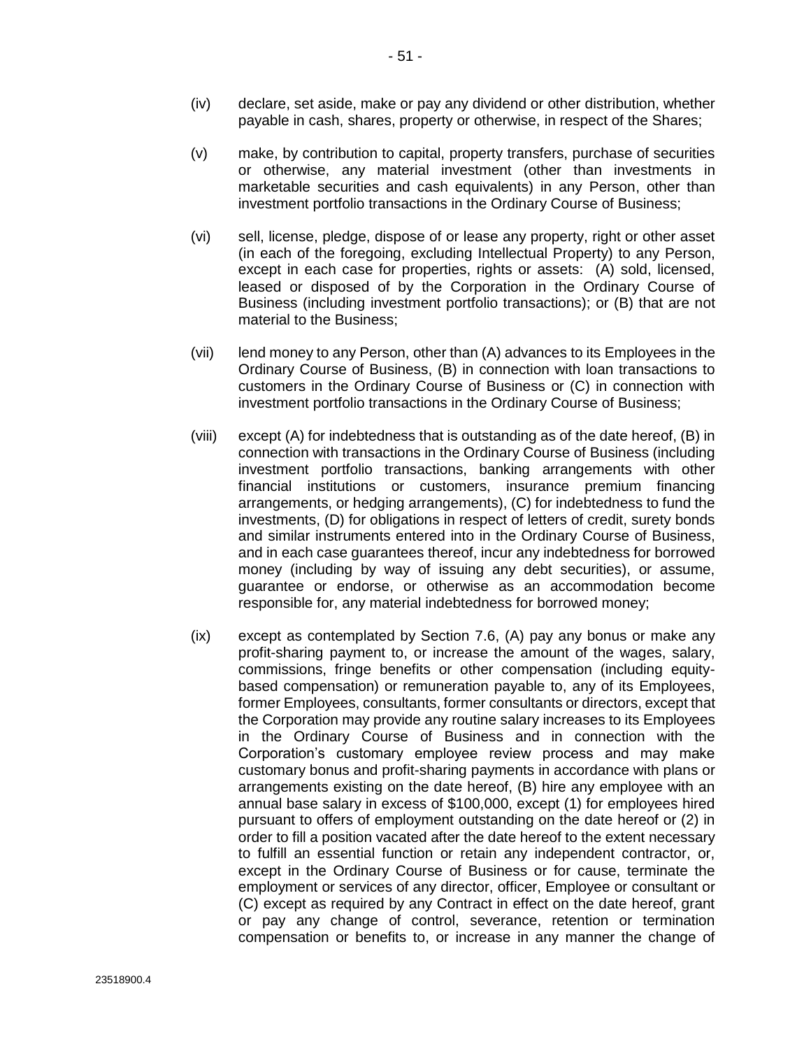(iv) declare, set aside, make or pay any dividend or other distribution, whether payable in cash, shares, property or otherwise, in respect of the Shares;

(v) make, by contribution to capital, property transfers, purchase of securities or otherwise, any material investment (other than investments in marketable securities and cash equivalents) in any Person, other than investment portfolio transactions in the Ordinary Course of Business;

(vi) sell, license, pledge, dispose of or lease any property, right or other asset (in each of the foregoing, excluding Intellectual Property) to any Person, except in each case for properties, rights or assets: (A) sold, licensed, leased or disposed of by the Corporation in the Ordinary Course of Business (including investment portfolio transactions); or (B) that are not material to the Business;

(vii) lend money to any Person, other than (A) advances to its Employees in the Ordinary Course of Business, (B) in connection with loan transactions to customers in the Ordinary Course of Business or (C) in connection with investment portfolio transactions in the Ordinary Course of Business;

(viii) except (A) for indebtedness that is outstanding as of the date hereof, (B) in connection with transactions in the Ordinary Course of Business (including investment portfolio transactions, banking arrangements with other financial institutions or customers, insurance premium financing arrangements, or hedging arrangements), (C) for indebtedness to fund the investments, (D) for obligations in respect of letters of credit, surety bonds and similar instruments entered into in the Ordinary Course of Business, and in each case guarantees thereof, incur any indebtedness for borrowed money (including by way of issuing any debt securities), or assume, guarantee or endorse, or otherwise as an accommodation become responsible for, any material indebtedness for borrowed money;

(ix) except as contemplated by Section 7.6, (A) pay any bonus or make any profit-sharing payment to, or increase the amount of the wages, salary, commissions, fringe benefits or other compensation (including equity-based compensation) or remuneration payable to, any of its Employees, former Employees, consultants, former consultants or directors, except that the Corporation may provide any routine salary increases to its Employees in the Ordinary Course of Business and in connection with the Corporation's customary employee review process and may make customary bonus and profit-sharing payments in accordance with plans or arrangements existing on the date hereof, (B) hire any employee with an annual base salary in excess of $100,000, except (1) for employees hired pursuant to offers of employment outstanding on the date hereof or (2) in order to fill a position vacated after the date hereof to the extent necessary to fulfill an essential function or retain any independent contractor, or, except in the Ordinary Course of Business or for cause, terminate the employment or services of any director, officer, Employee or consultant or (C) except as required by any Contract in effect on the date hereof, grant or pay any change of control, severance, retention or termination compensation or benefits to, or increase in any manner the change of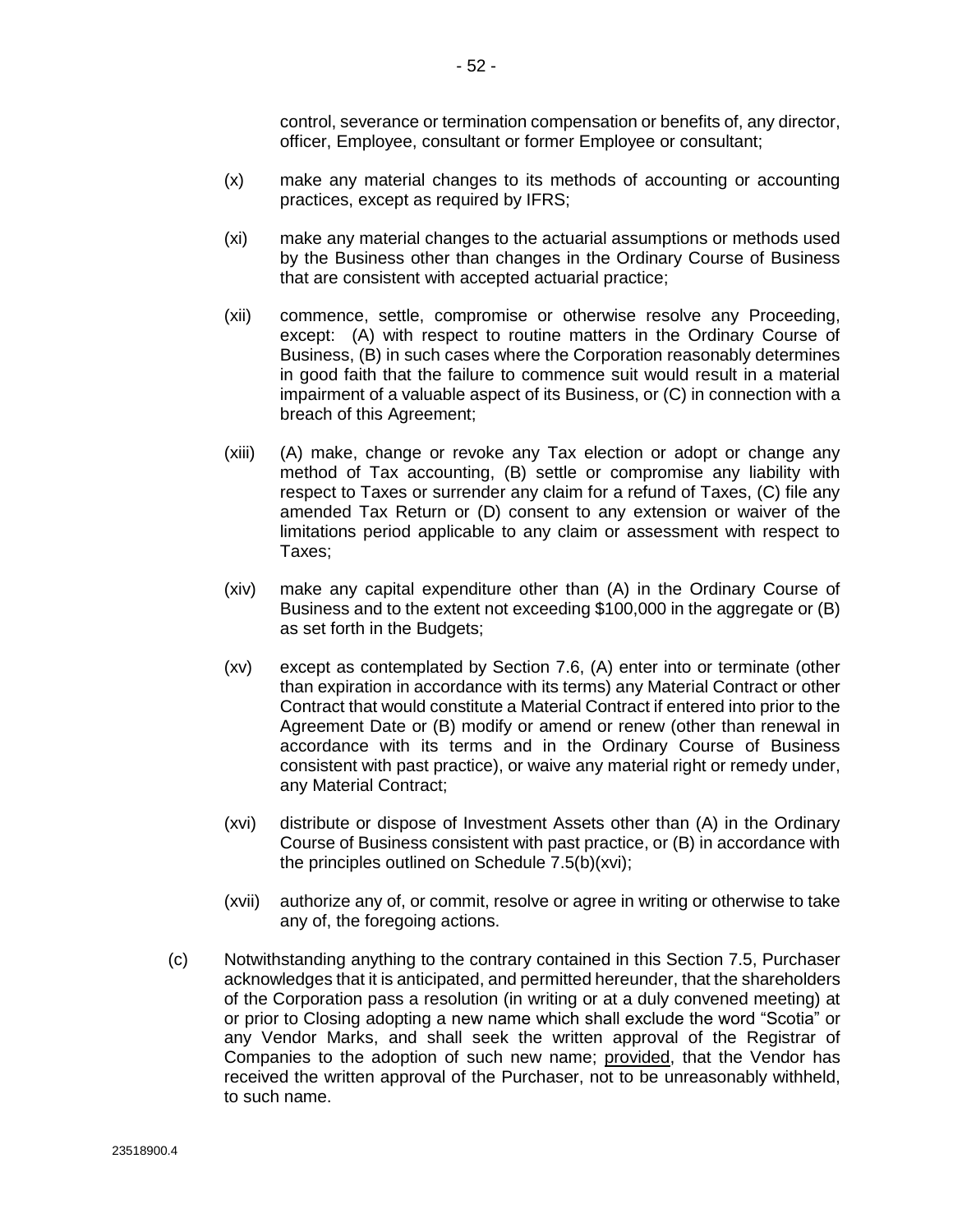control, severance or termination compensation or benefits of, any director, officer, Employee, consultant or former Employee or consultant;

(x) make any material changes to its methods of accounting or accounting practices, except as required by IFRS;

(xi) make any material changes to the actuarial assumptions or methods used by the Business other than changes in the Ordinary Course of Business that are consistent with accepted actuarial practice;

(xii) commence, settle, compromise or otherwise resolve any Proceeding, except: (A) with respect to routine matters in the Ordinary Course of Business, (B) in such cases where the Corporation reasonably determines in good faith that the failure to commence suit would result in a material impairment of a valuable aspect of its Business, or (C) in connection with a breach of this Agreement;

(xiii) (A) make, change or revoke any Tax election or adopt or change any method of Tax accounting, (B) settle or compromise any liability with respect to Taxes or surrender any claim for a refund of Taxes, (C) file any amended Tax Return or (D) consent to any extension or waiver of the limitations period applicable to any claim or assessment with respect to Taxes;

(xiv) make any capital expenditure other than (A) in the Ordinary Course of Business and to the extent not exceeding $100,000 in the aggregate or (B) as set forth in the Budgets;

(xv) except as contemplated by Section 7.6, (A) enter into or terminate (other than expiration in accordance with its terms) any Material Contract or other Contract that would constitute a Material Contract if entered into prior to the Agreement Date or (B) modify or amend or renew (other than renewal in accordance with its terms and in the Ordinary Course of Business consistent with past practice), or waive any material right or remedy under, any Material Contract;

(xvi) distribute or dispose of Investment Assets other than (A) in the Ordinary Course of Business consistent with past practice, or (B) in accordance with the principles outlined on Schedule 7.5(b)(xvi);

(xvii) authorize any of, or commit, resolve or agree in writing or otherwise to take any of, the foregoing actions.

(c) Notwithstanding anything to the contrary contained in this Section 7.5, Purchaser acknowledges that it is anticipated, and permitted hereunder, that the shareholders of the Corporation pass a resolution (in writing or at a duly convened meeting) at or prior to Closing adopting a new name which shall exclude the word "Scotia" or any Vendor Marks, and shall seek the written approval of the Registrar of Companies to the adoption of such new name; provided, that the Vendor has received the written approval of the Purchaser, not to be unreasonably withheld, to such name.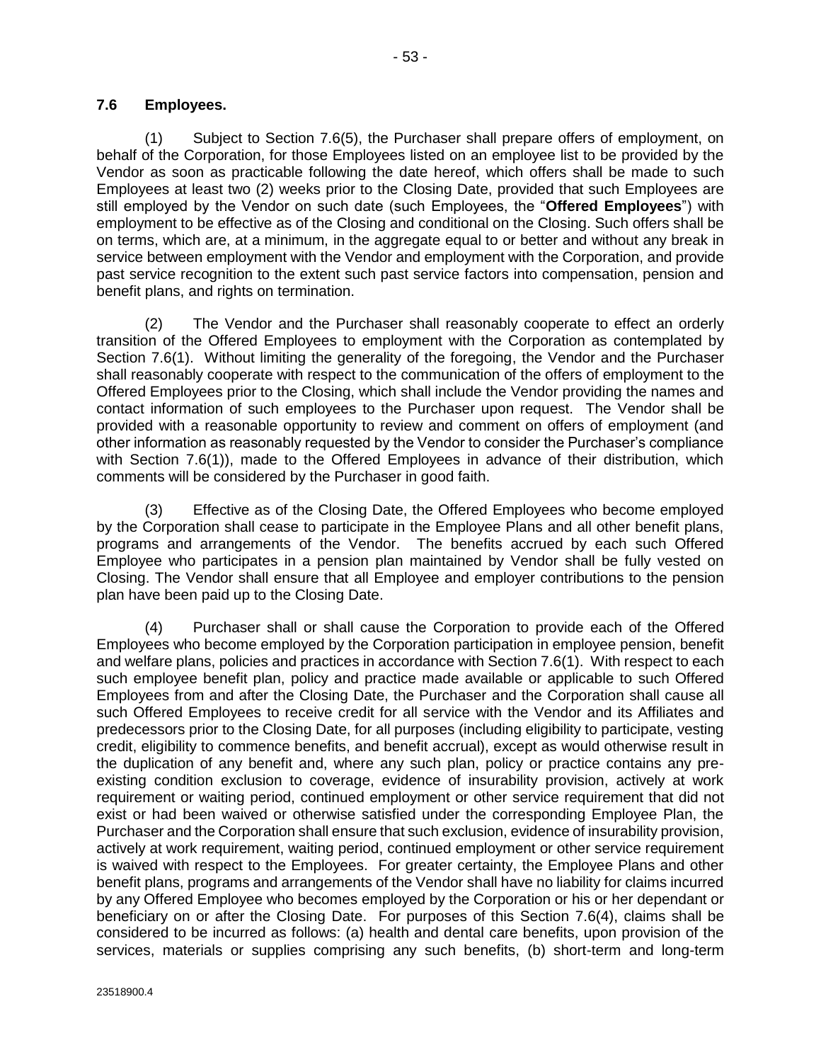### 7.6 Employees.

(1) Subject to Section 7.6(5), the Purchaser shall prepare offers of employment, on behalf of the Corporation, for those Employees listed on an employee list to be provided by the Vendor as soon as practicable following the date hereof, which offers shall be made to such Employees at least two (2) weeks prior to the Closing Date, provided that such Employees are still employed by the Vendor on such date (such Employees, the "**Offered Employees**") with employment to be effective as of the Closing and conditional on the Closing. Such offers shall be on terms, which are, at a minimum, in the aggregate equal to or better and without any break in service between employment with the Vendor and employment with the Corporation, and provide past service recognition to the extent such past service factors into compensation, pension and benefit plans, and rights on termination.

(2) The Vendor and the Purchaser shall reasonably cooperate to effect an orderly transition of the Offered Employees to employment with the Corporation as contemplated by Section 7.6(1). Without limiting the generality of the foregoing, the Vendor and the Purchaser shall reasonably cooperate with respect to the communication of the offers of employment to the Offered Employees prior to the Closing, which shall include the Vendor providing the names and contact information of such employees to the Purchaser upon request. The Vendor shall be provided with a reasonable opportunity to review and comment on offers of employment (and other information as reasonably requested by the Vendor to consider the Purchaser's compliance with Section 7.6(1)), made to the Offered Employees in advance of their distribution, which comments will be considered by the Purchaser in good faith.

(3) Effective as of the Closing Date, the Offered Employees who become employed by the Corporation shall cease to participate in the Employee Plans and all other benefit plans, programs and arrangements of the Vendor. The benefits accrued by each such Offered Employee who participates in a pension plan maintained by Vendor shall be fully vested on Closing. The Vendor shall ensure that all Employee and employer contributions to the pension plan have been paid up to the Closing Date.

(4) Purchaser shall or shall cause the Corporation to provide each of the Offered Employees who become employed by the Corporation participation in employee pension, benefit and welfare plans, policies and practices in accordance with Section 7.6(1). With respect to each such employee benefit plan, policy and practice made available or applicable to such Offered Employees from and after the Closing Date, the Purchaser and the Corporation shall cause all such Offered Employees to receive credit for all service with the Vendor and its Affiliates and predecessors prior to the Closing Date, for all purposes (including eligibility to participate, vesting credit, eligibility to commence benefits, and benefit accrual), except as would otherwise result in the duplication of any benefit and, where any such plan, policy or practice contains any pre-existing condition exclusion to coverage, evidence of insurability provision, actively at work requirement or waiting period, continued employment or other service requirement that did not exist or had been waived or otherwise satisfied under the corresponding Employee Plan, the Purchaser and the Corporation shall ensure that such exclusion, evidence of insurability provision, actively at work requirement, waiting period, continued employment or other service requirement is waived with respect to the Employees. For greater certainty, the Employee Plans and other benefit plans, programs and arrangements of the Vendor shall have no liability for claims incurred by any Offered Employee who becomes employed by the Corporation or his or her dependant or beneficiary on or after the Closing Date. For purposes of this Section 7.6(4), claims shall be considered to be incurred as follows: (a) health and dental care benefits, upon provision of the services, materials or supplies comprising any such benefits, (b) short-term and long-term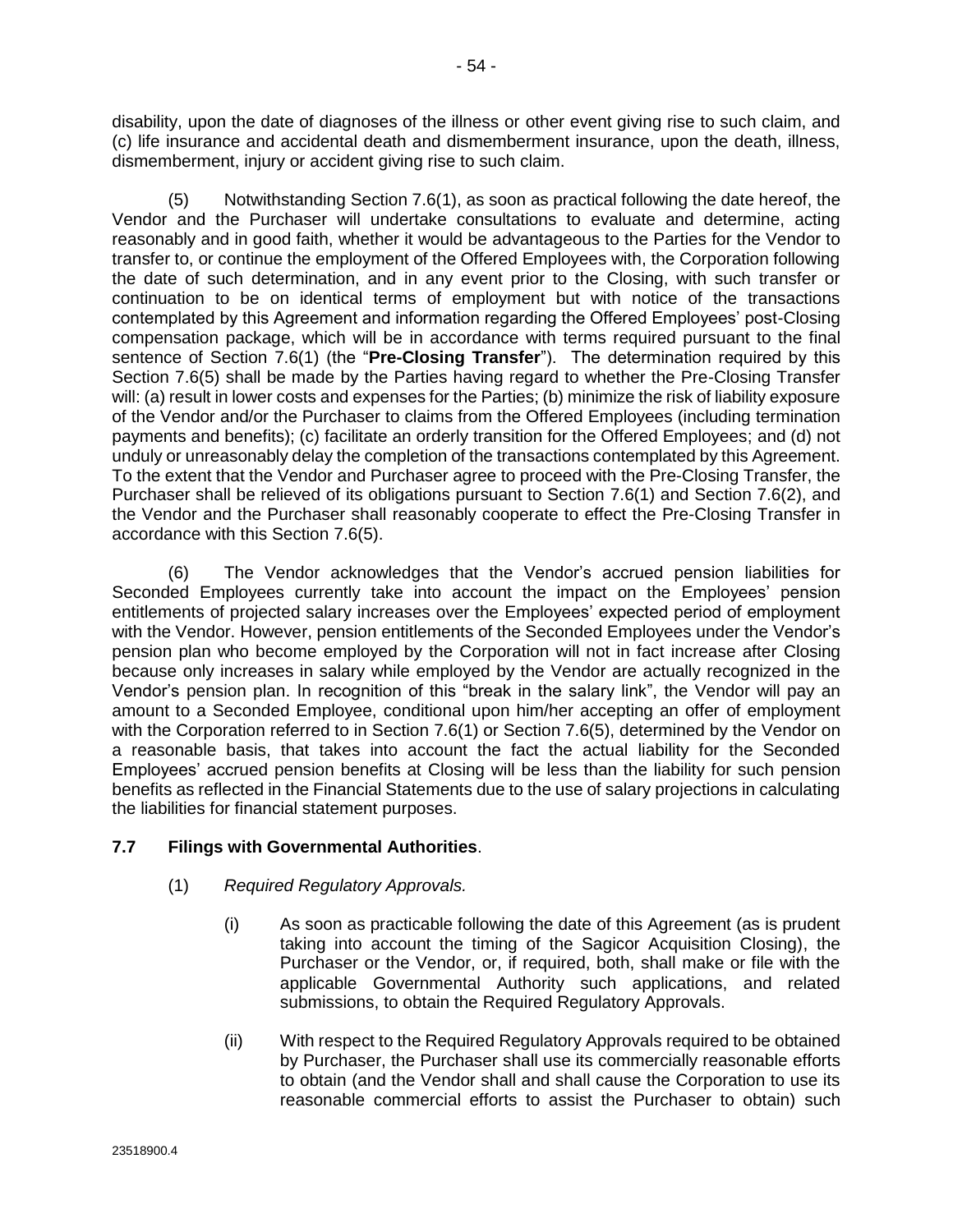disability, upon the date of diagnoses of the illness or other event giving rise to such claim, and (c) life insurance and accidental death and dismemberment insurance, upon the death, illness, dismemberment, injury or accident giving rise to such claim.

(5) Notwithstanding Section 7.6(1), as soon as practical following the date hereof, the Vendor and the Purchaser will undertake consultations to evaluate and determine, acting reasonably and in good faith, whether it would be advantageous to the Parties for the Vendor to transfer to, or continue the employment of the Offered Employees with, the Corporation following the date of such determination, and in any event prior to the Closing, with such transfer or continuation to be on identical terms of employment but with notice of the transactions contemplated by this Agreement and information regarding the Offered Employees' post-Closing compensation package, which will be in accordance with terms required pursuant to the final sentence of Section 7.6(1) (the "**Pre-Closing Transfer**"). The determination required by this Section 7.6(5) shall be made by the Parties having regard to whether the Pre-Closing Transfer will: (a) result in lower costs and expenses for the Parties; (b) minimize the risk of liability exposure of the Vendor and/or the Purchaser to claims from the Offered Employees (including termination payments and benefits); (c) facilitate an orderly transition for the Offered Employees; and (d) not unduly or unreasonably delay the completion of the transactions contemplated by this Agreement. To the extent that the Vendor and Purchaser agree to proceed with the Pre-Closing Transfer, the Purchaser shall be relieved of its obligations pursuant to Section 7.6(1) and Section 7.6(2), and the Vendor and the Purchaser shall reasonably cooperate to effect the Pre-Closing Transfer in accordance with this Section 7.6(5).

(6) The Vendor acknowledges that the Vendor's accrued pension liabilities for Seconded Employees currently take into account the impact on the Employees' pension entitlements of projected salary increases over the Employees' expected period of employment with the Vendor. However, pension entitlements of the Seconded Employees under the Vendor's pension plan who become employed by the Corporation will not in fact increase after Closing because only increases in salary while employed by the Vendor are actually recognized in the Vendor's pension plan. In recognition of this "break in the salary link", the Vendor will pay an amount to a Seconded Employee, conditional upon him/her accepting an offer of employment with the Corporation referred to in Section 7.6(1) or Section 7.6(5), determined by the Vendor on a reasonable basis, that takes into account the fact the actual liability for the Seconded Employees' accrued pension benefits at Closing will be less than the liability for such pension benefits as reflected in the Financial Statements due to the use of salary projections in calculating the liabilities for financial statement purposes.

### 7.7 Filings with Governmental Authorities.

(1) *Required Regulatory Approvals.*

(i) As soon as practicable following the date of this Agreement (as is prudent taking into account the timing of the Sagicor Acquisition Closing), the Purchaser or the Vendor, or, if required, both, shall make or file with the applicable Governmental Authority such applications, and related submissions, to obtain the Required Regulatory Approvals.

(ii) With respect to the Required Regulatory Approvals required to be obtained by Purchaser, the Purchaser shall use its commercially reasonable efforts to obtain (and the Vendor shall and shall cause the Corporation to use its reasonable commercial efforts to assist the Purchaser to obtain) such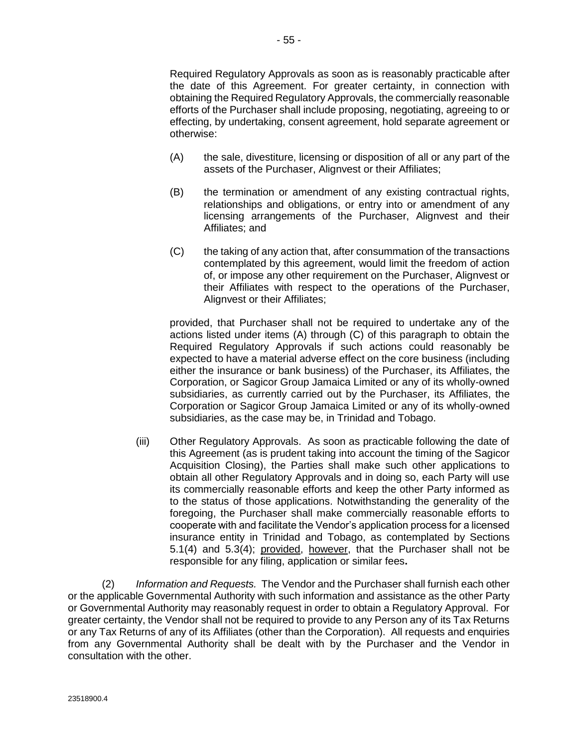Required Regulatory Approvals as soon as is reasonably practicable after the date of this Agreement. For greater certainty, in connection with obtaining the Required Regulatory Approvals, the commercially reasonable efforts of the Purchaser shall include proposing, negotiating, agreeing to or effecting, by undertaking, consent agreement, hold separate agreement or otherwise:

(A) the sale, divestiture, licensing or disposition of all or any part of the assets of the Purchaser, Alignvest or their Affiliates;

(B) the termination or amendment of any existing contractual rights, relationships and obligations, or entry into or amendment of any licensing arrangements of the Purchaser, Alignvest and their Affiliates; and

(C) the taking of any action that, after consummation of the transactions contemplated by this agreement, would limit the freedom of action of, or impose any other requirement on the Purchaser, Alignvest or their Affiliates with respect to the operations of the Purchaser, Alignvest or their Affiliates;

provided, that Purchaser shall not be required to undertake any of the actions listed under items (A) through (C) of this paragraph to obtain the Required Regulatory Approvals if such actions could reasonably be expected to have a material adverse effect on the core business (including either the insurance or bank business) of the Purchaser, its Affiliates, the Corporation, or Sagicor Group Jamaica Limited or any of its wholly-owned subsidiaries, as currently carried out by the Purchaser, its Affiliates, the Corporation or Sagicor Group Jamaica Limited or any of its wholly-owned subsidiaries, as the case may be, in Trinidad and Tobago.

(iii) Other Regulatory Approvals. As soon as practicable following the date of this Agreement (as is prudent taking into account the timing of the Sagicor Acquisition Closing), the Parties shall make such other applications to obtain all other Regulatory Approvals and in doing so, each Party will use its commercially reasonable efforts and keep the other Party informed as to the status of those applications. Notwithstanding the generality of the foregoing, the Purchaser shall make commercially reasonable efforts to cooperate with and facilitate the Vendor's application process for a licensed insurance entity in Trinidad and Tobago, as contemplated by Sections 5.1(4) and 5.3(4); provided, however, that the Purchaser shall not be responsible for any filing, application or similar fees**.**

(2) *Information and Requests.* The Vendor and the Purchaser shall furnish each other or the applicable Governmental Authority with such information and assistance as the other Party or Governmental Authority may reasonably request in order to obtain a Regulatory Approval. For greater certainty, the Vendor shall not be required to provide to any Person any of its Tax Returns or any Tax Returns of any of its Affiliates (other than the Corporation). All requests and enquiries from any Governmental Authority shall be dealt with by the Purchaser and the Vendor in consultation with the other.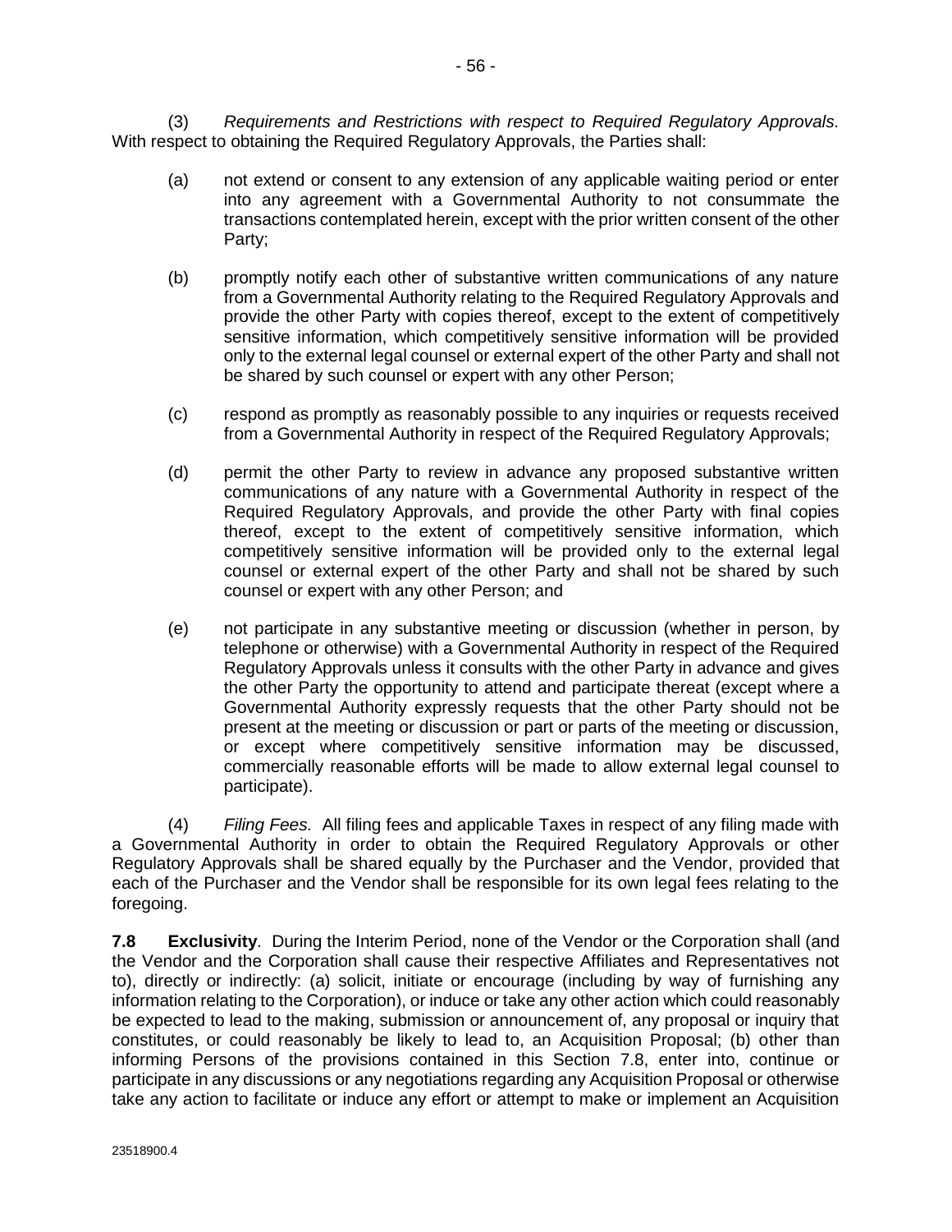(3) *Requirements and Restrictions with respect to Required Regulatory Approvals.* With respect to obtaining the Required Regulatory Approvals, the Parties shall:

(a) not extend or consent to any extension of any applicable waiting period or enter into any agreement with a Governmental Authority to not consummate the transactions contemplated herein, except with the prior written consent of the other Party;

(b) promptly notify each other of substantive written communications of any nature from a Governmental Authority relating to the Required Regulatory Approvals and provide the other Party with copies thereof, except to the extent of competitively sensitive information, which competitively sensitive information will be provided only to the external legal counsel or external expert of the other Party and shall not be shared by such counsel or expert with any other Person;

(c) respond as promptly as reasonably possible to any inquiries or requests received from a Governmental Authority in respect of the Required Regulatory Approvals;

(d) permit the other Party to review in advance any proposed substantive written communications of any nature with a Governmental Authority in respect of the Required Regulatory Approvals, and provide the other Party with final copies thereof, except to the extent of competitively sensitive information, which competitively sensitive information will be provided only to the external legal counsel or external expert of the other Party and shall not be shared by such counsel or expert with any other Person; and

(e) not participate in any substantive meeting or discussion (whether in person, by telephone or otherwise) with a Governmental Authority in respect of the Required Regulatory Approvals unless it consults with the other Party in advance and gives the other Party the opportunity to attend and participate thereat (except where a Governmental Authority expressly requests that the other Party should not be present at the meeting or discussion or part or parts of the meeting or discussion, or except where competitively sensitive information may be discussed, commercially reasonable efforts will be made to allow external legal counsel to participate).

(4) *Filing Fees.* All filing fees and applicable Taxes in respect of any filing made with a Governmental Authority in order to obtain the Required Regulatory Approvals or other Regulatory Approvals shall be shared equally by the Purchaser and the Vendor, provided that each of the Purchaser and the Vendor shall be responsible for its own legal fees relating to the foregoing.

**7.8 Exclusivity**. During the Interim Period, none of the Vendor or the Corporation shall (and the Vendor and the Corporation shall cause their respective Affiliates and Representatives not to), directly or indirectly: (a) solicit, initiate or encourage (including by way of furnishing any information relating to the Corporation), or induce or take any other action which could reasonably be expected to lead to the making, submission or announcement of, any proposal or inquiry that constitutes, or could reasonably be likely to lead to, an Acquisition Proposal; (b) other than informing Persons of the provisions contained in this Section 7.8, enter into, continue or participate in any discussions or any negotiations regarding any Acquisition Proposal or otherwise take any action to facilitate or induce any effort or attempt to make or implement an Acquisition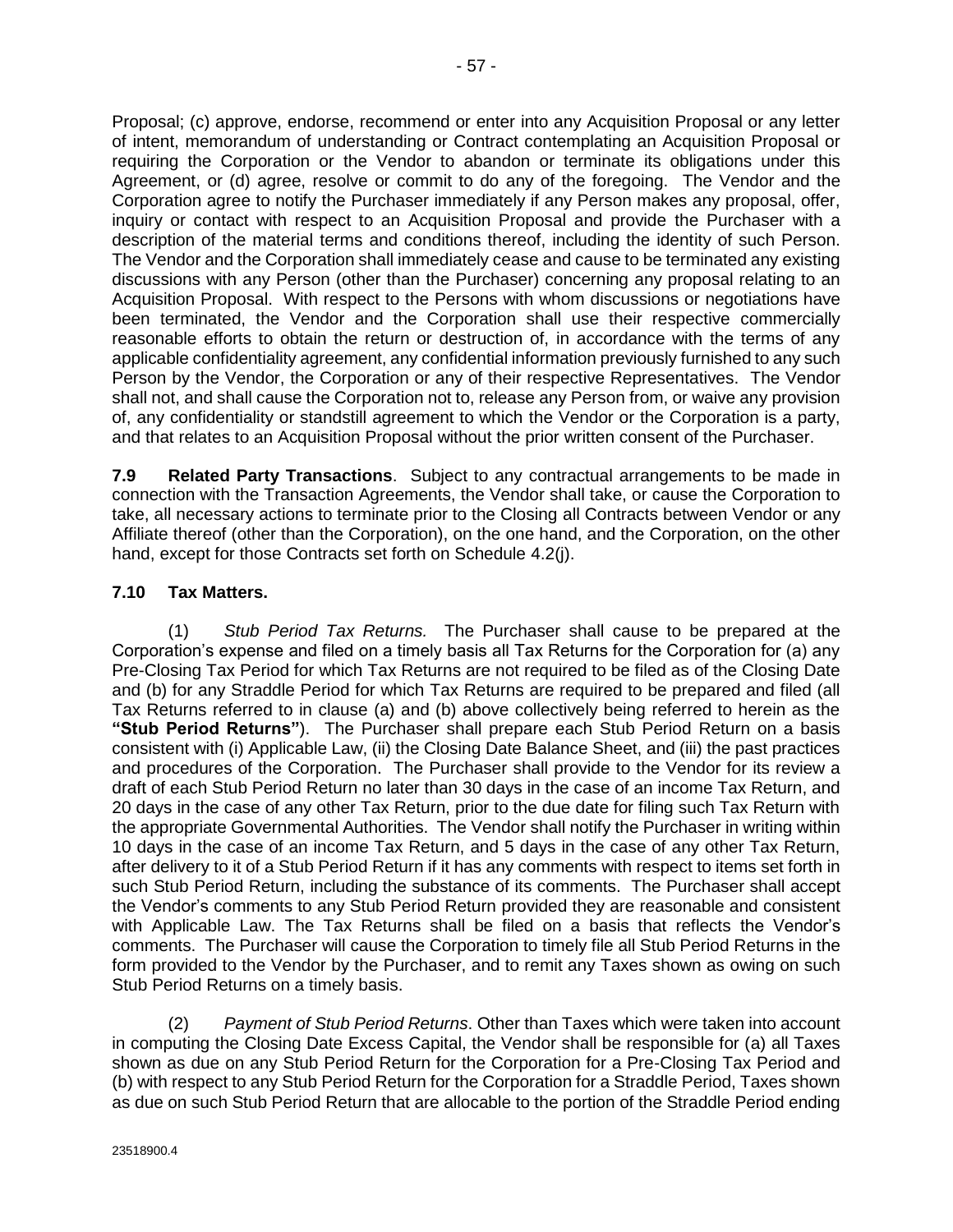Proposal; (c) approve, endorse, recommend or enter into any Acquisition Proposal or any letter of intent, memorandum of understanding or Contract contemplating an Acquisition Proposal or requiring the Corporation or the Vendor to abandon or terminate its obligations under this Agreement, or (d) agree, resolve or commit to do any of the foregoing. The Vendor and the Corporation agree to notify the Purchaser immediately if any Person makes any proposal, offer, inquiry or contact with respect to an Acquisition Proposal and provide the Purchaser with a description of the material terms and conditions thereof, including the identity of such Person. The Vendor and the Corporation shall immediately cease and cause to be terminated any existing discussions with any Person (other than the Purchaser) concerning any proposal relating to an Acquisition Proposal. With respect to the Persons with whom discussions or negotiations have been terminated, the Vendor and the Corporation shall use their respective commercially reasonable efforts to obtain the return or destruction of, in accordance with the terms of any applicable confidentiality agreement, any confidential information previously furnished to any such Person by the Vendor, the Corporation or any of their respective Representatives. The Vendor shall not, and shall cause the Corporation not to, release any Person from, or waive any provision of, any confidentiality or standstill agreement to which the Vendor or the Corporation is a party, and that relates to an Acquisition Proposal without the prior written consent of the Purchaser.

**7.9 Related Party Transactions**. Subject to any contractual arrangements to be made in connection with the Transaction Agreements, the Vendor shall take, or cause the Corporation to take, all necessary actions to terminate prior to the Closing all Contracts between Vendor or any Affiliate thereof (other than the Corporation), on the one hand, and the Corporation, on the other hand, except for those Contracts set forth on Schedule 4.2(j).

**7.10 Tax Matters.**

(1) *Stub Period Tax Returns.* The Purchaser shall cause to be prepared at the Corporation's expense and filed on a timely basis all Tax Returns for the Corporation for (a) any Pre-Closing Tax Period for which Tax Returns are not required to be filed as of the Closing Date and (b) for any Straddle Period for which Tax Returns are required to be prepared and filed (all Tax Returns referred to in clause (a) and (b) above collectively being referred to herein as the **"Stub Period Returns"**). The Purchaser shall prepare each Stub Period Return on a basis consistent with (i) Applicable Law, (ii) the Closing Date Balance Sheet, and (iii) the past practices and procedures of the Corporation. The Purchaser shall provide to the Vendor for its review a draft of each Stub Period Return no later than 30 days in the case of an income Tax Return, and 20 days in the case of any other Tax Return, prior to the due date for filing such Tax Return with the appropriate Governmental Authorities. The Vendor shall notify the Purchaser in writing within 10 days in the case of an income Tax Return, and 5 days in the case of any other Tax Return, after delivery to it of a Stub Period Return if it has any comments with respect to items set forth in such Stub Period Return, including the substance of its comments. The Purchaser shall accept the Vendor's comments to any Stub Period Return provided they are reasonable and consistent with Applicable Law. The Tax Returns shall be filed on a basis that reflects the Vendor's comments. The Purchaser will cause the Corporation to timely file all Stub Period Returns in the form provided to the Vendor by the Purchaser, and to remit any Taxes shown as owing on such Stub Period Returns on a timely basis.

(2) *Payment of Stub Period Returns*. Other than Taxes which were taken into account in computing the Closing Date Excess Capital, the Vendor shall be responsible for (a) all Taxes shown as due on any Stub Period Return for the Corporation for a Pre-Closing Tax Period and (b) with respect to any Stub Period Return for the Corporation for a Straddle Period, Taxes shown as due on such Stub Period Return that are allocable to the portion of the Straddle Period ending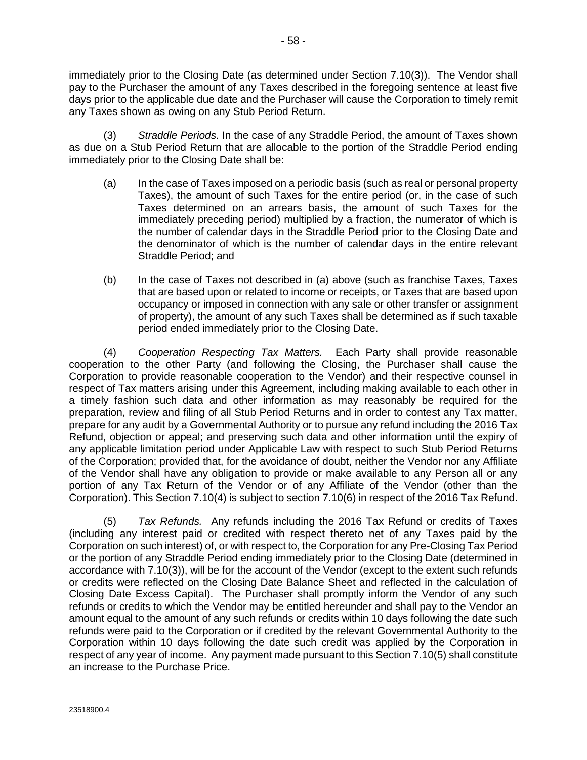immediately prior to the Closing Date (as determined under Section 7.10(3)). The Vendor shall pay to the Purchaser the amount of any Taxes described in the foregoing sentence at least five days prior to the applicable due date and the Purchaser will cause the Corporation to timely remit any Taxes shown as owing on any Stub Period Return.

(3) *Straddle Periods*. In the case of any Straddle Period, the amount of Taxes shown as due on a Stub Period Return that are allocable to the portion of the Straddle Period ending immediately prior to the Closing Date shall be:

(a) In the case of Taxes imposed on a periodic basis (such as real or personal property Taxes), the amount of such Taxes for the entire period (or, in the case of such Taxes determined on an arrears basis, the amount of such Taxes for the immediately preceding period) multiplied by a fraction, the numerator of which is the number of calendar days in the Straddle Period prior to the Closing Date and the denominator of which is the number of calendar days in the entire relevant Straddle Period; and

(b) In the case of Taxes not described in (a) above (such as franchise Taxes, Taxes that are based upon or related to income or receipts, or Taxes that are based upon occupancy or imposed in connection with any sale or other transfer or assignment of property), the amount of any such Taxes shall be determined as if such taxable period ended immediately prior to the Closing Date.

(4) *Cooperation Respecting Tax Matters.* Each Party shall provide reasonable cooperation to the other Party (and following the Closing, the Purchaser shall cause the Corporation to provide reasonable cooperation to the Vendor) and their respective counsel in respect of Tax matters arising under this Agreement, including making available to each other in a timely fashion such data and other information as may reasonably be required for the preparation, review and filing of all Stub Period Returns and in order to contest any Tax matter, prepare for any audit by a Governmental Authority or to pursue any refund including the 2016 Tax Refund, objection or appeal; and preserving such data and other information until the expiry of any applicable limitation period under Applicable Law with respect to such Stub Period Returns of the Corporation; provided that, for the avoidance of doubt, neither the Vendor nor any Affiliate of the Vendor shall have any obligation to provide or make available to any Person all or any portion of any Tax Return of the Vendor or of any Affiliate of the Vendor (other than the Corporation). This Section 7.10(4) is subject to section 7.10(6) in respect of the 2016 Tax Refund.

(5) *Tax Refunds.* Any refunds including the 2016 Tax Refund or credits of Taxes (including any interest paid or credited with respect thereto net of any Taxes paid by the Corporation on such interest) of, or with respect to, the Corporation for any Pre-Closing Tax Period or the portion of any Straddle Period ending immediately prior to the Closing Date (determined in accordance with 7.10(3)), will be for the account of the Vendor (except to the extent such refunds or credits were reflected on the Closing Date Balance Sheet and reflected in the calculation of Closing Date Excess Capital). The Purchaser shall promptly inform the Vendor of any such refunds or credits to which the Vendor may be entitled hereunder and shall pay to the Vendor an amount equal to the amount of any such refunds or credits within 10 days following the date such refunds were paid to the Corporation or if credited by the relevant Governmental Authority to the Corporation within 10 days following the date such credit was applied by the Corporation in respect of any year of income. Any payment made pursuant to this Section 7.10(5) shall constitute an increase to the Purchase Price.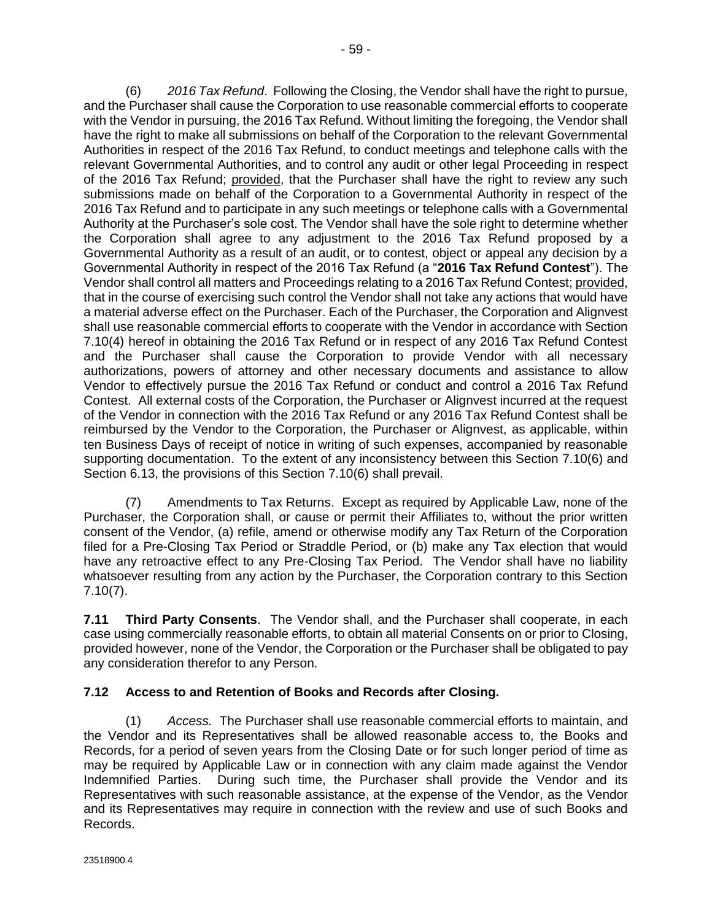(6) *2016 Tax Refund*. Following the Closing, the Vendor shall have the right to pursue, and the Purchaser shall cause the Corporation to use reasonable commercial efforts to cooperate with the Vendor in pursuing, the 2016 Tax Refund. Without limiting the foregoing, the Vendor shall have the right to make all submissions on behalf of the Corporation to the relevant Governmental Authorities in respect of the 2016 Tax Refund, to conduct meetings and telephone calls with the relevant Governmental Authorities, and to control any audit or other legal Proceeding in respect of the 2016 Tax Refund; provided, that the Purchaser shall have the right to review any such submissions made on behalf of the Corporation to a Governmental Authority in respect of the 2016 Tax Refund and to participate in any such meetings or telephone calls with a Governmental Authority at the Purchaser's sole cost. The Vendor shall have the sole right to determine whether the Corporation shall agree to any adjustment to the 2016 Tax Refund proposed by a Governmental Authority as a result of an audit, or to contest, object or appeal any decision by a Governmental Authority in respect of the 2016 Tax Refund (a "**2016 Tax Refund Contest**"). The Vendor shall control all matters and Proceedings relating to a 2016 Tax Refund Contest; provided, that in the course of exercising such control the Vendor shall not take any actions that would have a material adverse effect on the Purchaser. Each of the Purchaser, the Corporation and Alignvest shall use reasonable commercial efforts to cooperate with the Vendor in accordance with Section 7.10(4) hereof in obtaining the 2016 Tax Refund or in respect of any 2016 Tax Refund Contest and the Purchaser shall cause the Corporation to provide Vendor with all necessary authorizations, powers of attorney and other necessary documents and assistance to allow Vendor to effectively pursue the 2016 Tax Refund or conduct and control a 2016 Tax Refund Contest. All external costs of the Corporation, the Purchaser or Alignvest incurred at the request of the Vendor in connection with the 2016 Tax Refund or any 2016 Tax Refund Contest shall be reimbursed by the Vendor to the Corporation, the Purchaser or Alignvest, as applicable, within ten Business Days of receipt of notice in writing of such expenses, accompanied by reasonable supporting documentation. To the extent of any inconsistency between this Section 7.10(6) and Section 6.13, the provisions of this Section 7.10(6) shall prevail.

(7) Amendments to Tax Returns. Except as required by Applicable Law, none of the Purchaser, the Corporation shall, or cause or permit their Affiliates to, without the prior written consent of the Vendor, (a) refile, amend or otherwise modify any Tax Return of the Corporation filed for a Pre-Closing Tax Period or Straddle Period, or (b) make any Tax election that would have any retroactive effect to any Pre-Closing Tax Period. The Vendor shall have no liability whatsoever resulting from any action by the Purchaser, the Corporation contrary to this Section 7.10(7).

**7.11 Third Party Consents**. The Vendor shall, and the Purchaser shall cooperate, in each case using commercially reasonable efforts, to obtain all material Consents on or prior to Closing, provided however, none of the Vendor, the Corporation or the Purchaser shall be obligated to pay any consideration therefor to any Person.

**7.12 Access to and Retention of Books and Records after Closing.**

(1) *Access.* The Purchaser shall use reasonable commercial efforts to maintain, and the Vendor and its Representatives shall be allowed reasonable access to, the Books and Records, for a period of seven years from the Closing Date or for such longer period of time as may be required by Applicable Law or in connection with any claim made against the Vendor Indemnified Parties. During such time, the Purchaser shall provide the Vendor and its Representatives with such reasonable assistance, at the expense of the Vendor, as the Vendor and its Representatives may require in connection with the review and use of such Books and Records.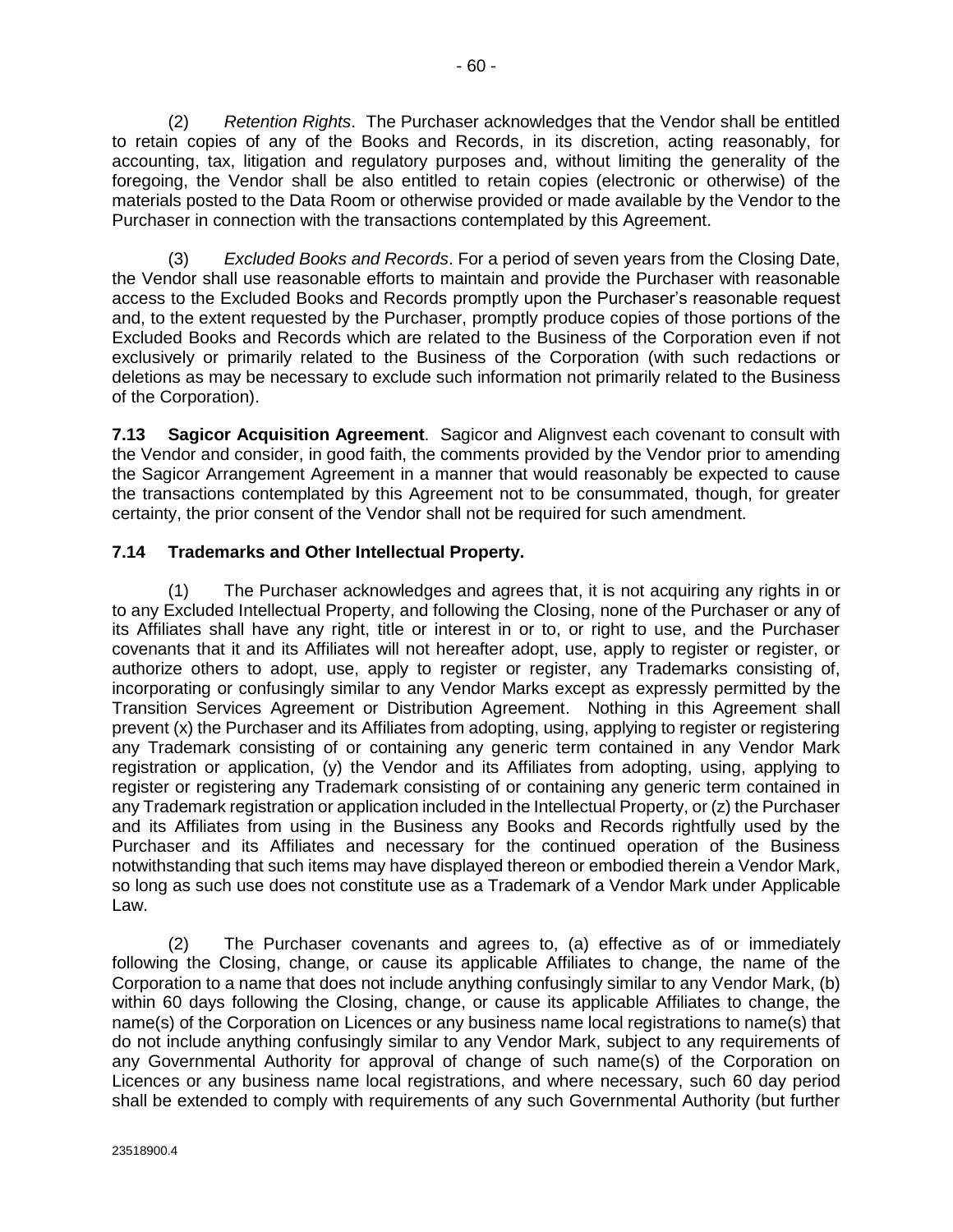(2) *Retention Rights*. The Purchaser acknowledges that the Vendor shall be entitled to retain copies of any of the Books and Records, in its discretion, acting reasonably, for accounting, tax, litigation and regulatory purposes and, without limiting the generality of the foregoing, the Vendor shall be also entitled to retain copies (electronic or otherwise) of the materials posted to the Data Room or otherwise provided or made available by the Vendor to the Purchaser in connection with the transactions contemplated by this Agreement.

(3) *Excluded Books and Records*. For a period of seven years from the Closing Date, the Vendor shall use reasonable efforts to maintain and provide the Purchaser with reasonable access to the Excluded Books and Records promptly upon the Purchaser's reasonable request and, to the extent requested by the Purchaser, promptly produce copies of those portions of the Excluded Books and Records which are related to the Business of the Corporation even if not exclusively or primarily related to the Business of the Corporation (with such redactions or deletions as may be necessary to exclude such information not primarily related to the Business of the Corporation).

**7.13 Sagicor Acquisition Agreement**. Sagicor and Alignvest each covenant to consult with the Vendor and consider, in good faith, the comments provided by the Vendor prior to amending the Sagicor Arrangement Agreement in a manner that would reasonably be expected to cause the transactions contemplated by this Agreement not to be consummated, though, for greater certainty, the prior consent of the Vendor shall not be required for such amendment.

**7.14 Trademarks and Other Intellectual Property.**

(1) The Purchaser acknowledges and agrees that, it is not acquiring any rights in or to any Excluded Intellectual Property, and following the Closing, none of the Purchaser or any of its Affiliates shall have any right, title or interest in or to, or right to use, and the Purchaser covenants that it and its Affiliates will not hereafter adopt, use, apply to register or register, or authorize others to adopt, use, apply to register or register, any Trademarks consisting of, incorporating or confusingly similar to any Vendor Marks except as expressly permitted by the Transition Services Agreement or Distribution Agreement. Nothing in this Agreement shall prevent (x) the Purchaser and its Affiliates from adopting, using, applying to register or registering any Trademark consisting of or containing any generic term contained in any Vendor Mark registration or application, (y) the Vendor and its Affiliates from adopting, using, applying to register or registering any Trademark consisting of or containing any generic term contained in any Trademark registration or application included in the Intellectual Property, or (z) the Purchaser and its Affiliates from using in the Business any Books and Records rightfully used by the Purchaser and its Affiliates and necessary for the continued operation of the Business notwithstanding that such items may have displayed thereon or embodied therein a Vendor Mark, so long as such use does not constitute use as a Trademark of a Vendor Mark under Applicable Law.

(2) The Purchaser covenants and agrees to, (a) effective as of or immediately following the Closing, change, or cause its applicable Affiliates to change, the name of the Corporation to a name that does not include anything confusingly similar to any Vendor Mark, (b) within 60 days following the Closing, change, or cause its applicable Affiliates to change, the name(s) of the Corporation on Licences or any business name local registrations to name(s) that do not include anything confusingly similar to any Vendor Mark, subject to any requirements of any Governmental Authority for approval of change of such name(s) of the Corporation on Licences or any business name local registrations, and where necessary, such 60 day period shall be extended to comply with requirements of any such Governmental Authority (but further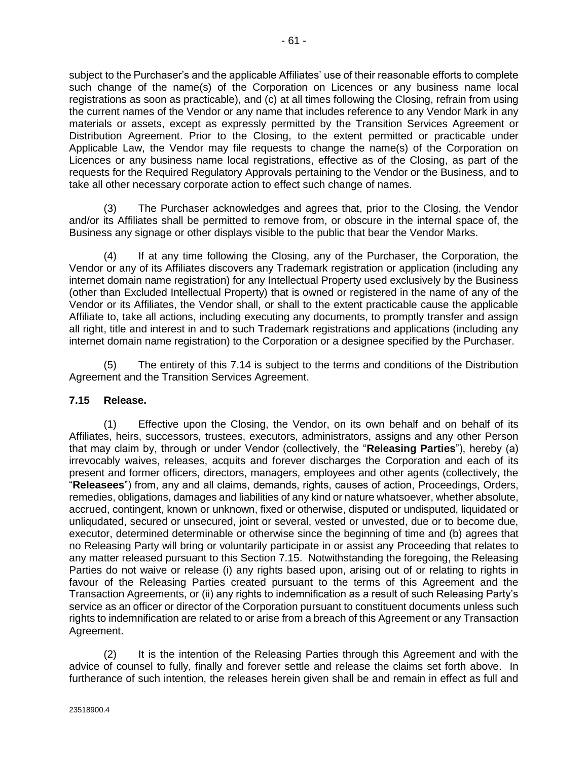subject to the Purchaser's and the applicable Affiliates' use of their reasonable efforts to complete such change of the name(s) of the Corporation on Licences or any business name local registrations as soon as practicable), and (c) at all times following the Closing, refrain from using the current names of the Vendor or any name that includes reference to any Vendor Mark in any materials or assets, except as expressly permitted by the Transition Services Agreement or Distribution Agreement. Prior to the Closing, to the extent permitted or practicable under Applicable Law, the Vendor may file requests to change the name(s) of the Corporation on Licences or any business name local registrations, effective as of the Closing, as part of the requests for the Required Regulatory Approvals pertaining to the Vendor or the Business, and to take all other necessary corporate action to effect such change of names.

(3) The Purchaser acknowledges and agrees that, prior to the Closing, the Vendor and/or its Affiliates shall be permitted to remove from, or obscure in the internal space of, the Business any signage or other displays visible to the public that bear the Vendor Marks.

(4) If at any time following the Closing, any of the Purchaser, the Corporation, the Vendor or any of its Affiliates discovers any Trademark registration or application (including any internet domain name registration) for any Intellectual Property used exclusively by the Business (other than Excluded Intellectual Property) that is owned or registered in the name of any of the Vendor or its Affiliates, the Vendor shall, or shall to the extent practicable cause the applicable Affiliate to, take all actions, including executing any documents, to promptly transfer and assign all right, title and interest in and to such Trademark registrations and applications (including any internet domain name registration) to the Corporation or a designee specified by the Purchaser.

(5) The entirety of this 7.14 is subject to the terms and conditions of the Distribution Agreement and the Transition Services Agreement.

### 7.15 Release.

(1) Effective upon the Closing, the Vendor, on its own behalf and on behalf of its Affiliates, heirs, successors, trustees, executors, administrators, assigns and any other Person that may claim by, through or under Vendor (collectively, the "**Releasing Parties**"), hereby (a) irrevocably waives, releases, acquits and forever discharges the Corporation and each of its present and former officers, directors, managers, employees and other agents (collectively, the "**Releasees**") from, any and all claims, demands, rights, causes of action, Proceedings, Orders, remedies, obligations, damages and liabilities of any kind or nature whatsoever, whether absolute, accrued, contingent, known or unknown, fixed or otherwise, disputed or undisputed, liquidated or unliqudated, secured or unsecured, joint or several, vested or unvested, due or to become due, executor, determined determinable or otherwise since the beginning of time and (b) agrees that no Releasing Party will bring or voluntarily participate in or assist any Proceeding that relates to any matter released pursuant to this Section 7.15. Notwithstanding the foregoing, the Releasing Parties do not waive or release (i) any rights based upon, arising out of or relating to rights in favour of the Releasing Parties created pursuant to the terms of this Agreement and the Transaction Agreements, or (ii) any rights to indemnification as a result of such Releasing Party's service as an officer or director of the Corporation pursuant to constituent documents unless such rights to indemnification are related to or arise from a breach of this Agreement or any Transaction Agreement.

(2) It is the intention of the Releasing Parties through this Agreement and with the advice of counsel to fully, finally and forever settle and release the claims set forth above. In furtherance of such intention, the releases herein given shall be and remain in effect as full and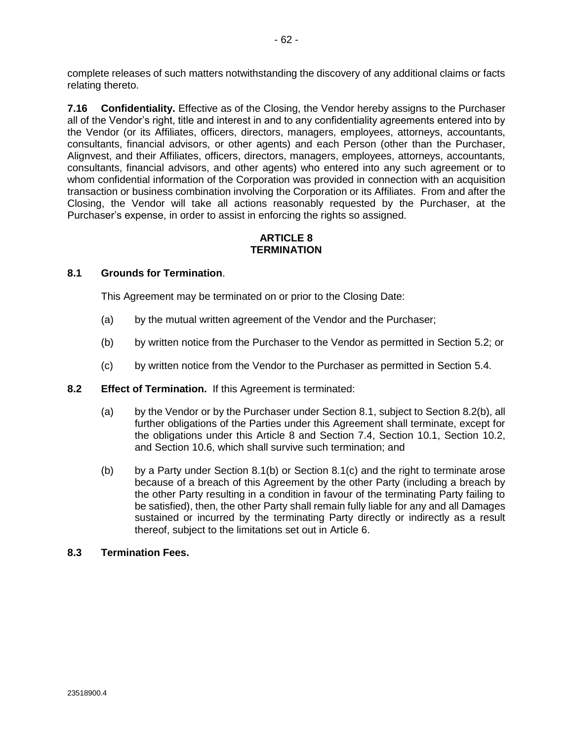complete releases of such matters notwithstanding the discovery of any additional claims or facts relating thereto.

**7.16 Confidentiality.** Effective as of the Closing, the Vendor hereby assigns to the Purchaser all of the Vendor's right, title and interest in and to any confidentiality agreements entered into by the Vendor (or its Affiliates, officers, directors, managers, employees, attorneys, accountants, consultants, financial advisors, or other agents) and each Person (other than the Purchaser, Alignvest, and their Affiliates, officers, directors, managers, employees, attorneys, accountants, consultants, financial advisors, and other agents) who entered into any such agreement or to whom confidential information of the Corporation was provided in connection with an acquisition transaction or business combination involving the Corporation or its Affiliates. From and after the Closing, the Vendor will take all actions reasonably requested by the Purchaser, at the Purchaser's expense, in order to assist in enforcing the rights so assigned.

## ARTICLE 8
## TERMINATION

**8.1 Grounds for Termination**.

This Agreement may be terminated on or prior to the Closing Date:

(a) by the mutual written agreement of the Vendor and the Purchaser;

(b) by written notice from the Purchaser to the Vendor as permitted in Section 5.2; or

(c) by written notice from the Vendor to the Purchaser as permitted in Section 5.4.

**8.2 Effect of Termination.** If this Agreement is terminated:

(a) by the Vendor or by the Purchaser under Section 8.1, subject to Section 8.2(b), all further obligations of the Parties under this Agreement shall terminate, except for the obligations under this Article 8 and Section 7.4, Section 10.1, Section 10.2, and Section 10.6, which shall survive such termination; and

(b) by a Party under Section 8.1(b) or Section 8.1(c) and the right to terminate arose because of a breach of this Agreement by the other Party (including a breach by the other Party resulting in a condition in favour of the terminating Party failing to be satisfied), then, the other Party shall remain fully liable for any and all Damages sustained or incurred by the terminating Party directly or indirectly as a result thereof, subject to the limitations set out in Article 6.

**8.3 Termination Fees.**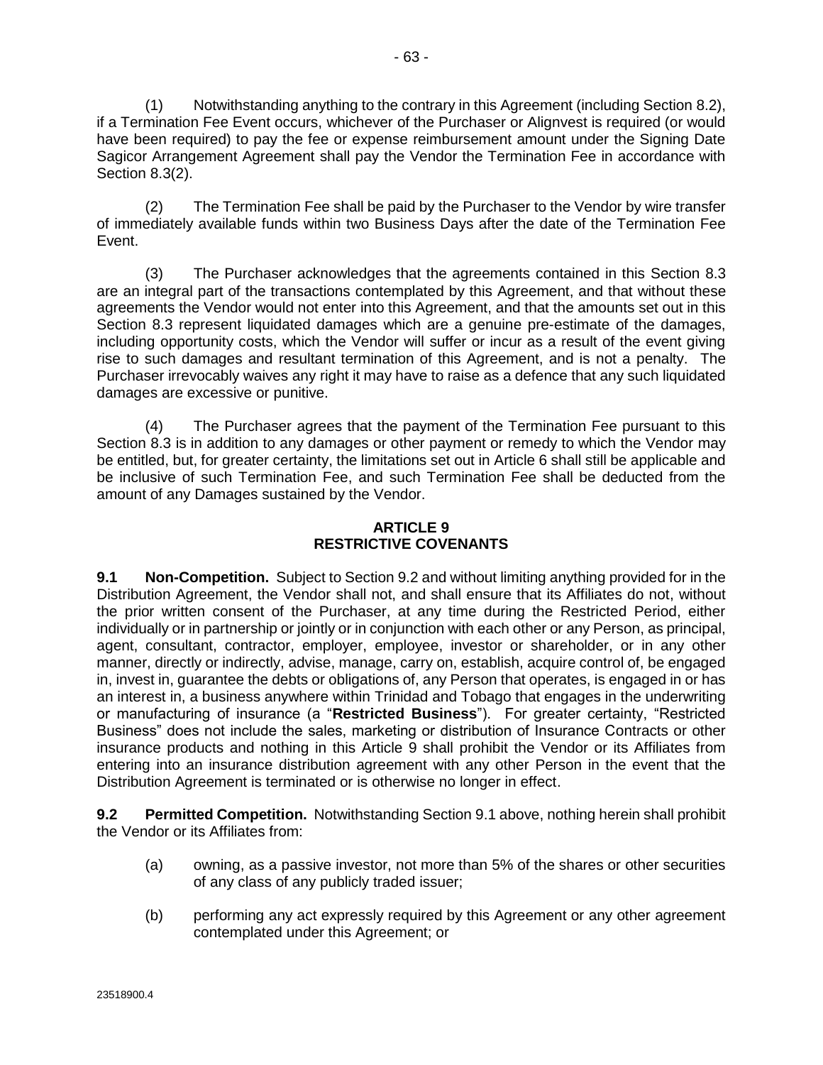(1) Notwithstanding anything to the contrary in this Agreement (including Section 8.2), if a Termination Fee Event occurs, whichever of the Purchaser or Alignvest is required (or would have been required) to pay the fee or expense reimbursement amount under the Signing Date Sagicor Arrangement Agreement shall pay the Vendor the Termination Fee in accordance with Section 8.3(2).

(2) The Termination Fee shall be paid by the Purchaser to the Vendor by wire transfer of immediately available funds within two Business Days after the date of the Termination Fee Event.

(3) The Purchaser acknowledges that the agreements contained in this Section 8.3 are an integral part of the transactions contemplated by this Agreement, and that without these agreements the Vendor would not enter into this Agreement, and that the amounts set out in this Section 8.3 represent liquidated damages which are a genuine pre-estimate of the damages, including opportunity costs, which the Vendor will suffer or incur as a result of the event giving rise to such damages and resultant termination of this Agreement, and is not a penalty. The Purchaser irrevocably waives any right it may have to raise as a defence that any such liquidated damages are excessive or punitive.

(4) The Purchaser agrees that the payment of the Termination Fee pursuant to this Section 8.3 is in addition to any damages or other payment or remedy to which the Vendor may be entitled, but, for greater certainty, the limitations set out in Article 6 shall still be applicable and be inclusive of such Termination Fee, and such Termination Fee shall be deducted from the amount of any Damages sustained by the Vendor.

## ARTICLE 9
## RESTRICTIVE COVENANTS

**9.1 Non-Competition.** Subject to Section 9.2 and without limiting anything provided for in the Distribution Agreement, the Vendor shall not, and shall ensure that its Affiliates do not, without the prior written consent of the Purchaser, at any time during the Restricted Period, either individually or in partnership or jointly or in conjunction with each other or any Person, as principal, agent, consultant, contractor, employer, employee, investor or shareholder, or in any other manner, directly or indirectly, advise, manage, carry on, establish, acquire control of, be engaged in, invest in, guarantee the debts or obligations of, any Person that operates, is engaged in or has an interest in, a business anywhere within Trinidad and Tobago that engages in the underwriting or manufacturing of insurance (a "**Restricted Business**"). For greater certainty, "Restricted Business" does not include the sales, marketing or distribution of Insurance Contracts or other insurance products and nothing in this Article 9 shall prohibit the Vendor or its Affiliates from entering into an insurance distribution agreement with any other Person in the event that the Distribution Agreement is terminated or is otherwise no longer in effect.

**9.2 Permitted Competition.** Notwithstanding Section 9.1 above, nothing herein shall prohibit the Vendor or its Affiliates from:

(a) owning, as a passive investor, not more than 5% of the shares or other securities of any class of any publicly traded issuer;

(b) performing any act expressly required by this Agreement or any other agreement contemplated under this Agreement; or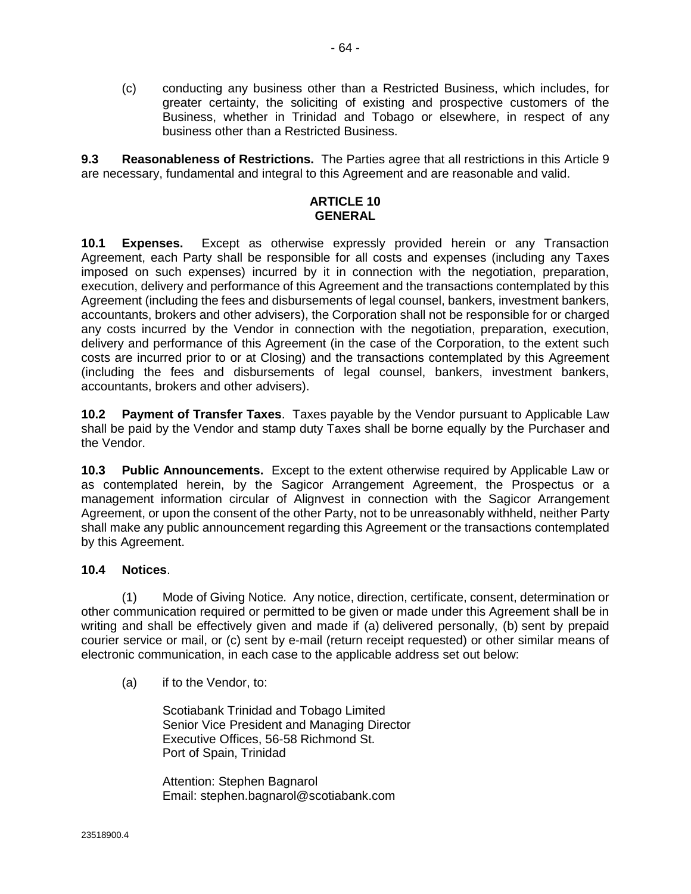(c) conducting any business other than a Restricted Business, which includes, for greater certainty, the soliciting of existing and prospective customers of the Business, whether in Trinidad and Tobago or elsewhere, in respect of any business other than a Restricted Business.

**9.3 Reasonableness of Restrictions.** The Parties agree that all restrictions in this Article 9 are necessary, fundamental and integral to this Agreement and are reasonable and valid.

## ARTICLE 10
## GENERAL

**10.1 Expenses.** Except as otherwise expressly provided herein or any Transaction Agreement, each Party shall be responsible for all costs and expenses (including any Taxes imposed on such expenses) incurred by it in connection with the negotiation, preparation, execution, delivery and performance of this Agreement and the transactions contemplated by this Agreement (including the fees and disbursements of legal counsel, bankers, investment bankers, accountants, brokers and other advisers), the Corporation shall not be responsible for or charged any costs incurred by the Vendor in connection with the negotiation, preparation, execution, delivery and performance of this Agreement (in the case of the Corporation, to the extent such costs are incurred prior to or at Closing) and the transactions contemplated by this Agreement (including the fees and disbursements of legal counsel, bankers, investment bankers, accountants, brokers and other advisers).

**10.2 Payment of Transfer Taxes**. Taxes payable by the Vendor pursuant to Applicable Law shall be paid by the Vendor and stamp duty Taxes shall be borne equally by the Purchaser and the Vendor.

**10.3 Public Announcements.** Except to the extent otherwise required by Applicable Law or as contemplated herein, by the Sagicor Arrangement Agreement, the Prospectus or a management information circular of Alignvest in connection with the Sagicor Arrangement Agreement, or upon the consent of the other Party, not to be unreasonably withheld, neither Party shall make any public announcement regarding this Agreement or the transactions contemplated by this Agreement.

**10.4 Notices**.

(1) Mode of Giving Notice. Any notice, direction, certificate, consent, determination or other communication required or permitted to be given or made under this Agreement shall be in writing and shall be effectively given and made if (a) delivered personally, (b) sent by prepaid courier service or mail, or (c) sent by e-mail (return receipt requested) or other similar means of electronic communication, in each case to the applicable address set out below:

(a) if to the Vendor, to:

Scotiabank Trinidad and Tobago Limited
Senior Vice President and Managing Director
Executive Offices, 56-58 Richmond St.
Port of Spain, Trinidad

Attention: Stephen Bagnarol
Email: stephen.bagnarol@scotiabank.com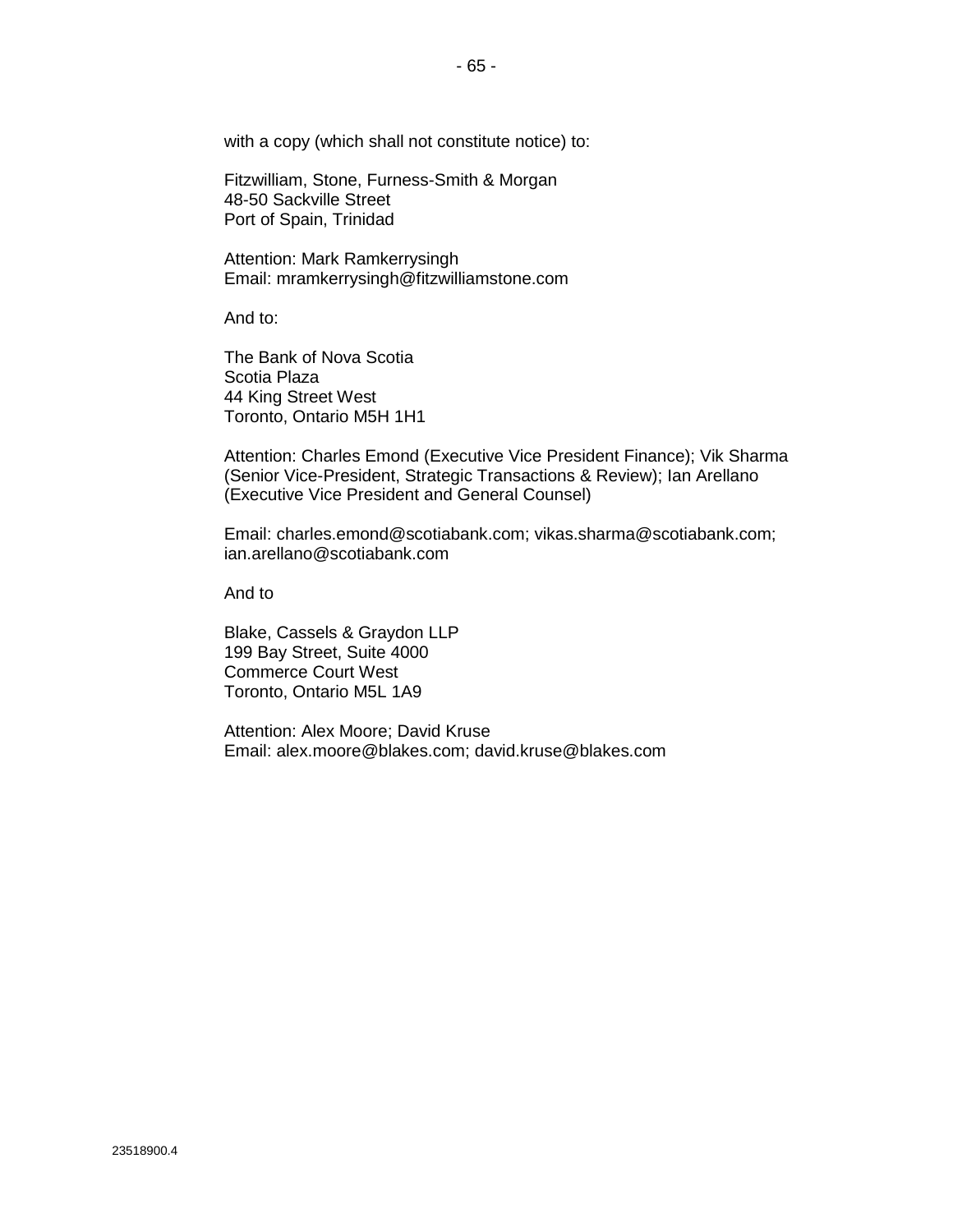with a copy (which shall not constitute notice) to:

Fitzwilliam, Stone, Furness-Smith & Morgan
48-50 Sackville Street
Port of Spain, Trinidad

Attention: Mark Ramkerrysingh
Email: mramkerrysingh@fitzwilliamstone.com

And to:

The Bank of Nova Scotia
Scotia Plaza
44 King Street West
Toronto, Ontario M5H 1H1

Attention: Charles Emond (Executive Vice President Finance); Vik Sharma (Senior Vice-President, Strategic Transactions & Review); Ian Arellano (Executive Vice President and General Counsel)

Email: charles.emond@scotiabank.com; vikas.sharma@scotiabank.com; ian.arellano@scotiabank.com

And to

Blake, Cassels & Graydon LLP
199 Bay Street, Suite 4000
Commerce Court West
Toronto, Ontario M5L 1A9

Attention: Alex Moore; David Kruse
Email: alex.moore@blakes.com; david.kruse@blakes.com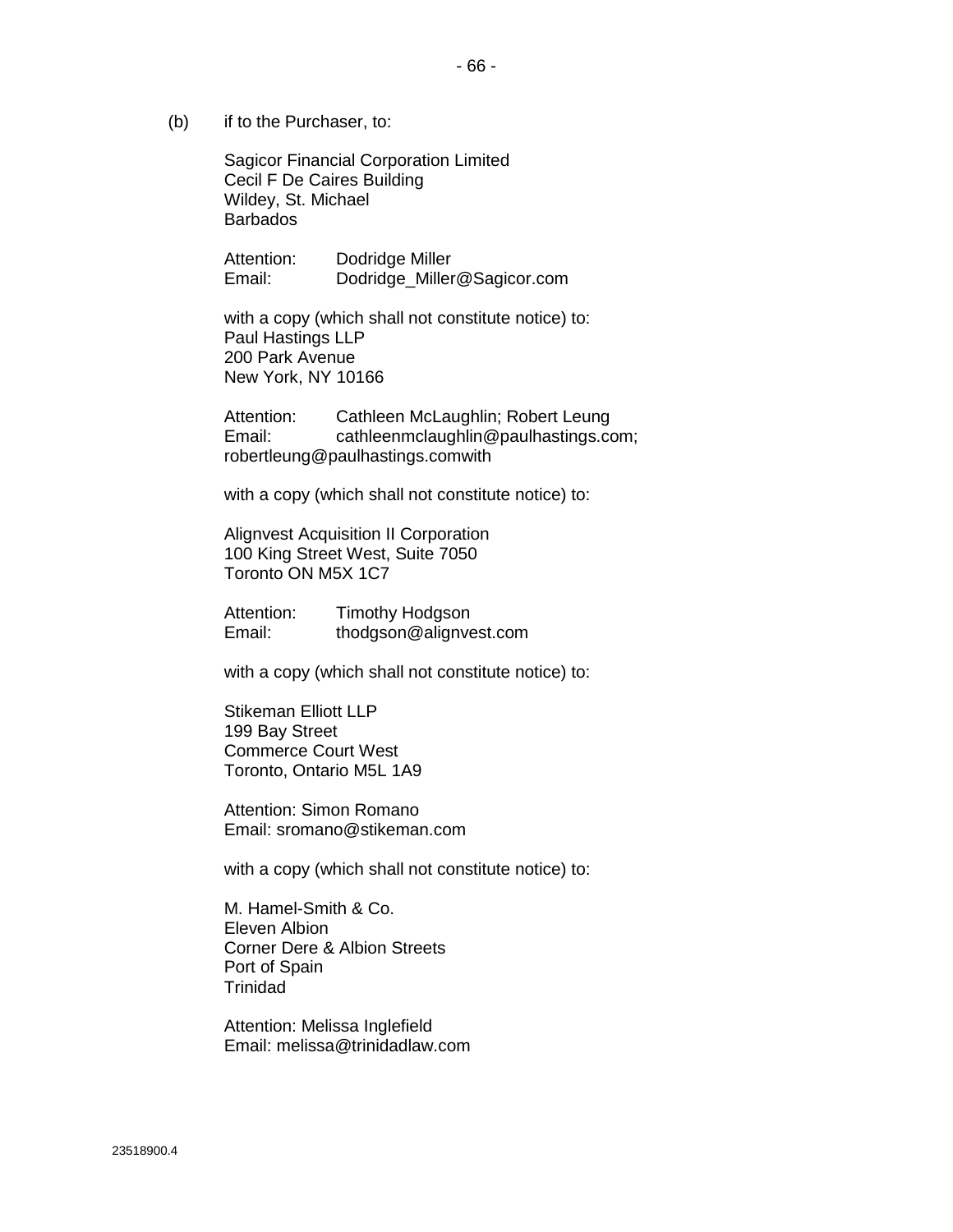(b) if to the Purchaser, to:

Sagicor Financial Corporation Limited
Cecil F De Caires Building
Wildey, St. Michael
Barbados

Attention: Dodridge Miller
Email: Dodridge_Miller@Sagicor.com

with a copy (which shall not constitute notice) to:
Paul Hastings LLP
200 Park Avenue
New York, NY 10166

Attention: Cathleen McLaughlin; Robert Leung
Email: cathleenmclaughlin@paulhastings.com; robertleung@paulhastings.comwith

with a copy (which shall not constitute notice) to:

Alignvest Acquisition II Corporation
100 King Street West, Suite 7050
Toronto ON M5X 1C7

Attention: Timothy Hodgson
Email: thodgson@alignvest.com

with a copy (which shall not constitute notice) to:

Stikeman Elliott LLP
199 Bay Street
Commerce Court West
Toronto, Ontario M5L 1A9

Attention: Simon Romano
Email: sromano@stikeman.com

with a copy (which shall not constitute notice) to:

M. Hamel-Smith & Co.
Eleven Albion
Corner Dere & Albion Streets
Port of Spain
Trinidad

Attention: Melissa Inglefield
Email: melissa@trinidadlaw.com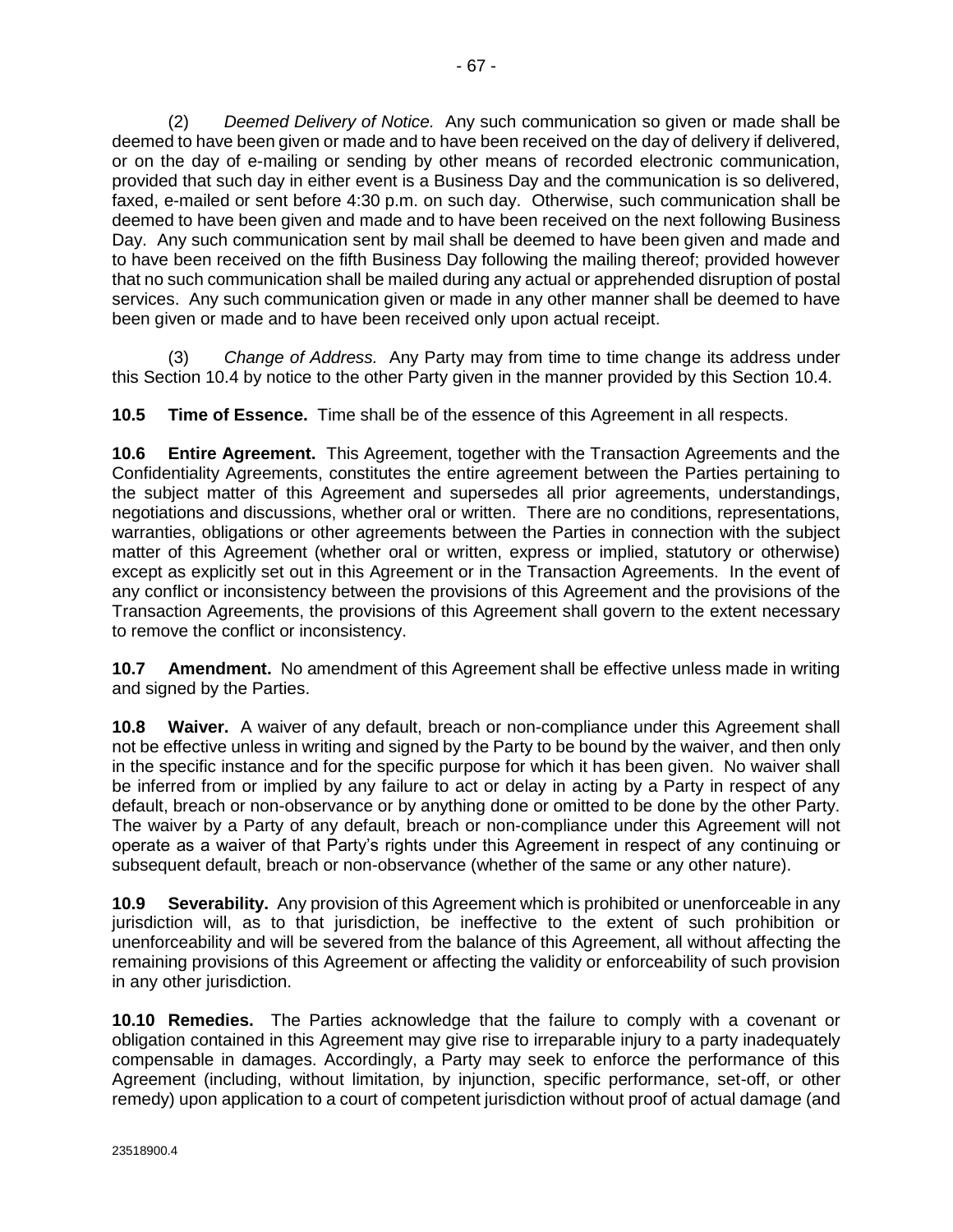(2) *Deemed Delivery of Notice.* Any such communication so given or made shall be deemed to have been given or made and to have been received on the day of delivery if delivered, or on the day of e-mailing or sending by other means of recorded electronic communication, provided that such day in either event is a Business Day and the communication is so delivered, faxed, e-mailed or sent before 4:30 p.m. on such day. Otherwise, such communication shall be deemed to have been given and made and to have been received on the next following Business Day. Any such communication sent by mail shall be deemed to have been given and made and to have been received on the fifth Business Day following the mailing thereof; provided however that no such communication shall be mailed during any actual or apprehended disruption of postal services. Any such communication given or made in any other manner shall be deemed to have been given or made and to have been received only upon actual receipt.

(3) *Change of Address.* Any Party may from time to time change its address under this Section 10.4 by notice to the other Party given in the manner provided by this Section 10.4.

**10.5 Time of Essence.** Time shall be of the essence of this Agreement in all respects.

**10.6 Entire Agreement.** This Agreement, together with the Transaction Agreements and the Confidentiality Agreements, constitutes the entire agreement between the Parties pertaining to the subject matter of this Agreement and supersedes all prior agreements, understandings, negotiations and discussions, whether oral or written. There are no conditions, representations, warranties, obligations or other agreements between the Parties in connection with the subject matter of this Agreement (whether oral or written, express or implied, statutory or otherwise) except as explicitly set out in this Agreement or in the Transaction Agreements. In the event of any conflict or inconsistency between the provisions of this Agreement and the provisions of the Transaction Agreements, the provisions of this Agreement shall govern to the extent necessary to remove the conflict or inconsistency.

**10.7 Amendment.** No amendment of this Agreement shall be effective unless made in writing and signed by the Parties.

**10.8 Waiver.** A waiver of any default, breach or non-compliance under this Agreement shall not be effective unless in writing and signed by the Party to be bound by the waiver, and then only in the specific instance and for the specific purpose for which it has been given. No waiver shall be inferred from or implied by any failure to act or delay in acting by a Party in respect of any default, breach or non-observance or by anything done or omitted to be done by the other Party. The waiver by a Party of any default, breach or non-compliance under this Agreement will not operate as a waiver of that Party's rights under this Agreement in respect of any continuing or subsequent default, breach or non-observance (whether of the same or any other nature).

**10.9 Severability.** Any provision of this Agreement which is prohibited or unenforceable in any jurisdiction will, as to that jurisdiction, be ineffective to the extent of such prohibition or unenforceability and will be severed from the balance of this Agreement, all without affecting the remaining provisions of this Agreement or affecting the validity or enforceability of such provision in any other jurisdiction.

**10.10 Remedies.** The Parties acknowledge that the failure to comply with a covenant or obligation contained in this Agreement may give rise to irreparable injury to a party inadequately compensable in damages. Accordingly, a Party may seek to enforce the performance of this Agreement (including, without limitation, by injunction, specific performance, set-off, or other remedy) upon application to a court of competent jurisdiction without proof of actual damage (and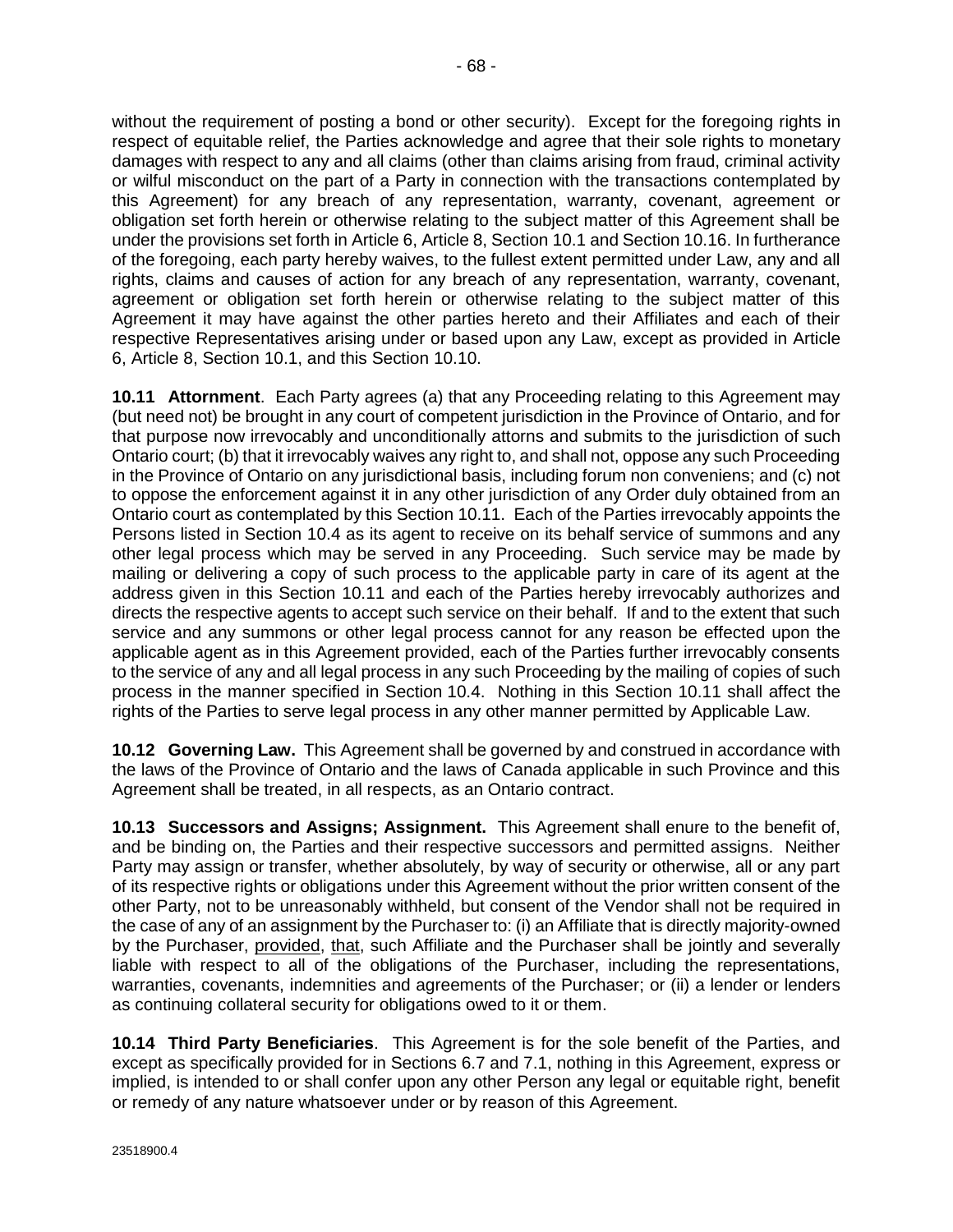without the requirement of posting a bond or other security). Except for the foregoing rights in respect of equitable relief, the Parties acknowledge and agree that their sole rights to monetary damages with respect to any and all claims (other than claims arising from fraud, criminal activity or wilful misconduct on the part of a Party in connection with the transactions contemplated by this Agreement) for any breach of any representation, warranty, covenant, agreement or obligation set forth herein or otherwise relating to the subject matter of this Agreement shall be under the provisions set forth in Article 6, Article 8, Section 10.1 and Section 10.16. In furtherance of the foregoing, each party hereby waives, to the fullest extent permitted under Law, any and all rights, claims and causes of action for any breach of any representation, warranty, covenant, agreement or obligation set forth herein or otherwise relating to the subject matter of this Agreement it may have against the other parties hereto and their Affiliates and each of their respective Representatives arising under or based upon any Law, except as provided in Article 6, Article 8, Section 10.1, and this Section 10.10.

**10.11 Attornment**. Each Party agrees (a) that any Proceeding relating to this Agreement may (but need not) be brought in any court of competent jurisdiction in the Province of Ontario, and for that purpose now irrevocably and unconditionally attorns and submits to the jurisdiction of such Ontario court; (b) that it irrevocably waives any right to, and shall not, oppose any such Proceeding in the Province of Ontario on any jurisdictional basis, including forum non conveniens; and (c) not to oppose the enforcement against it in any other jurisdiction of any Order duly obtained from an Ontario court as contemplated by this Section 10.11. Each of the Parties irrevocably appoints the Persons listed in Section 10.4 as its agent to receive on its behalf service of summons and any other legal process which may be served in any Proceeding. Such service may be made by mailing or delivering a copy of such process to the applicable party in care of its agent at the address given in this Section 10.11 and each of the Parties hereby irrevocably authorizes and directs the respective agents to accept such service on their behalf. If and to the extent that such service and any summons or other legal process cannot for any reason be effected upon the applicable agent as in this Agreement provided, each of the Parties further irrevocably consents to the service of any and all legal process in any such Proceeding by the mailing of copies of such process in the manner specified in Section 10.4. Nothing in this Section 10.11 shall affect the rights of the Parties to serve legal process in any other manner permitted by Applicable Law.

**10.12 Governing Law.** This Agreement shall be governed by and construed in accordance with the laws of the Province of Ontario and the laws of Canada applicable in such Province and this Agreement shall be treated, in all respects, as an Ontario contract.

**10.13 Successors and Assigns; Assignment.** This Agreement shall enure to the benefit of, and be binding on, the Parties and their respective successors and permitted assigns. Neither Party may assign or transfer, whether absolutely, by way of security or otherwise, all or any part of its respective rights or obligations under this Agreement without the prior written consent of the other Party, not to be unreasonably withheld, but consent of the Vendor shall not be required in the case of any of an assignment by the Purchaser to: (i) an Affiliate that is directly majority-owned by the Purchaser, provided, that, such Affiliate and the Purchaser shall be jointly and severally liable with respect to all of the obligations of the Purchaser, including the representations, warranties, covenants, indemnities and agreements of the Purchaser; or (ii) a lender or lenders as continuing collateral security for obligations owed to it or them.

**10.14 Third Party Beneficiaries**. This Agreement is for the sole benefit of the Parties, and except as specifically provided for in Sections 6.7 and 7.1, nothing in this Agreement, express or implied, is intended to or shall confer upon any other Person any legal or equitable right, benefit or remedy of any nature whatsoever under or by reason of this Agreement.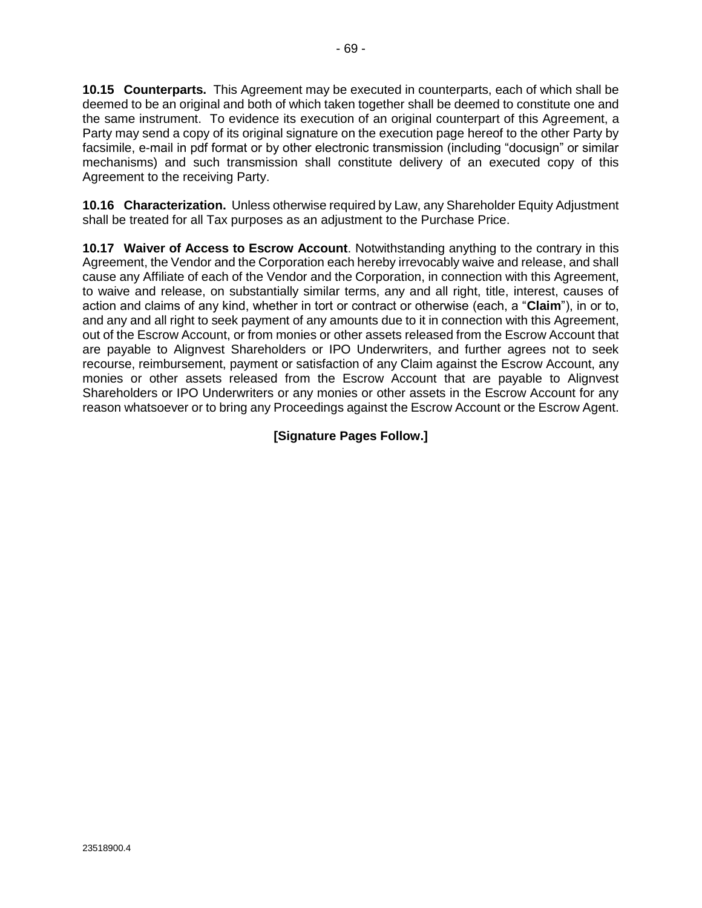**10.15 Counterparts.** This Agreement may be executed in counterparts, each of which shall be deemed to be an original and both of which taken together shall be deemed to constitute one and the same instrument. To evidence its execution of an original counterpart of this Agreement, a Party may send a copy of its original signature on the execution page hereof to the other Party by facsimile, e-mail in pdf format or by other electronic transmission (including "docusign" or similar mechanisms) and such transmission shall constitute delivery of an executed copy of this Agreement to the receiving Party.

**10.16 Characterization.** Unless otherwise required by Law, any Shareholder Equity Adjustment shall be treated for all Tax purposes as an adjustment to the Purchase Price.

**10.17 Waiver of Access to Escrow Account**. Notwithstanding anything to the contrary in this Agreement, the Vendor and the Corporation each hereby irrevocably waive and release, and shall cause any Affiliate of each of the Vendor and the Corporation, in connection with this Agreement, to waive and release, on substantially similar terms, any and all right, title, interest, causes of action and claims of any kind, whether in tort or contract or otherwise (each, a "**Claim**"), in or to, and any and all right to seek payment of any amounts due to it in connection with this Agreement, out of the Escrow Account, or from monies or other assets released from the Escrow Account that are payable to Alignvest Shareholders or IPO Underwriters, and further agrees not to seek recourse, reimbursement, payment or satisfaction of any Claim against the Escrow Account, any monies or other assets released from the Escrow Account that are payable to Alignvest Shareholders or IPO Underwriters or any monies or other assets in the Escrow Account for any reason whatsoever or to bring any Proceedings against the Escrow Account or the Escrow Agent.

**[Signature Pages Follow.]**

23518900.4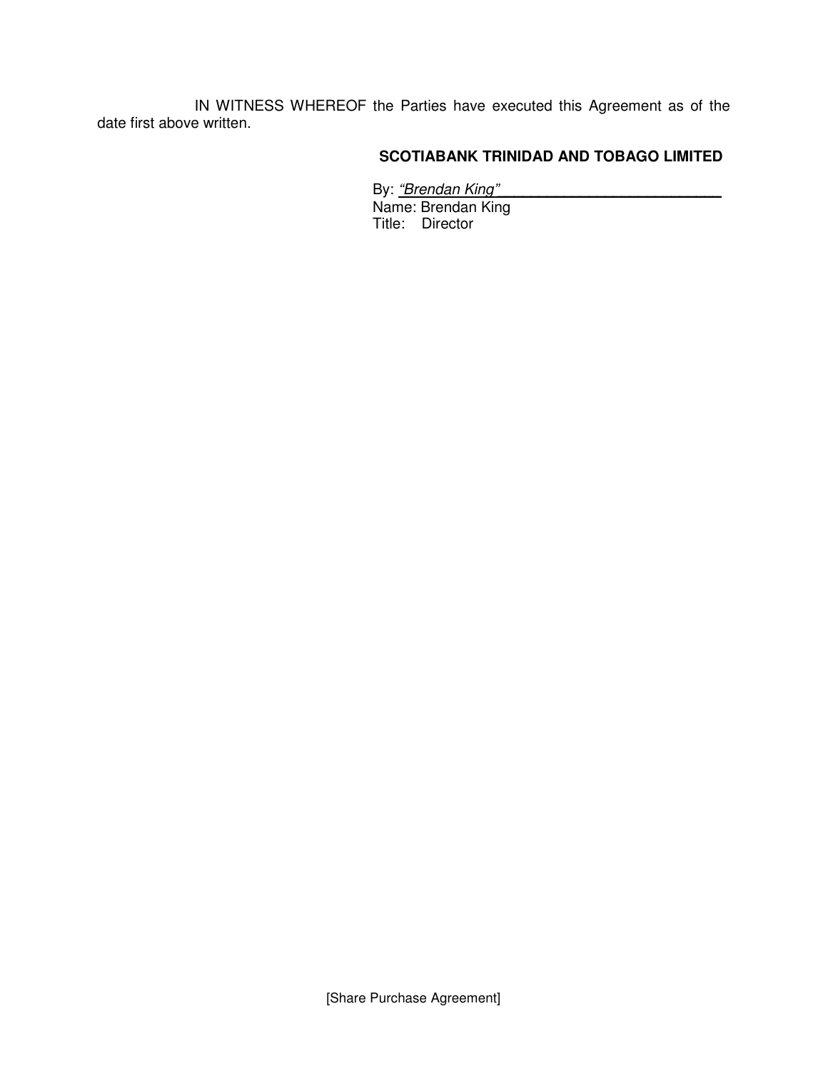IN WITNESS WHEREOF the Parties have executed this Agreement as of the date first above written.

**SCOTIABANK TRINIDAD AND TOBAGO LIMITED**

By: *"Brendan King"*___________________________
Name: Brendan King
Title: Director

[Share Purchase Agreement]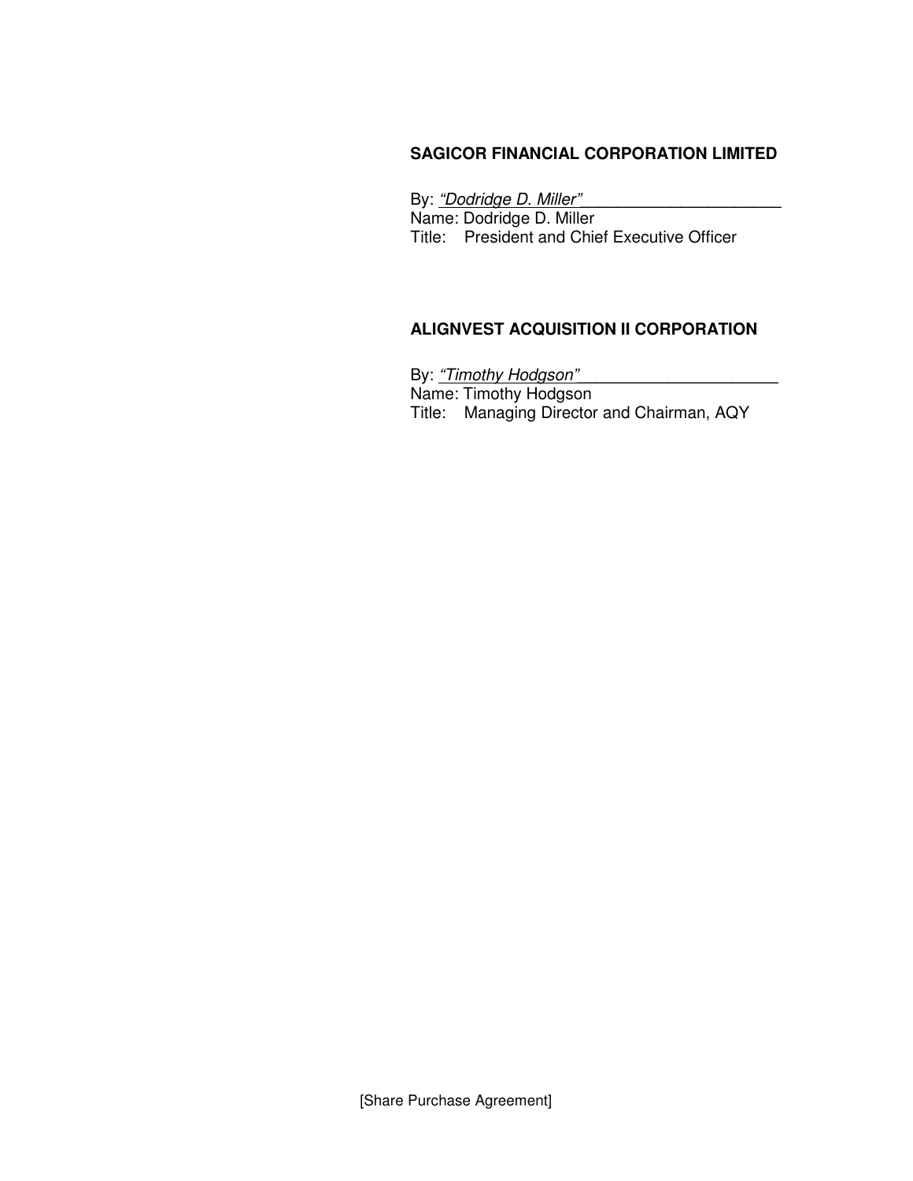**SAGICOR FINANCIAL CORPORATION LIMITED**

By: *“Dodridge D. Miller”*
Name: Dodridge D. Miller
Title: President and Chief Executive Officer

**ALIGNVEST ACQUISITION II CORPORATION**

By: *“Timothy Hodgson”*
Name: Timothy Hodgson
Title: Managing Director and Chairman, AQY

[Share Purchase Agreement]